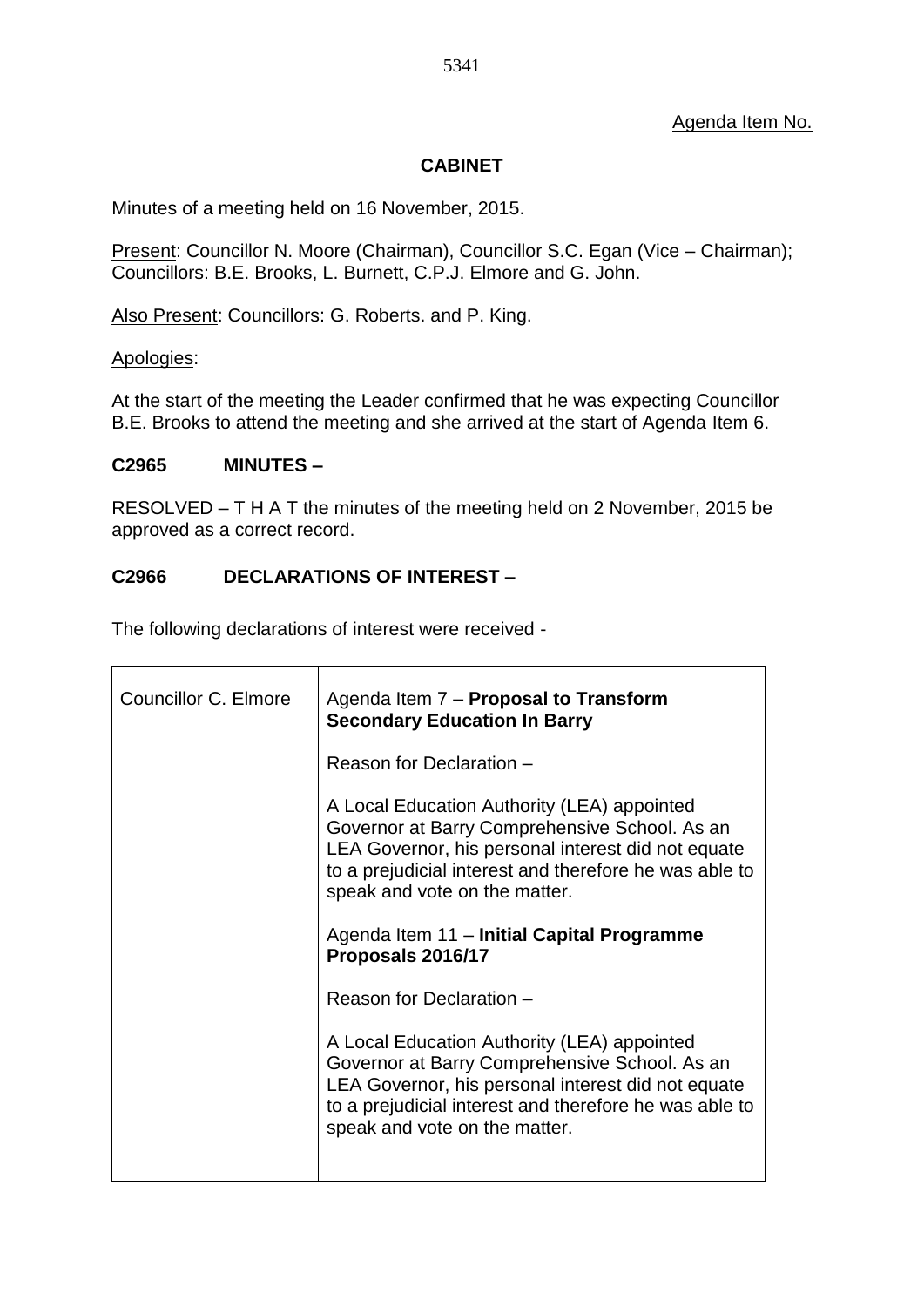Agenda Item No.

# CABINET

Minutes of a meeting held on 16 November, 2015.

Present: Councillor N. Moore (Chairman), Councillor S.C. Egan (Vice – Chairman); Councillors: B.E. Brooks, L. Burnett, C.P.J. Elmore and G. John.

Also Present: Councillors: G. Roberts. and P. King.

Apologies:

At the start of the meeting the Leader confirmed that he was expecting Councillor B.E. Brooks to attend the meeting and she arrived at the start of Agenda Item 6.

## C2965 MINUTES –

RESOLVED – T H A T the minutes of the meeting held on 2 November, 2015 be approved as a correct record.

## C2966 DECLARATIONS OF INTEREST –

The following declarations of interest were received -

| Councillor C. Elmore | Agenda Item 7 – **Proposal to Transform Secondary Education In Barry**<br><br>Reason for Declaration –<br><br>A Local Education Authority (LEA) appointed Governor at Barry Comprehensive School. As an LEA Governor, his personal interest did not equate to a prejudicial interest and therefore he was able to speak and vote on the matter.<br><br>Agenda Item 11 – **Initial Capital Programme Proposals 2016/17**<br><br>Reason for Declaration –<br><br>A Local Education Authority (LEA) appointed Governor at Barry Comprehensive School. As an LEA Governor, his personal interest did not equate to a prejudicial interest and therefore he was able to speak and vote on the matter. |
|---|---|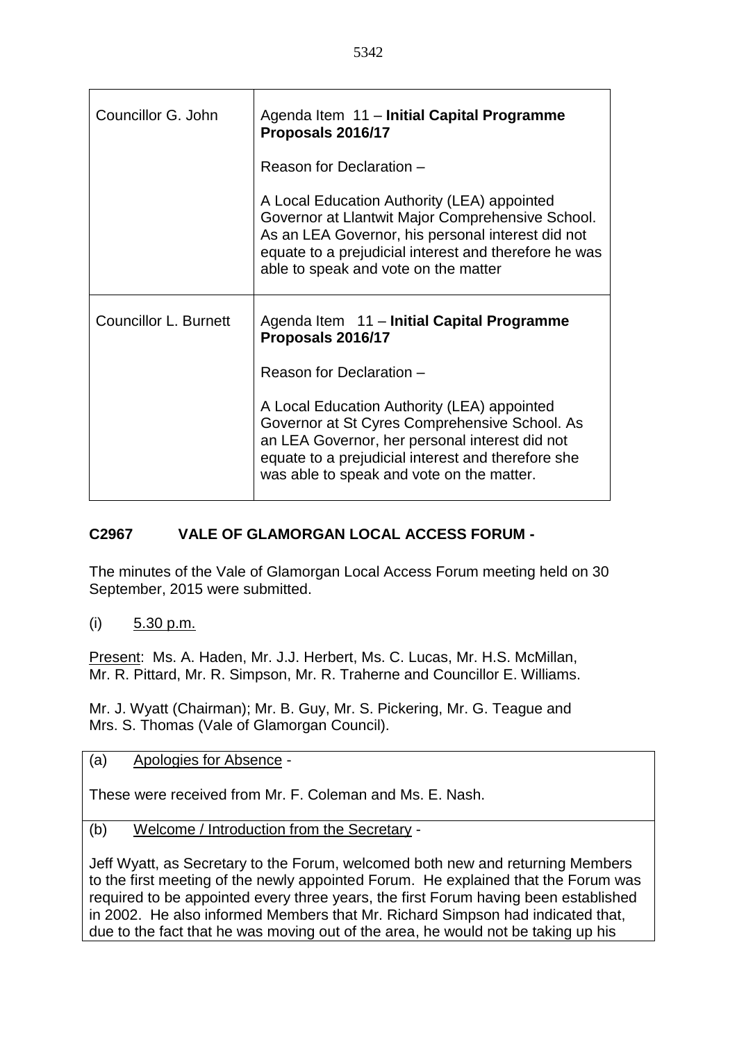| | |
|---|---|
| Councillor G. John | Agenda Item 11 – **Initial Capital Programme Proposals 2016/17**<br><br>Reason for Declaration –<br><br>A Local Education Authority (LEA) appointed Governor at Llantwit Major Comprehensive School. As an LEA Governor, his personal interest did not equate to a prejudicial interest and therefore he was able to speak and vote on the matter |
| Councillor L. Burnett | Agenda Item 11 – **Initial Capital Programme Proposals 2016/17**<br><br>Reason for Declaration –<br><br>A Local Education Authority (LEA) appointed Governor at St Cyres Comprehensive School. As an LEA Governor, her personal interest did not equate to a prejudicial interest and therefore she was able to speak and vote on the matter. |

## C2967 VALE OF GLAMORGAN LOCAL ACCESS FORUM -

The minutes of the Vale of Glamorgan Local Access Forum meeting held on 30 September, 2015 were submitted.

(i) 5.30 p.m.

Present: Ms. A. Haden, Mr. J.J. Herbert, Ms. C. Lucas, Mr. H.S. McMillan, Mr. R. Pittard, Mr. R. Simpson, Mr. R. Traherne and Councillor E. Williams.

Mr. J. Wyatt (Chairman); Mr. B. Guy, Mr. S. Pickering, Mr. G. Teague and Mrs. S. Thomas (Vale of Glamorgan Council).

(a) Apologies for Absence -

These were received from Mr. F. Coleman and Ms. E. Nash.

(b) Welcome / Introduction from the Secretary -

Jeff Wyatt, as Secretary to the Forum, welcomed both new and returning Members to the first meeting of the newly appointed Forum. He explained that the Forum was required to be appointed every three years, the first Forum having been established in 2002. He also informed Members that Mr. Richard Simpson had indicated that, due to the fact that he was moving out of the area, he would not be taking up his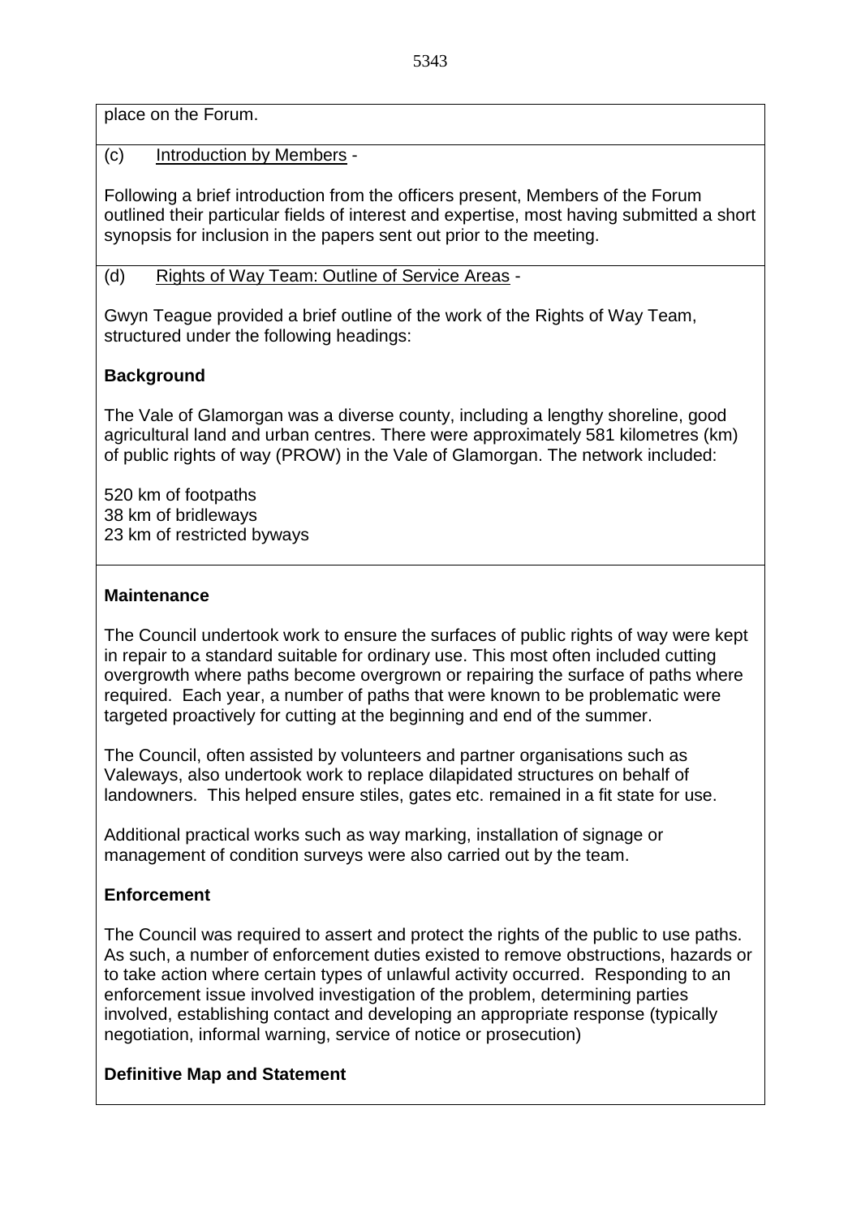place on the Forum.

(c) Introduction by Members -

Following a brief introduction from the officers present, Members of the Forum outlined their particular fields of interest and expertise, most having submitted a short synopsis for inclusion in the papers sent out prior to the meeting.

(d) Rights of Way Team: Outline of Service Areas -

Gwyn Teague provided a brief outline of the work of the Rights of Way Team, structured under the following headings:

**Background**

The Vale of Glamorgan was a diverse county, including a lengthy shoreline, good agricultural land and urban centres. There were approximately 581 kilometres (km) of public rights of way (PROW) in the Vale of Glamorgan. The network included:

520 km of footpaths
38 km of bridleways
23 km of restricted byways

**Maintenance**

The Council undertook work to ensure the surfaces of public rights of way were kept in repair to a standard suitable for ordinary use. This most often included cutting overgrowth where paths become overgrown or repairing the surface of paths where required. Each year, a number of paths that were known to be problematic were targeted proactively for cutting at the beginning and end of the summer.

The Council, often assisted by volunteers and partner organisations such as Valeways, also undertook work to replace dilapidated structures on behalf of landowners. This helped ensure stiles, gates etc. remained in a fit state for use.

Additional practical works such as way marking, installation of signage or management of condition surveys were also carried out by the team.

**Enforcement**

The Council was required to assert and protect the rights of the public to use paths. As such, a number of enforcement duties existed to remove obstructions, hazards or to take action where certain types of unlawful activity occurred. Responding to an enforcement issue involved investigation of the problem, determining parties involved, establishing contact and developing an appropriate response (typically negotiation, informal warning, service of notice or prosecution)

**Definitive Map and Statement**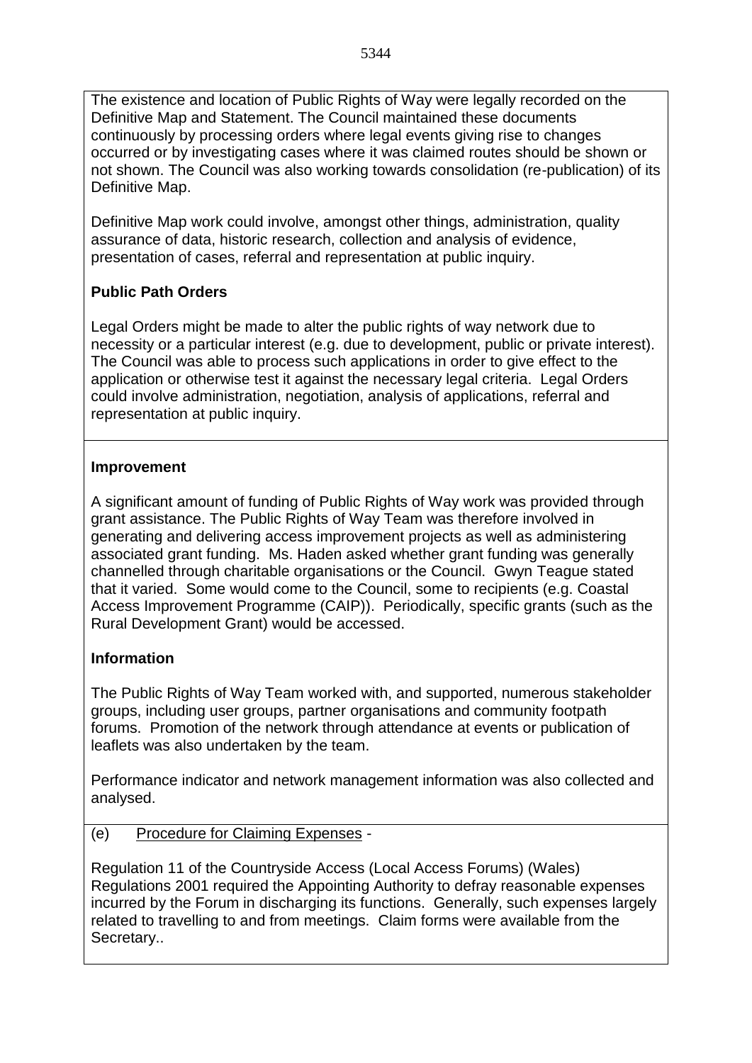The existence and location of Public Rights of Way were legally recorded on the Definitive Map and Statement. The Council maintained these documents continuously by processing orders where legal events giving rise to changes occurred or by investigating cases where it was claimed routes should be shown or not shown. The Council was also working towards consolidation (re-publication) of its Definitive Map.

Definitive Map work could involve, amongst other things, administration, quality assurance of data, historic research, collection and analysis of evidence, presentation of cases, referral and representation at public inquiry.

**Public Path Orders**

Legal Orders might be made to alter the public rights of way network due to necessity or a particular interest (e.g. due to development, public or private interest). The Council was able to process such applications in order to give effect to the application or otherwise test it against the necessary legal criteria. Legal Orders could involve administration, negotiation, analysis of applications, referral and representation at public inquiry.

**Improvement**

A significant amount of funding of Public Rights of Way work was provided through grant assistance. The Public Rights of Way Team was therefore involved in generating and delivering access improvement projects as well as administering associated grant funding. Ms. Haden asked whether grant funding was generally channelled through charitable organisations or the Council. Gwyn Teague stated that it varied. Some would come to the Council, some to recipients (e.g. Coastal Access Improvement Programme (CAIP)). Periodically, specific grants (such as the Rural Development Grant) would be accessed.

**Information**

The Public Rights of Way Team worked with, and supported, numerous stakeholder groups, including user groups, partner organisations and community footpath forums. Promotion of the network through attendance at events or publication of leaflets was also undertaken by the team.

Performance indicator and network management information was also collected and analysed.

(e) Procedure for Claiming Expenses -

Regulation 11 of the Countryside Access (Local Access Forums) (Wales) Regulations 2001 required the Appointing Authority to defray reasonable expenses incurred by the Forum in discharging its functions. Generally, such expenses largely related to travelling to and from meetings. Claim forms were available from the Secretary..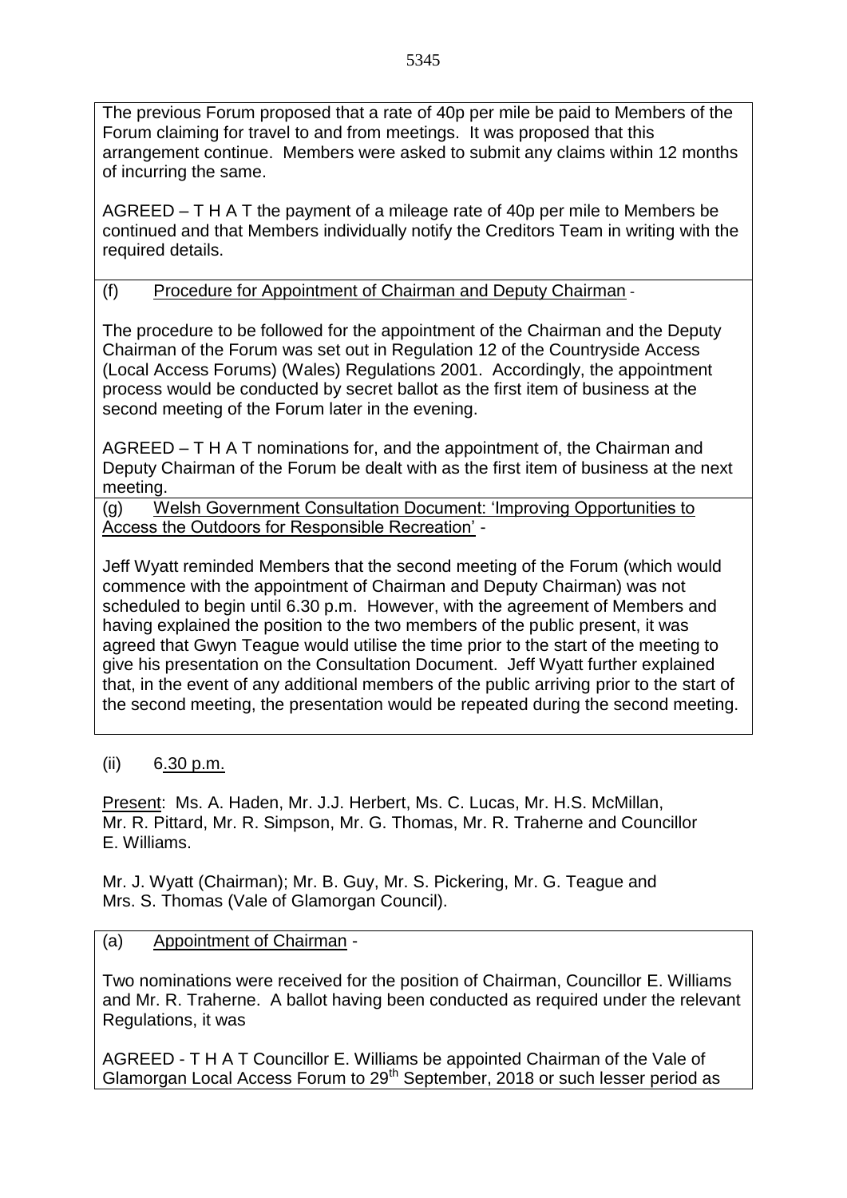The previous Forum proposed that a rate of 40p per mile be paid to Members of the Forum claiming for travel to and from meetings. It was proposed that this arrangement continue. Members were asked to submit any claims within 12 months of incurring the same.

AGREED – T H A T the payment of a mileage rate of 40p per mile to Members be continued and that Members individually notify the Creditors Team in writing with the required details.

(f) Procedure for Appointment of Chairman and Deputy Chairman -

The procedure to be followed for the appointment of the Chairman and the Deputy Chairman of the Forum was set out in Regulation 12 of the Countryside Access (Local Access Forums) (Wales) Regulations 2001. Accordingly, the appointment process would be conducted by secret ballot as the first item of business at the second meeting of the Forum later in the evening.

AGREED – T H A T nominations for, and the appointment of, the Chairman and Deputy Chairman of the Forum be dealt with as the first item of business at the next meeting.

(g) Welsh Government Consultation Document: 'Improving Opportunities to Access the Outdoors for Responsible Recreation' -

Jeff Wyatt reminded Members that the second meeting of the Forum (which would commence with the appointment of Chairman and Deputy Chairman) was not scheduled to begin until 6.30 p.m. However, with the agreement of Members and having explained the position to the two members of the public present, it was agreed that Gwyn Teague would utilise the time prior to the start of the meeting to give his presentation on the Consultation Document. Jeff Wyatt further explained that, in the event of any additional members of the public arriving prior to the start of the second meeting, the presentation would be repeated during the second meeting.

(ii) 6.30 p.m.

Present: Ms. A. Haden, Mr. J.J. Herbert, Ms. C. Lucas, Mr. H.S. McMillan, Mr. R. Pittard, Mr. R. Simpson, Mr. G. Thomas, Mr. R. Traherne and Councillor E. Williams.

Mr. J. Wyatt (Chairman); Mr. B. Guy, Mr. S. Pickering, Mr. G. Teague and Mrs. S. Thomas (Vale of Glamorgan Council).

(a) Appointment of Chairman -

Two nominations were received for the position of Chairman, Councillor E. Williams and Mr. R. Traherne. A ballot having been conducted as required under the relevant Regulations, it was

AGREED - T H A T Councillor E. Williams be appointed Chairman of the Vale of Glamorgan Local Access Forum to 29th September, 2018 or such lesser period as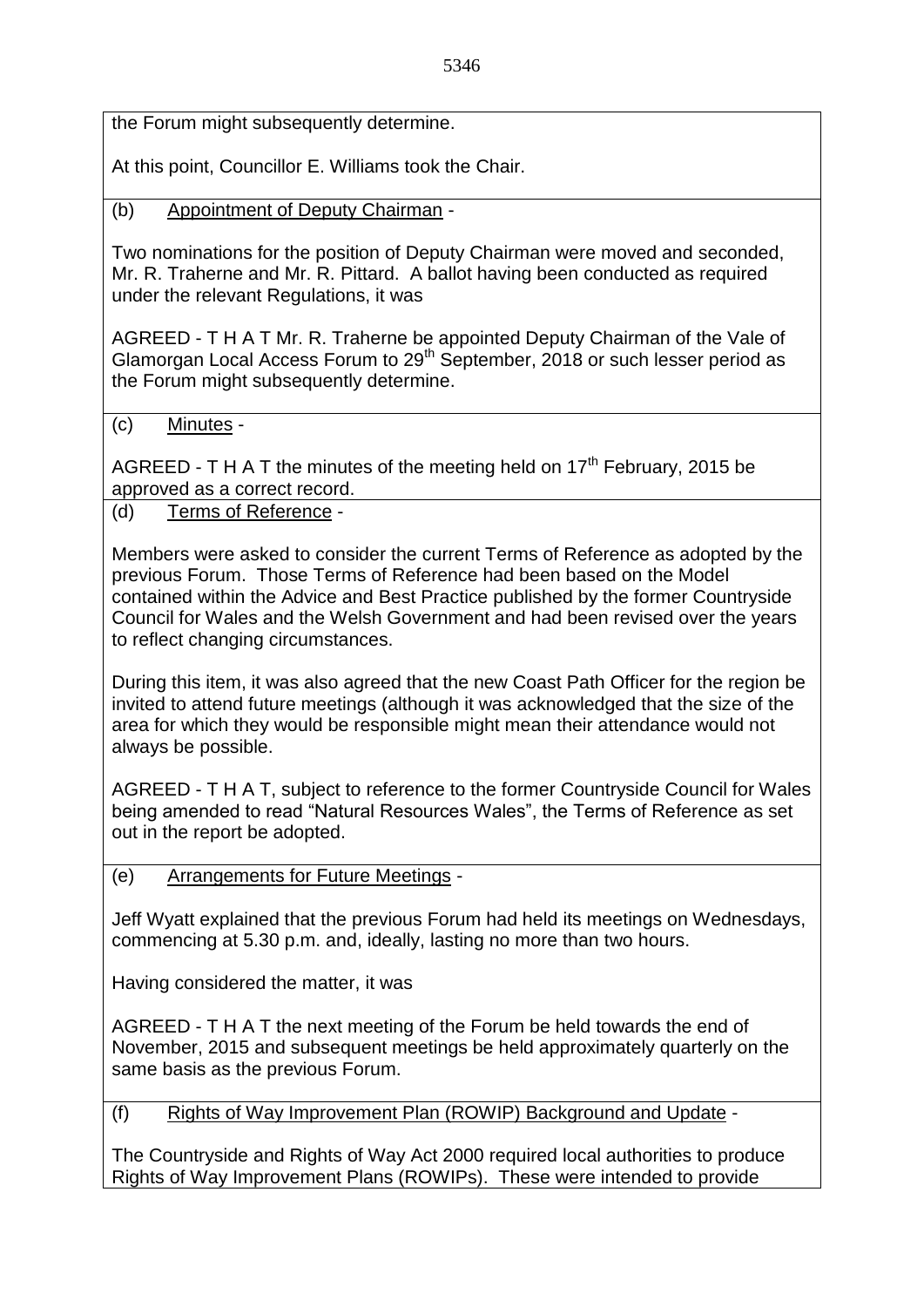the Forum might subsequently determine.

At this point, Councillor E. Williams took the Chair.

(b) Appointment of Deputy Chairman -

Two nominations for the position of Deputy Chairman were moved and seconded, Mr. R. Traherne and Mr. R. Pittard. A ballot having been conducted as required under the relevant Regulations, it was

AGREED - T H A T Mr. R. Traherne be appointed Deputy Chairman of the Vale of Glamorgan Local Access Forum to 29th September, 2018 or such lesser period as the Forum might subsequently determine.

(c) Minutes -

AGREED - T H A T the minutes of the meeting held on 17th February, 2015 be approved as a correct record.

(d) Terms of Reference -

Members were asked to consider the current Terms of Reference as adopted by the previous Forum. Those Terms of Reference had been based on the Model contained within the Advice and Best Practice published by the former Countryside Council for Wales and the Welsh Government and had been revised over the years to reflect changing circumstances.

During this item, it was also agreed that the new Coast Path Officer for the region be invited to attend future meetings (although it was acknowledged that the size of the area for which they would be responsible might mean their attendance would not always be possible.

AGREED - T H A T, subject to reference to the former Countryside Council for Wales being amended to read "Natural Resources Wales", the Terms of Reference as set out in the report be adopted.

(e) Arrangements for Future Meetings -

Jeff Wyatt explained that the previous Forum had held its meetings on Wednesdays, commencing at 5.30 p.m. and, ideally, lasting no more than two hours.

Having considered the matter, it was

AGREED - T H A T the next meeting of the Forum be held towards the end of November, 2015 and subsequent meetings be held approximately quarterly on the same basis as the previous Forum.

(f) Rights of Way Improvement Plan (ROWIP) Background and Update -

The Countryside and Rights of Way Act 2000 required local authorities to produce Rights of Way Improvement Plans (ROWIPs). These were intended to provide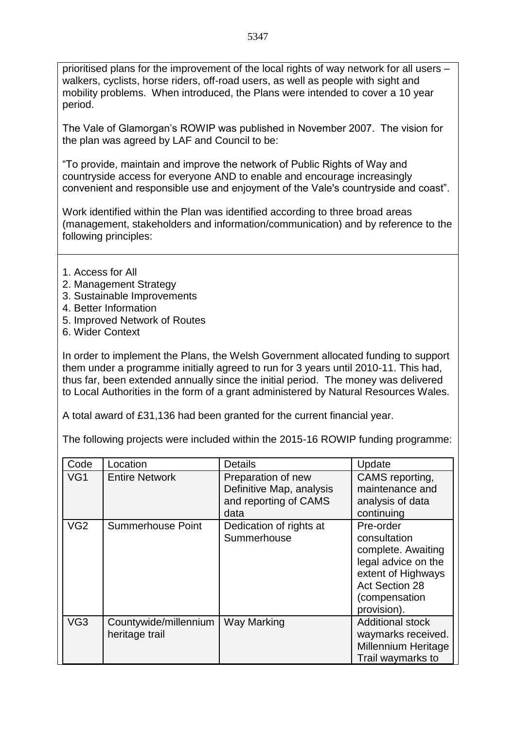prioritised plans for the improvement of the local rights of way network for all users – walkers, cyclists, horse riders, off-road users, as well as people with sight and mobility problems. When introduced, the Plans were intended to cover a 10 year period.

The Vale of Glamorgan's ROWIP was published in November 2007. The vision for the plan was agreed by LAF and Council to be:

"To provide, maintain and improve the network of Public Rights of Way and countryside access for everyone AND to enable and encourage increasingly convenient and responsible use and enjoyment of the Vale's countryside and coast".

Work identified within the Plan was identified according to three broad areas (management, stakeholders and information/communication) and by reference to the following principles:

1. Access for All
2. Management Strategy
3. Sustainable Improvements
4. Better Information
5. Improved Network of Routes
6. Wider Context

In order to implement the Plans, the Welsh Government allocated funding to support them under a programme initially agreed to run for 3 years until 2010-11. This had, thus far, been extended annually since the initial period. The money was delivered to Local Authorities in the form of a grant administered by Natural Resources Wales.

A total award of £31,136 had been granted for the current financial year.

The following projects were included within the 2015-16 ROWIP funding programme:

| Code | Location | Details | Update |
|---|---|---|---|
| VG1 | Entire Network | Preparation of new Definitive Map, analysis and reporting of CAMS data | CAMS reporting, maintenance and analysis of data continuing |
| VG2 | Summerhouse Point | Dedication of rights at Summerhouse | Pre-order consultation complete. Awaiting legal advice on the extent of Highways Act Section 28 (compensation provision). |
| VG3 | Countywide/millennium heritage trail | Way Marking | Additional stock waymarks received. Millennium Heritage Trail waymarks to |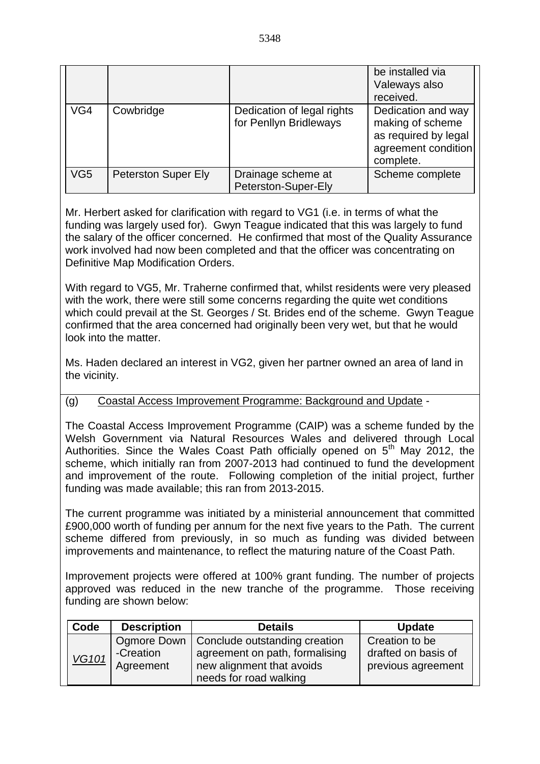| | | | be installed via Valeways also received. |
|---|---|---|---|
| VG4 | Cowbridge | Dedication of legal rights for Penllyn Bridleways | Dedication and way making of scheme as required by legal agreement condition complete. |
| VG5 | Peterston Super Ely | Drainage scheme at Peterston-Super-Ely | Scheme complete |

Mr. Herbert asked for clarification with regard to VG1 (i.e. in terms of what the funding was largely used for). Gwyn Teague indicated that this was largely to fund the salary of the officer concerned. He confirmed that most of the Quality Assurance work involved had now been completed and that the officer was concentrating on Definitive Map Modification Orders.

With regard to VG5, Mr. Traherne confirmed that, whilst residents were very pleased with the work, there were still some concerns regarding the quite wet conditions which could prevail at the St. Georges / St. Brides end of the scheme. Gwyn Teague confirmed that the area concerned had originally been very wet, but that he would look into the matter.

Ms. Haden declared an interest in VG2, given her partner owned an area of land in the vicinity.

(g) Coastal Access Improvement Programme: Background and Update -

The Coastal Access Improvement Programme (CAIP) was a scheme funded by the Welsh Government via Natural Resources Wales and delivered through Local Authorities. Since the Wales Coast Path officially opened on 5th May 2012, the scheme, which initially ran from 2007-2013 had continued to fund the development and improvement of the route. Following completion of the initial project, further funding was made available; this ran from 2013-2015.

The current programme was initiated by a ministerial announcement that committed £900,000 worth of funding per annum for the next five years to the Path. The current scheme differed from previously, in so much as funding was divided between improvements and maintenance, to reflect the maturing nature of the Coast Path.

Improvement projects were offered at 100% grant funding. The number of projects approved was reduced in the new tranche of the programme. Those receiving funding are shown below:

| Code | Description | Details | Update |
|---|---|---|---|
| *VG101* | Ogmore Down -Creation Agreement | Conclude outstanding creation agreement on path, formalising new alignment that avoids needs for road walking | Creation to be drafted on basis of previous agreement |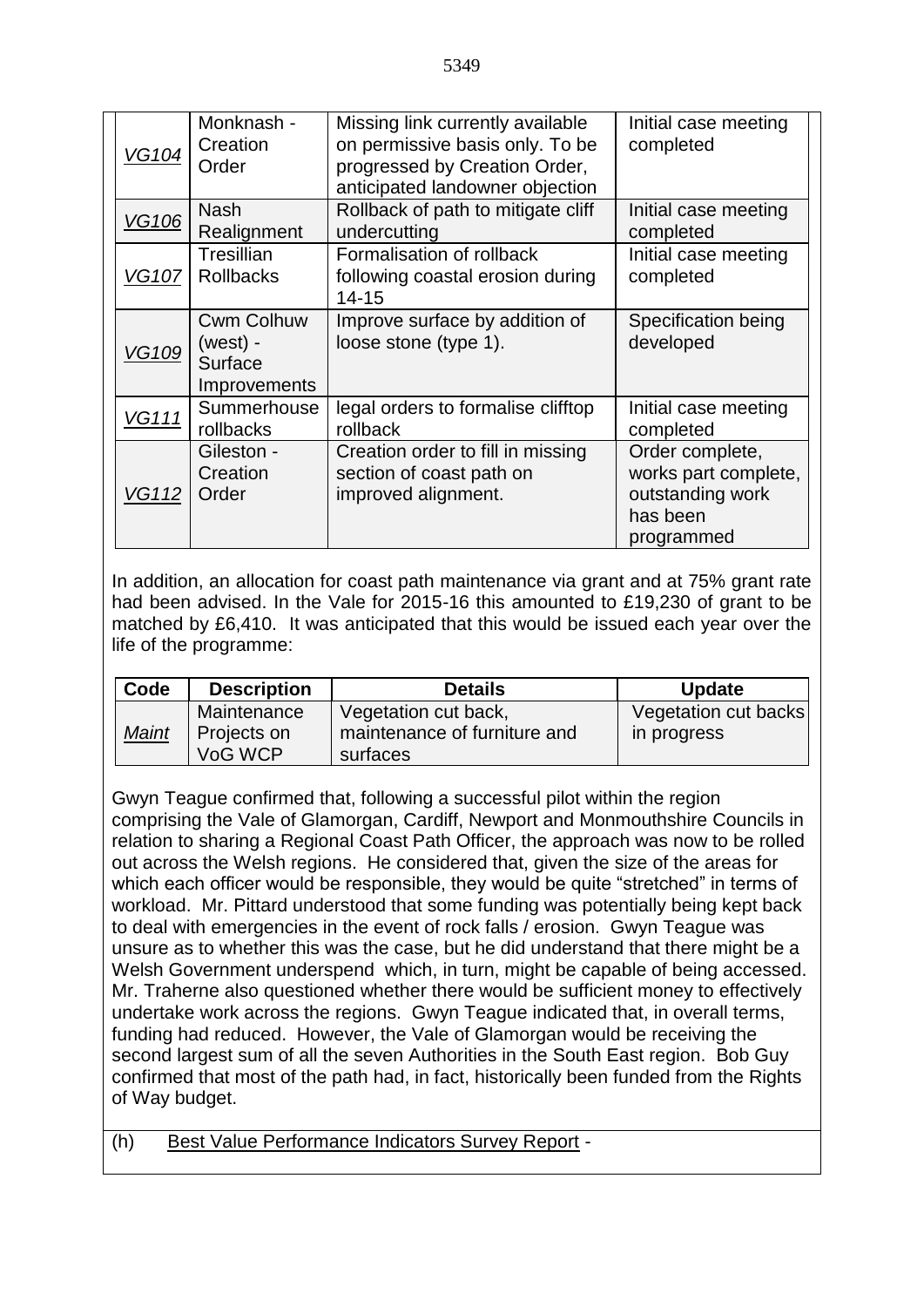| | | | |
|---|---|---|---|
| *VG104* | Monknash - Creation Order | Missing link currently available on permissive basis only. To be progressed by Creation Order, anticipated landowner objection | Initial case meeting completed |
| *VG106* | Nash Realignment | Rollback of path to mitigate cliff undercutting | Initial case meeting completed |
| *VG107* | Tresillian Rollbacks | Formalisation of rollback following coastal erosion during 14-15 | Initial case meeting completed |
| *VG109* | Cwm Colhuw (west) - Surface Improvements | Improve surface by addition of loose stone (type 1). | Specification being developed |
| *VG111* | Summerhouse rollbacks | legal orders to formalise clifftop rollback | Initial case meeting completed |
| *VG112* | Gileston - Creation Order | Creation order to fill in missing section of coast path on improved alignment. | Order complete, works part complete, outstanding work has been programmed |

In addition, an allocation for coast path maintenance via grant and at 75% grant rate had been advised. In the Vale for 2015-16 this amounted to £19,230 of grant to be matched by £6,410. It was anticipated that this would be issued each year over the life of the programme:

| Code | Description | Details | Update |
|---|---|---|---|
| *Maint* | Maintenance Projects on VoG WCP | Vegetation cut back, maintenance of furniture and surfaces | Vegetation cut backs in progress |

Gwyn Teague confirmed that, following a successful pilot within the region comprising the Vale of Glamorgan, Cardiff, Newport and Monmouthshire Councils in relation to sharing a Regional Coast Path Officer, the approach was now to be rolled out across the Welsh regions. He considered that, given the size of the areas for which each officer would be responsible, they would be quite "stretched" in terms of workload. Mr. Pittard understood that some funding was potentially being kept back to deal with emergencies in the event of rock falls / erosion. Gwyn Teague was unsure as to whether this was the case, but he did understand that there might be a Welsh Government underspend which, in turn, might be capable of being accessed. Mr. Traherne also questioned whether there would be sufficient money to effectively undertake work across the regions. Gwyn Teague indicated that, in overall terms, funding had reduced. However, the Vale of Glamorgan would be receiving the second largest sum of all the seven Authorities in the South East region. Bob Guy confirmed that most of the path had, in fact, historically been funded from the Rights of Way budget.

(h) Best Value Performance Indicators Survey Report -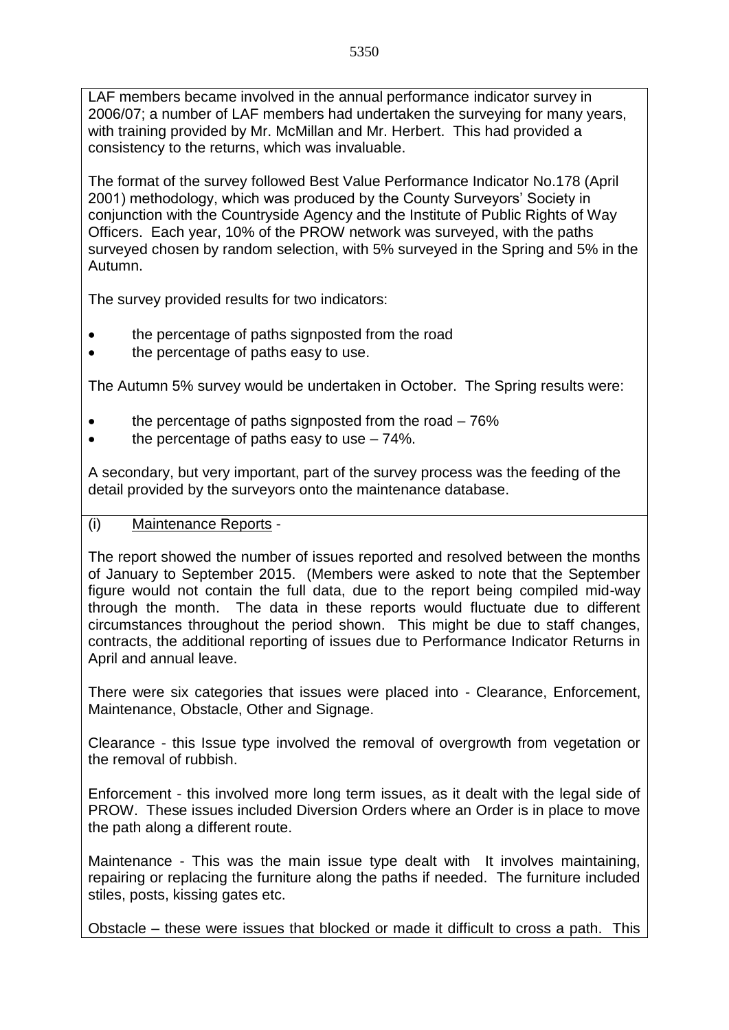LAF members became involved in the annual performance indicator survey in 2006/07; a number of LAF members had undertaken the surveying for many years, with training provided by Mr. McMillan and Mr. Herbert. This had provided a consistency to the returns, which was invaluable.

The format of the survey followed Best Value Performance Indicator No.178 (April 2001) methodology, which was produced by the County Surveyors' Society in conjunction with the Countryside Agency and the Institute of Public Rights of Way Officers. Each year, 10% of the PROW network was surveyed, with the paths surveyed chosen by random selection, with 5% surveyed in the Spring and 5% in the Autumn.

The survey provided results for two indicators:

- the percentage of paths signposted from the road
- the percentage of paths easy to use.

The Autumn 5% survey would be undertaken in October. The Spring results were:

- the percentage of paths signposted from the road – 76%
- the percentage of paths easy to use – 74%.

A secondary, but very important, part of the survey process was the feeding of the detail provided by the surveyors onto the maintenance database.

(i) Maintenance Reports -

The report showed the number of issues reported and resolved between the months of January to September 2015. (Members were asked to note that the September figure would not contain the full data, due to the report being compiled mid-way through the month. The data in these reports would fluctuate due to different circumstances throughout the period shown. This might be due to staff changes, contracts, the additional reporting of issues due to Performance Indicator Returns in April and annual leave.

There were six categories that issues were placed into - Clearance, Enforcement, Maintenance, Obstacle, Other and Signage.

Clearance - this Issue type involved the removal of overgrowth from vegetation or the removal of rubbish.

Enforcement - this involved more long term issues, as it dealt with the legal side of PROW. These issues included Diversion Orders where an Order is in place to move the path along a different route.

Maintenance - This was the main issue type dealt with It involves maintaining, repairing or replacing the furniture along the paths if needed. The furniture included stiles, posts, kissing gates etc.

Obstacle – these were issues that blocked or made it difficult to cross a path. This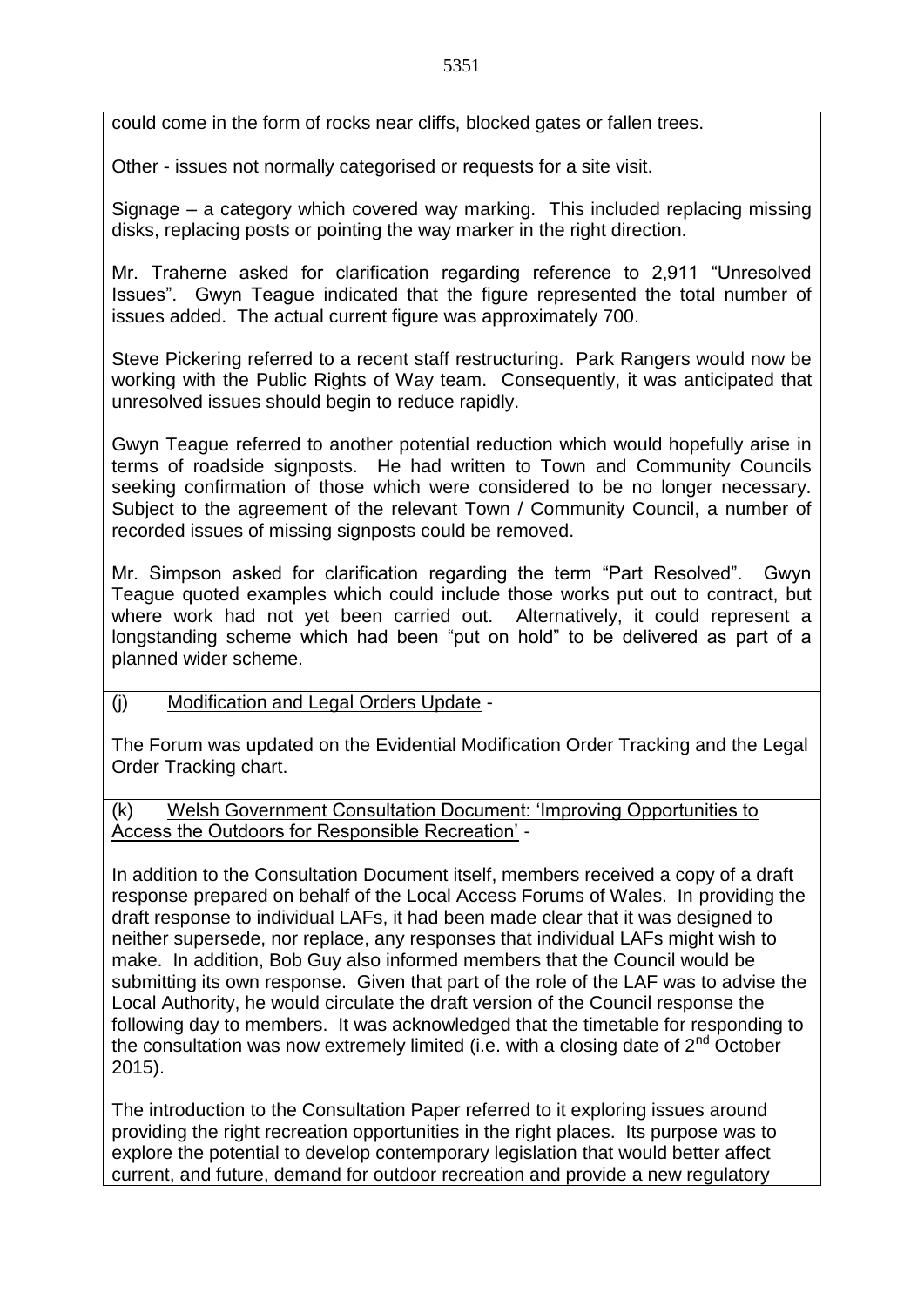could come in the form of rocks near cliffs, blocked gates or fallen trees.

Other - issues not normally categorised or requests for a site visit.

Signage – a category which covered way marking. This included replacing missing disks, replacing posts or pointing the way marker in the right direction.

Mr. Traherne asked for clarification regarding reference to 2,911 "Unresolved Issues". Gwyn Teague indicated that the figure represented the total number of issues added. The actual current figure was approximately 700.

Steve Pickering referred to a recent staff restructuring. Park Rangers would now be working with the Public Rights of Way team. Consequently, it was anticipated that unresolved issues should begin to reduce rapidly.

Gwyn Teague referred to another potential reduction which would hopefully arise in terms of roadside signposts. He had written to Town and Community Councils seeking confirmation of those which were considered to be no longer necessary. Subject to the agreement of the relevant Town / Community Council, a number of recorded issues of missing signposts could be removed.

Mr. Simpson asked for clarification regarding the term "Part Resolved". Gwyn Teague quoted examples which could include those works put out to contract, but where work had not yet been carried out. Alternatively, it could represent a longstanding scheme which had been "put on hold" to be delivered as part of a planned wider scheme.

(j) Modification and Legal Orders Update -

The Forum was updated on the Evidential Modification Order Tracking and the Legal Order Tracking chart.

(k) Welsh Government Consultation Document: 'Improving Opportunities to Access the Outdoors for Responsible Recreation' -

In addition to the Consultation Document itself, members received a copy of a draft response prepared on behalf of the Local Access Forums of Wales. In providing the draft response to individual LAFs, it had been made clear that it was designed to neither supersede, nor replace, any responses that individual LAFs might wish to make. In addition, Bob Guy also informed members that the Council would be submitting its own response. Given that part of the role of the LAF was to advise the Local Authority, he would circulate the draft version of the Council response the following day to members. It was acknowledged that the timetable for responding to the consultation was now extremely limited (i.e. with a closing date of 2nd October 2015).

The introduction to the Consultation Paper referred to it exploring issues around providing the right recreation opportunities in the right places. Its purpose was to explore the potential to develop contemporary legislation that would better affect current, and future, demand for outdoor recreation and provide a new regulatory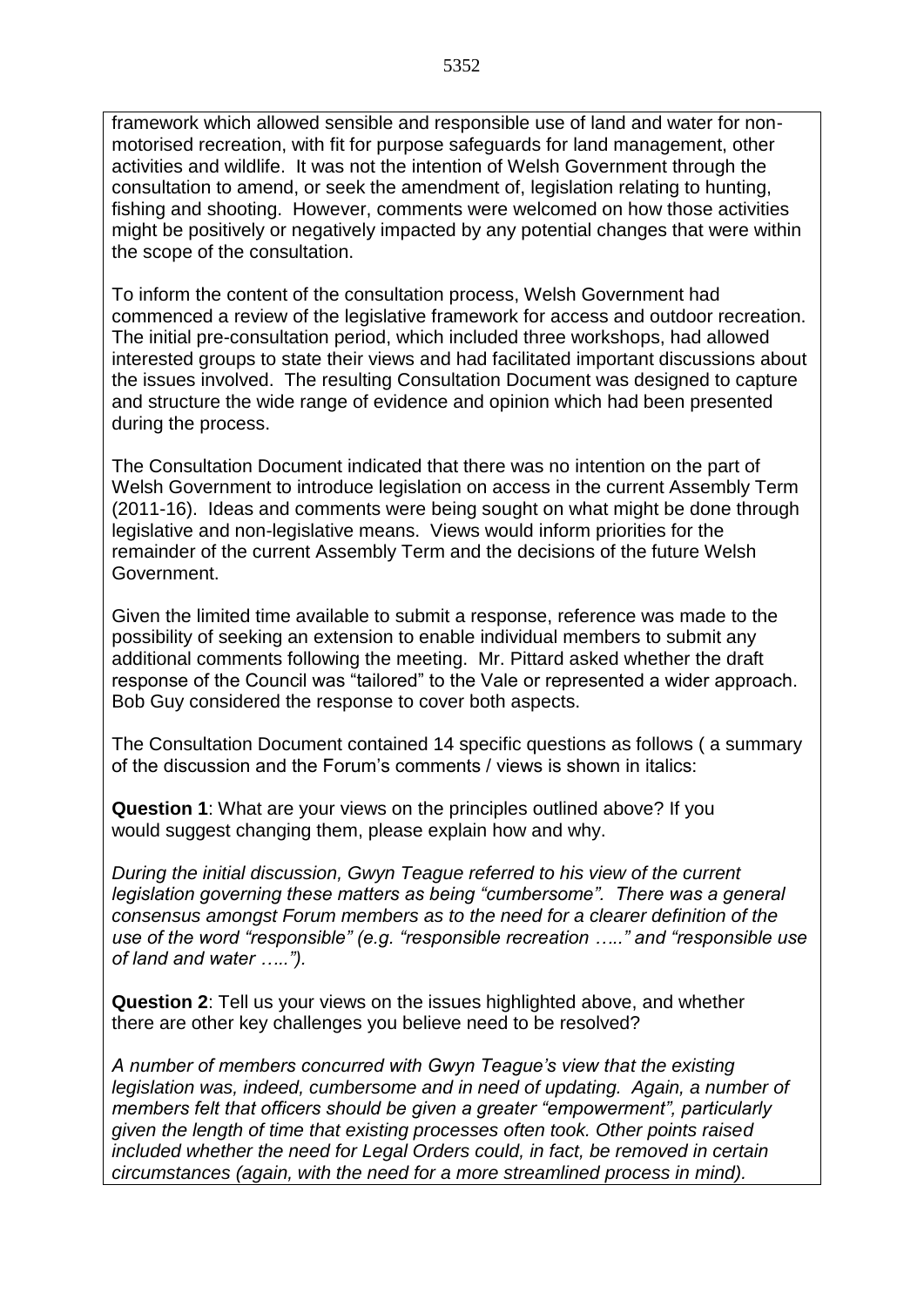framework which allowed sensible and responsible use of land and water for non-motorised recreation, with fit for purpose safeguards for land management, other activities and wildlife. It was not the intention of Welsh Government through the consultation to amend, or seek the amendment of, legislation relating to hunting, fishing and shooting. However, comments were welcomed on how those activities might be positively or negatively impacted by any potential changes that were within the scope of the consultation.

To inform the content of the consultation process, Welsh Government had commenced a review of the legislative framework for access and outdoor recreation. The initial pre-consultation period, which included three workshops, had allowed interested groups to state their views and had facilitated important discussions about the issues involved. The resulting Consultation Document was designed to capture and structure the wide range of evidence and opinion which had been presented during the process.

The Consultation Document indicated that there was no intention on the part of Welsh Government to introduce legislation on access in the current Assembly Term (2011-16). Ideas and comments were being sought on what might be done through legislative and non-legislative means. Views would inform priorities for the remainder of the current Assembly Term and the decisions of the future Welsh Government.

Given the limited time available to submit a response, reference was made to the possibility of seeking an extension to enable individual members to submit any additional comments following the meeting. Mr. Pittard asked whether the draft response of the Council was "tailored" to the Vale or represented a wider approach. Bob Guy considered the response to cover both aspects.

The Consultation Document contained 14 specific questions as follows ( a summary of the discussion and the Forum's comments / views is shown in italics:

**Question 1**: What are your views on the principles outlined above? If you would suggest changing them, please explain how and why.

*During the initial discussion, Gwyn Teague referred to his view of the current legislation governing these matters as being "cumbersome". There was a general consensus amongst Forum members as to the need for a clearer definition of the use of the word "responsible" (e.g. "responsible recreation ….." and "responsible use of land and water …..").*

**Question 2**: Tell us your views on the issues highlighted above, and whether there are other key challenges you believe need to be resolved?

*A number of members concurred with Gwyn Teague's view that the existing legislation was, indeed, cumbersome and in need of updating. Again, a number of members felt that officers should be given a greater "empowerment", particularly given the length of time that existing processes often took. Other points raised included whether the need for Legal Orders could, in fact, be removed in certain circumstances (again, with the need for a more streamlined process in mind).*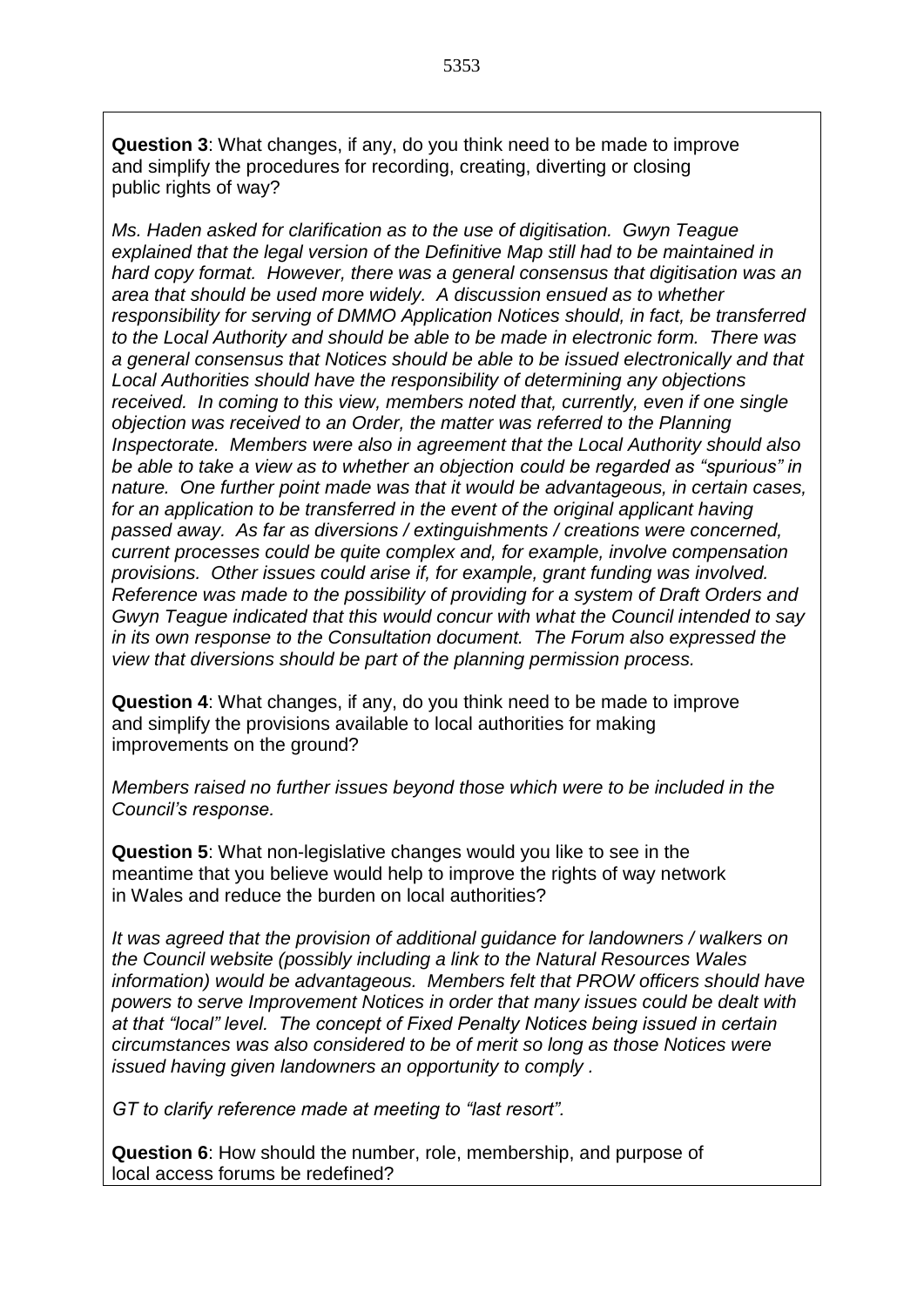**Question 3**: What changes, if any, do you think need to be made to improve and simplify the procedures for recording, creating, diverting or closing public rights of way?

*Ms. Haden asked for clarification as to the use of digitisation. Gwyn Teague explained that the legal version of the Definitive Map still had to be maintained in hard copy format. However, there was a general consensus that digitisation was an area that should be used more widely. A discussion ensued as to whether responsibility for serving of DMMO Application Notices should, in fact, be transferred to the Local Authority and should be able to be made in electronic form. There was a general consensus that Notices should be able to be issued electronically and that Local Authorities should have the responsibility of determining any objections received. In coming to this view, members noted that, currently, even if one single objection was received to an Order, the matter was referred to the Planning Inspectorate. Members were also in agreement that the Local Authority should also be able to take a view as to whether an objection could be regarded as "spurious" in nature. One further point made was that it would be advantageous, in certain cases, for an application to be transferred in the event of the original applicant having passed away. As far as diversions / extinguishments / creations were concerned, current processes could be quite complex and, for example, involve compensation provisions. Other issues could arise if, for example, grant funding was involved. Reference was made to the possibility of providing for a system of Draft Orders and Gwyn Teague indicated that this would concur with what the Council intended to say in its own response to the Consultation document. The Forum also expressed the view that diversions should be part of the planning permission process.*

**Question 4**: What changes, if any, do you think need to be made to improve and simplify the provisions available to local authorities for making improvements on the ground?

*Members raised no further issues beyond those which were to be included in the Council's response.*

**Question 5**: What non-legislative changes would you like to see in the meantime that you believe would help to improve the rights of way network in Wales and reduce the burden on local authorities?

*It was agreed that the provision of additional guidance for landowners / walkers on the Council website (possibly including a link to the Natural Resources Wales information) would be advantageous. Members felt that PROW officers should have powers to serve Improvement Notices in order that many issues could be dealt with at that "local" level. The concept of Fixed Penalty Notices being issued in certain circumstances was also considered to be of merit so long as those Notices were issued having given landowners an opportunity to comply .*

*GT to clarify reference made at meeting to "last resort".*

**Question 6**: How should the number, role, membership, and purpose of local access forums be redefined?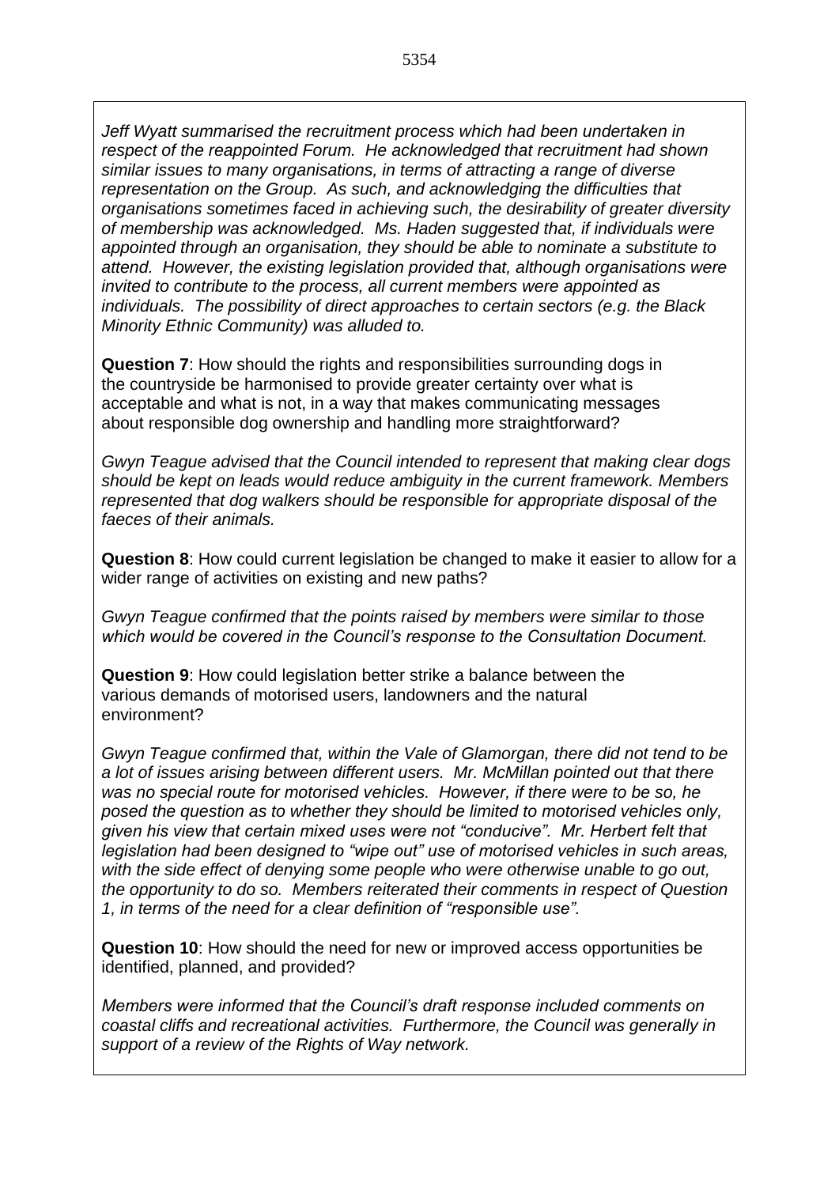*Jeff Wyatt summarised the recruitment process which had been undertaken in respect of the reappointed Forum. He acknowledged that recruitment had shown similar issues to many organisations, in terms of attracting a range of diverse representation on the Group. As such, and acknowledging the difficulties that organisations sometimes faced in achieving such, the desirability of greater diversity of membership was acknowledged. Ms. Haden suggested that, if individuals were appointed through an organisation, they should be able to nominate a substitute to attend. However, the existing legislation provided that, although organisations were invited to contribute to the process, all current members were appointed as individuals. The possibility of direct approaches to certain sectors (e.g. the Black Minority Ethnic Community) was alluded to.*

**Question 7**: How should the rights and responsibilities surrounding dogs in the countryside be harmonised to provide greater certainty over what is acceptable and what is not, in a way that makes communicating messages about responsible dog ownership and handling more straightforward?

*Gwyn Teague advised that the Council intended to represent that making clear dogs should be kept on leads would reduce ambiguity in the current framework. Members represented that dog walkers should be responsible for appropriate disposal of the faeces of their animals.*

**Question 8**: How could current legislation be changed to make it easier to allow for a wider range of activities on existing and new paths?

*Gwyn Teague confirmed that the points raised by members were similar to those which would be covered in the Council's response to the Consultation Document.*

**Question 9**: How could legislation better strike a balance between the various demands of motorised users, landowners and the natural environment?

*Gwyn Teague confirmed that, within the Vale of Glamorgan, there did not tend to be a lot of issues arising between different users. Mr. McMillan pointed out that there was no special route for motorised vehicles. However, if there were to be so, he posed the question as to whether they should be limited to motorised vehicles only, given his view that certain mixed uses were not "conducive". Mr. Herbert felt that legislation had been designed to "wipe out" use of motorised vehicles in such areas, with the side effect of denying some people who were otherwise unable to go out, the opportunity to do so. Members reiterated their comments in respect of Question 1, in terms of the need for a clear definition of "responsible use".*

**Question 10**: How should the need for new or improved access opportunities be identified, planned, and provided?

*Members were informed that the Council's draft response included comments on coastal cliffs and recreational activities. Furthermore, the Council was generally in support of a review of the Rights of Way network.*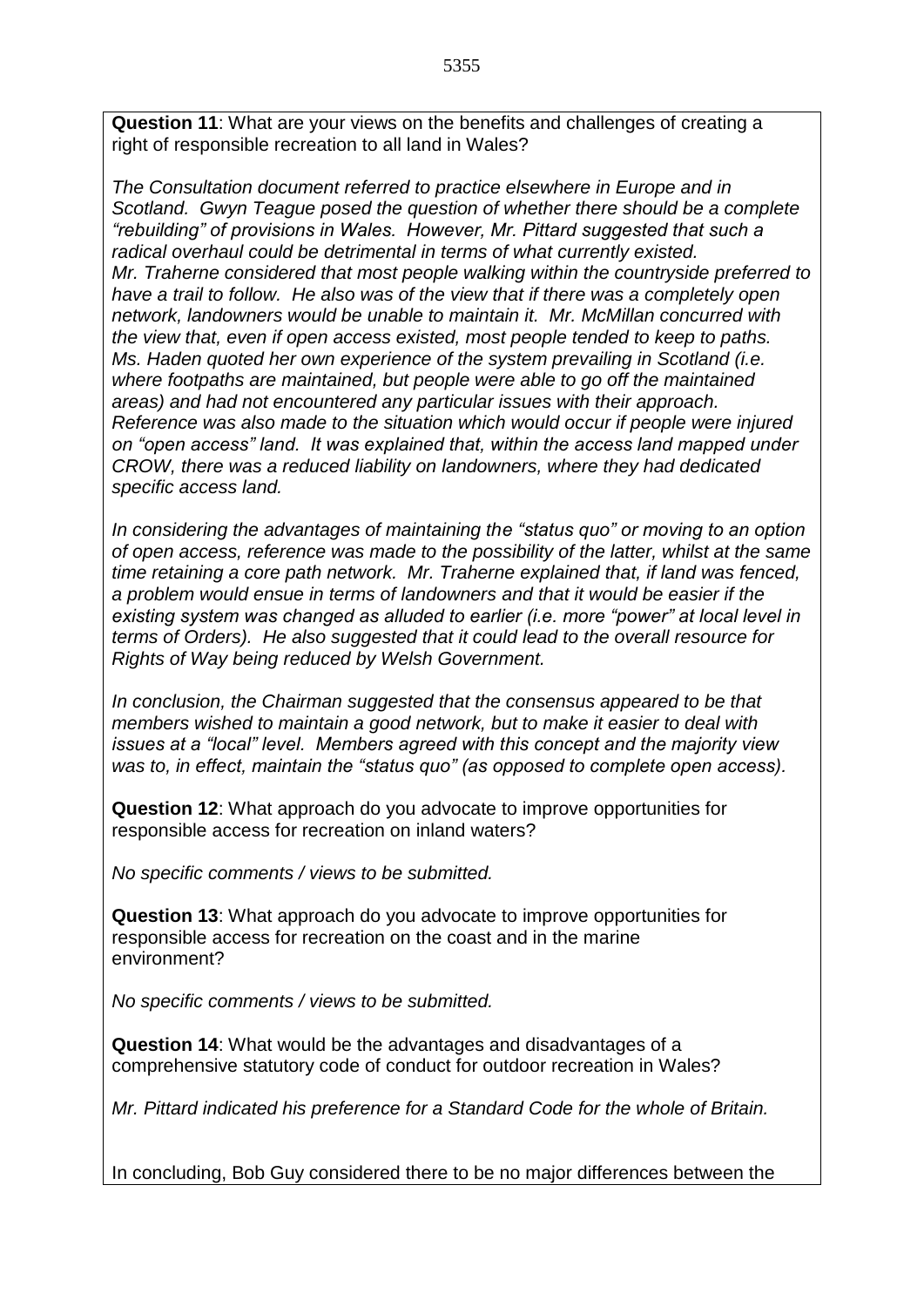**Question 11**: What are your views on the benefits and challenges of creating a right of responsible recreation to all land in Wales?

*The Consultation document referred to practice elsewhere in Europe and in Scotland. Gwyn Teague posed the question of whether there should be a complete "rebuilding" of provisions in Wales. However, Mr. Pittard suggested that such a radical overhaul could be detrimental in terms of what currently existed. Mr. Traherne considered that most people walking within the countryside preferred to have a trail to follow. He also was of the view that if there was a completely open network, landowners would be unable to maintain it. Mr. McMillan concurred with the view that, even if open access existed, most people tended to keep to paths. Ms. Haden quoted her own experience of the system prevailing in Scotland (i.e. where footpaths are maintained, but people were able to go off the maintained areas) and had not encountered any particular issues with their approach. Reference was also made to the situation which would occur if people were injured on "open access" land. It was explained that, within the access land mapped under CROW, there was a reduced liability on landowners, where they had dedicated specific access land.*

*In considering the advantages of maintaining the "status quo" or moving to an option of open access, reference was made to the possibility of the latter, whilst at the same time retaining a core path network. Mr. Traherne explained that, if land was fenced, a problem would ensue in terms of landowners and that it would be easier if the existing system was changed as alluded to earlier (i.e. more "power" at local level in terms of Orders). He also suggested that it could lead to the overall resource for Rights of Way being reduced by Welsh Government.*

*In conclusion, the Chairman suggested that the consensus appeared to be that members wished to maintain a good network, but to make it easier to deal with issues at a "local" level. Members agreed with this concept and the majority view was to, in effect, maintain the "status quo" (as opposed to complete open access).*

**Question 12**: What approach do you advocate to improve opportunities for responsible access for recreation on inland waters?

*No specific comments / views to be submitted.*

**Question 13**: What approach do you advocate to improve opportunities for responsible access for recreation on the coast and in the marine environment?

*No specific comments / views to be submitted.*

**Question 14**: What would be the advantages and disadvantages of a comprehensive statutory code of conduct for outdoor recreation in Wales?

*Mr. Pittard indicated his preference for a Standard Code for the whole of Britain.*

In concluding, Bob Guy considered there to be no major differences between the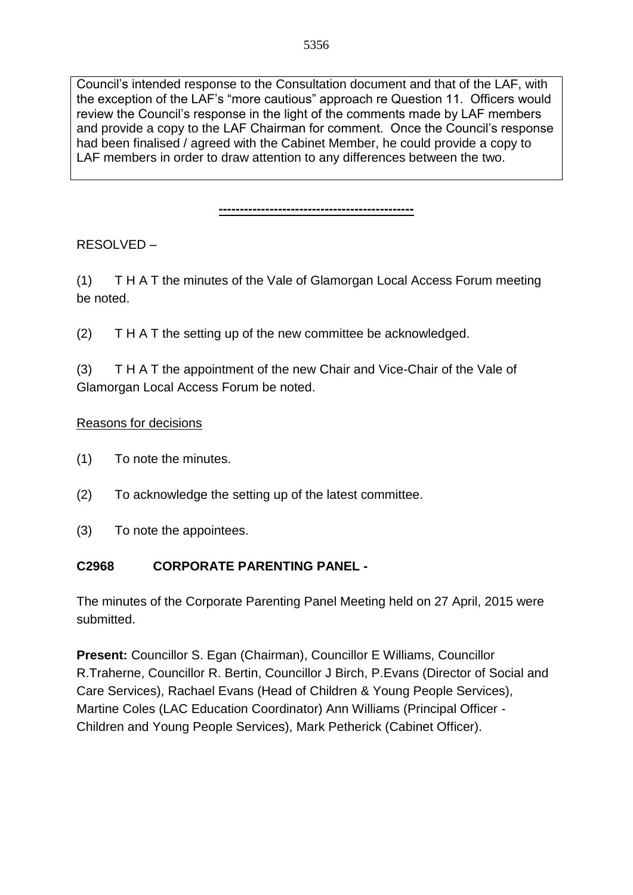Council's intended response to the Consultation document and that of the LAF, with the exception of the LAF's "more cautious" approach re Question 11. Officers would review the Council's response in the light of the comments made by LAF members and provide a copy to the LAF Chairman for comment. Once the Council's response had been finalised / agreed with the Cabinet Member, he could provide a copy to LAF members in order to draw attention to any differences between the two.

---

RESOLVED –

(1) T H A T the minutes of the Vale of Glamorgan Local Access Forum meeting be noted.

(2) T H A T the setting up of the new committee be acknowledged.

(3) T H A T the appointment of the new Chair and Vice-Chair of the Vale of Glamorgan Local Access Forum be noted.

Reasons for decisions

(1) To note the minutes.

(2) To acknowledge the setting up of the latest committee.

(3) To note the appointees.

**C2968 CORPORATE PARENTING PANEL -**

The minutes of the Corporate Parenting Panel Meeting held on 27 April, 2015 were submitted.

**Present:** Councillor S. Egan (Chairman), Councillor E Williams, Councillor R.Traherne, Councillor R. Bertin, Councillor J Birch, P.Evans (Director of Social and Care Services), Rachael Evans (Head of Children & Young People Services), Martine Coles (LAC Education Coordinator) Ann Williams (Principal Officer - Children and Young People Services), Mark Petherick (Cabinet Officer).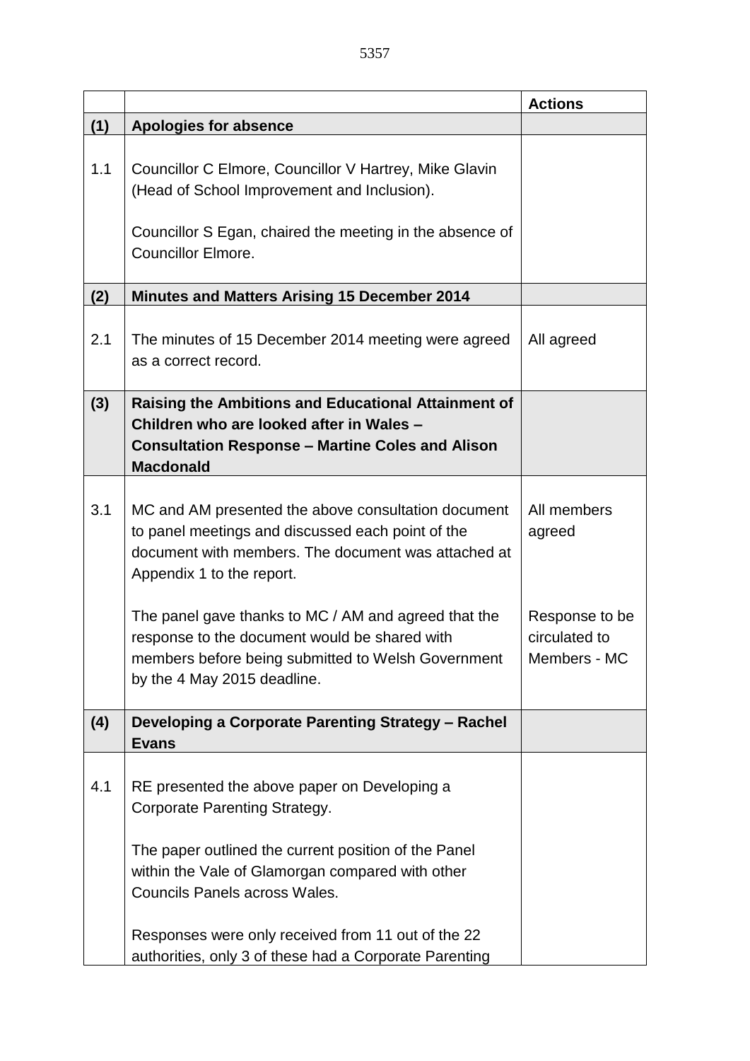| | | **Actions** |
|---|---|---|
| **(1)** | **Apologies for absence** | |
| 1.1 | Councillor C Elmore, Councillor V Hartrey, Mike Glavin (Head of School Improvement and Inclusion).<br><br>Councillor S Egan, chaired the meeting in the absence of Councillor Elmore. | |
| **(2)** | **Minutes and Matters Arising 15 December 2014** | |
| 2.1 | The minutes of 15 December 2014 meeting were agreed as a correct record. | All agreed |
| **(3)** | **Raising the Ambitions and Educational Attainment of Children who are looked after in Wales – Consultation Response – Martine Coles and Alison Macdonald** | |
| 3.1 | MC and AM presented the above consultation document to panel meetings and discussed each point of the document with members. The document was attached at Appendix 1 to the report.<br><br>The panel gave thanks to MC / AM and agreed that the response to the document would be shared with members before being submitted to Welsh Government by the 4 May 2015 deadline. | All members agreed<br><br>Response to be circulated to Members - MC |
| **(4)** | **Developing a Corporate Parenting Strategy – Rachel Evans** | |
| 4.1 | RE presented the above paper on Developing a Corporate Parenting Strategy.<br><br>The paper outlined the current position of the Panel within the Vale of Glamorgan compared with other Councils Panels across Wales.<br><br>Responses were only received from 11 out of the 22 authorities, only 3 of these had a Corporate Parenting | |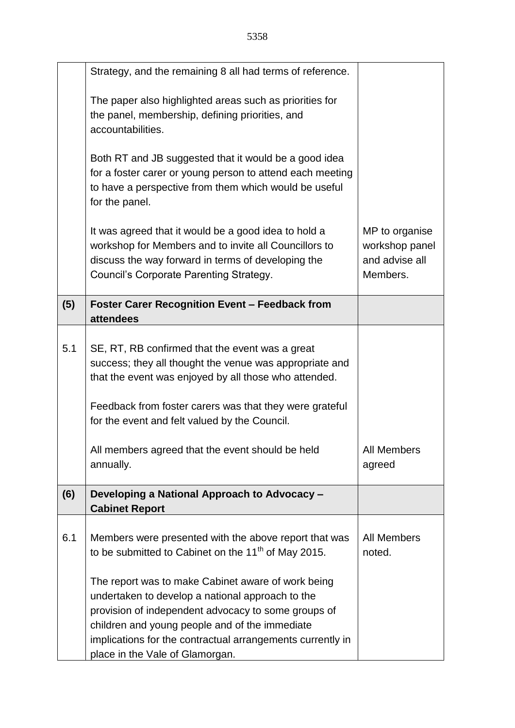| | | |
|---|---|---|
| | Strategy, and the remaining 8 all had terms of reference.<br><br>The paper also highlighted areas such as priorities for the panel, membership, defining priorities, and accountabilities.<br><br>Both RT and JB suggested that it would be a good idea for a foster carer or young person to attend each meeting to have a perspective from them which would be useful for the panel.<br><br>It was agreed that it would be a good idea to hold a workshop for Members and to invite all Councillors to discuss the way forward in terms of developing the Council's Corporate Parenting Strategy. | MP to organise workshop panel and advise all Members. |
| **(5)** | **Foster Carer Recognition Event – Feedback from attendees** | |
| 5.1 | SE, RT, RB confirmed that the event was a great success; they all thought the venue was appropriate and that the event was enjoyed by all those who attended.<br><br>Feedback from foster carers was that they were grateful for the event and felt valued by the Council.<br><br>All members agreed that the event should be held annually. | All Members agreed |
| **(6)** | **Developing a National Approach to Advocacy – Cabinet Report** | |
| 6.1 | Members were presented with the above report that was to be submitted to Cabinet on the 11th of May 2015.<br><br>The report was to make Cabinet aware of work being undertaken to develop a national approach to the provision of independent advocacy to some groups of children and young people and of the immediate implications for the contractual arrangements currently in place in the Vale of Glamorgan. | All Members noted. |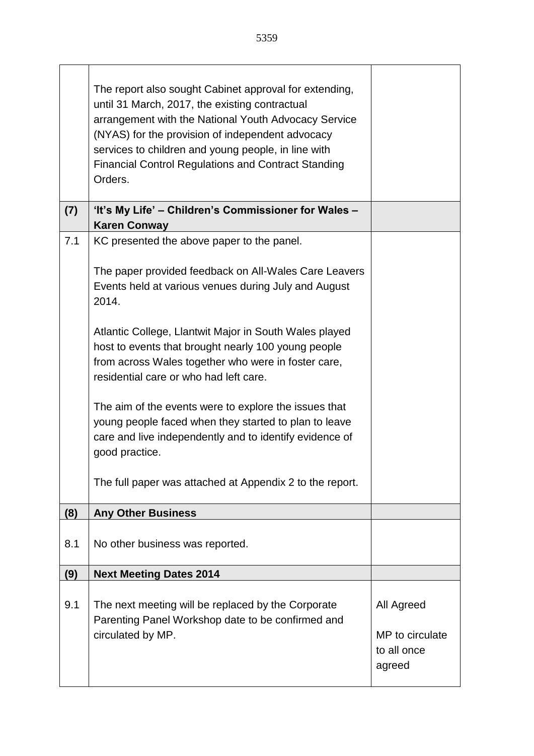| | | |
|---|---|---|
| | The report also sought Cabinet approval for extending, until 31 March, 2017, the existing contractual arrangement with the National Youth Advocacy Service (NYAS) for the provision of independent advocacy services to children and young people, in line with Financial Control Regulations and Contract Standing Orders. | |
| **(7)** | **'It's My Life' – Children's Commissioner for Wales – Karen Conway** | |
| 7.1 | KC presented the above paper to the panel.<br><br>The paper provided feedback on All-Wales Care Leavers Events held at various venues during July and August 2014.<br><br>Atlantic College, Llantwit Major in South Wales played host to events that brought nearly 100 young people from across Wales together who were in foster care, residential care or who had left care.<br><br>The aim of the events were to explore the issues that young people faced when they started to plan to leave care and live independently and to identify evidence of good practice.<br><br>The full paper was attached at Appendix 2 to the report. | |
| **(8)** | **Any Other Business** | |
| 8.1 | No other business was reported. | |
| **(9)** | **Next Meeting Dates 2014** | |
| 9.1 | The next meeting will be replaced by the Corporate Parenting Panel Workshop date to be confirmed and circulated by MP. | All Agreed<br><br>MP to circulate to all once agreed |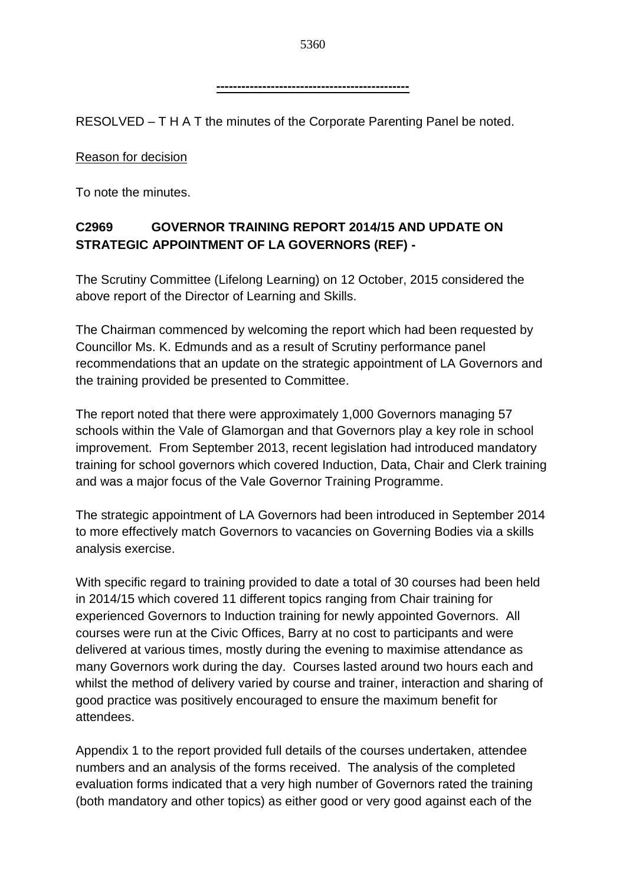---

RESOLVED – T H A T the minutes of the Corporate Parenting Panel be noted.

Reason for decision

To note the minutes.

**C2969 GOVERNOR TRAINING REPORT 2014/15 AND UPDATE ON STRATEGIC APPOINTMENT OF LA GOVERNORS (REF) -**

The Scrutiny Committee (Lifelong Learning) on 12 October, 2015 considered the above report of the Director of Learning and Skills.

The Chairman commenced by welcoming the report which had been requested by Councillor Ms. K. Edmunds and as a result of Scrutiny performance panel recommendations that an update on the strategic appointment of LA Governors and the training provided be presented to Committee.

The report noted that there were approximately 1,000 Governors managing 57 schools within the Vale of Glamorgan and that Governors play a key role in school improvement. From September 2013, recent legislation had introduced mandatory training for school governors which covered Induction, Data, Chair and Clerk training and was a major focus of the Vale Governor Training Programme.

The strategic appointment of LA Governors had been introduced in September 2014 to more effectively match Governors to vacancies on Governing Bodies via a skills analysis exercise.

With specific regard to training provided to date a total of 30 courses had been held in 2014/15 which covered 11 different topics ranging from Chair training for experienced Governors to Induction training for newly appointed Governors. All courses were run at the Civic Offices, Barry at no cost to participants and were delivered at various times, mostly during the evening to maximise attendance as many Governors work during the day. Courses lasted around two hours each and whilst the method of delivery varied by course and trainer, interaction and sharing of good practice was positively encouraged to ensure the maximum benefit for attendees.

Appendix 1 to the report provided full details of the courses undertaken, attendee numbers and an analysis of the forms received. The analysis of the completed evaluation forms indicated that a very high number of Governors rated the training (both mandatory and other topics) as either good or very good against each of the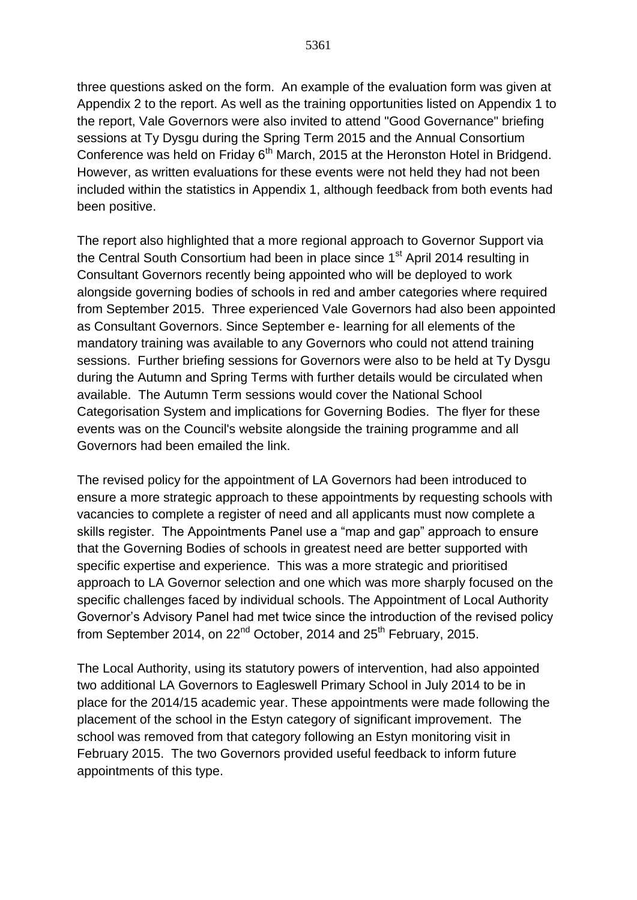three questions asked on the form. An example of the evaluation form was given at Appendix 2 to the report. As well as the training opportunities listed on Appendix 1 to the report, Vale Governors were also invited to attend "Good Governance" briefing sessions at Ty Dysgu during the Spring Term 2015 and the Annual Consortium Conference was held on Friday 6th March, 2015 at the Heronston Hotel in Bridgend. However, as written evaluations for these events were not held they had not been included within the statistics in Appendix 1, although feedback from both events had been positive.

The report also highlighted that a more regional approach to Governor Support via the Central South Consortium had been in place since 1st April 2014 resulting in Consultant Governors recently being appointed who will be deployed to work alongside governing bodies of schools in red and amber categories where required from September 2015. Three experienced Vale Governors had also been appointed as Consultant Governors. Since September e- learning for all elements of the mandatory training was available to any Governors who could not attend training sessions. Further briefing sessions for Governors were also to be held at Ty Dysgu during the Autumn and Spring Terms with further details would be circulated when available. The Autumn Term sessions would cover the National School Categorisation System and implications for Governing Bodies. The flyer for these events was on the Council's website alongside the training programme and all Governors had been emailed the link.

The revised policy for the appointment of LA Governors had been introduced to ensure a more strategic approach to these appointments by requesting schools with vacancies to complete a register of need and all applicants must now complete a skills register. The Appointments Panel use a "map and gap" approach to ensure that the Governing Bodies of schools in greatest need are better supported with specific expertise and experience. This was a more strategic and prioritised approach to LA Governor selection and one which was more sharply focused on the specific challenges faced by individual schools. The Appointment of Local Authority Governor's Advisory Panel had met twice since the introduction of the revised policy from September 2014, on 22nd October, 2014 and 25th February, 2015.

The Local Authority, using its statutory powers of intervention, had also appointed two additional LA Governors to Eagleswell Primary School in July 2014 to be in place for the 2014/15 academic year. These appointments were made following the placement of the school in the Estyn category of significant improvement. The school was removed from that category following an Estyn monitoring visit in February 2015. The two Governors provided useful feedback to inform future appointments of this type.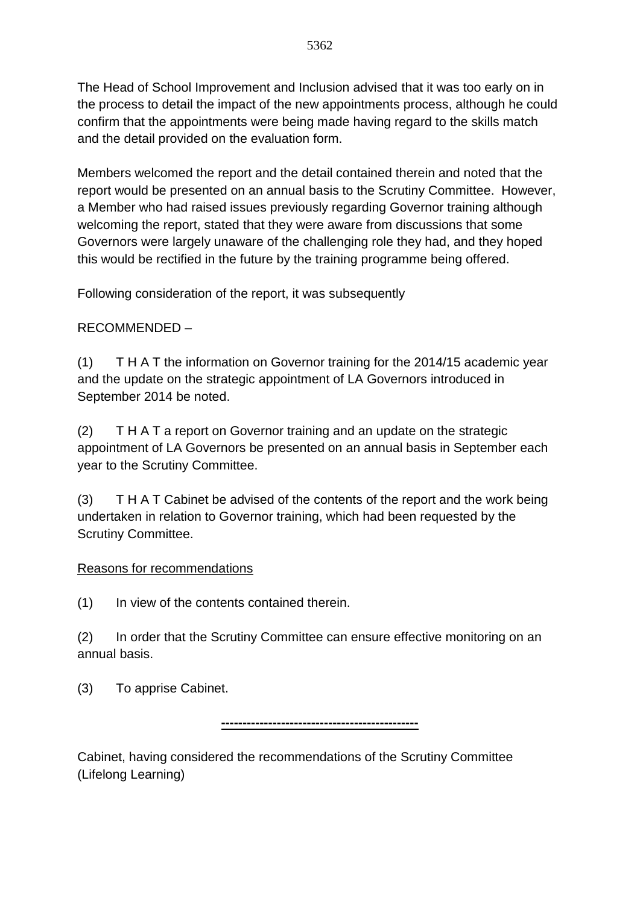The Head of School Improvement and Inclusion advised that it was too early on in the process to detail the impact of the new appointments process, although he could confirm that the appointments were being made having regard to the skills match and the detail provided on the evaluation form.

Members welcomed the report and the detail contained therein and noted that the report would be presented on an annual basis to the Scrutiny Committee. However, a Member who had raised issues previously regarding Governor training although welcoming the report, stated that they were aware from discussions that some Governors were largely unaware of the challenging role they had, and they hoped this would be rectified in the future by the training programme being offered.

Following consideration of the report, it was subsequently

RECOMMENDED –

(1) T H A T the information on Governor training for the 2014/15 academic year and the update on the strategic appointment of LA Governors introduced in September 2014 be noted.

(2) T H A T a report on Governor training and an update on the strategic appointment of LA Governors be presented on an annual basis in September each year to the Scrutiny Committee.

(3) T H A T Cabinet be advised of the contents of the report and the work being undertaken in relation to Governor training, which had been requested by the Scrutiny Committee.

Reasons for recommendations

(1) In view of the contents contained therein.

(2) In order that the Scrutiny Committee can ensure effective monitoring on an annual basis.

(3) To apprise Cabinet.

---

Cabinet, having considered the recommendations of the Scrutiny Committee (Lifelong Learning)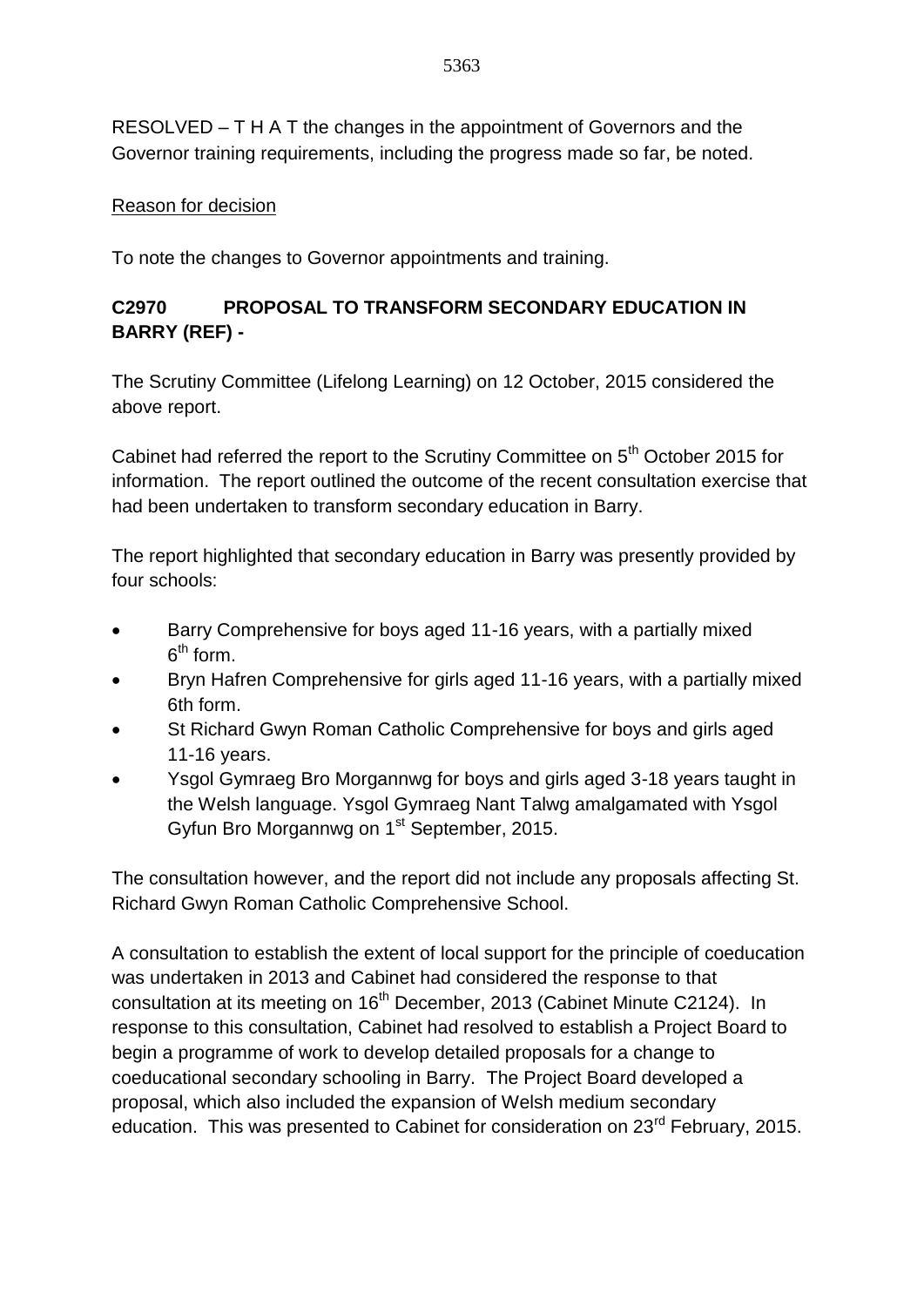RESOLVED – T H A T the changes in the appointment of Governors and the Governor training requirements, including the progress made so far, be noted.

Reason for decision

To note the changes to Governor appointments and training.

**C2970 PROPOSAL TO TRANSFORM SECONDARY EDUCATION IN BARRY (REF) -**

The Scrutiny Committee (Lifelong Learning) on 12 October, 2015 considered the above report.

Cabinet had referred the report to the Scrutiny Committee on 5th October 2015 for information. The report outlined the outcome of the recent consultation exercise that had been undertaken to transform secondary education in Barry.

The report highlighted that secondary education in Barry was presently provided by four schools:

- Barry Comprehensive for boys aged 11-16 years, with a partially mixed 6th form.
- Bryn Hafren Comprehensive for girls aged 11-16 years, with a partially mixed 6th form.
- St Richard Gwyn Roman Catholic Comprehensive for boys and girls aged 11-16 years.
- Ysgol Gymraeg Bro Morgannwg for boys and girls aged 3-18 years taught in the Welsh language. Ysgol Gymraeg Nant Talwg amalgamated with Ysgol Gyfun Bro Morgannwg on 1st September, 2015.

The consultation however, and the report did not include any proposals affecting St. Richard Gwyn Roman Catholic Comprehensive School.

A consultation to establish the extent of local support for the principle of coeducation was undertaken in 2013 and Cabinet had considered the response to that consultation at its meeting on 16th December, 2013 (Cabinet Minute C2124). In response to this consultation, Cabinet had resolved to establish a Project Board to begin a programme of work to develop detailed proposals for a change to coeducational secondary schooling in Barry. The Project Board developed a proposal, which also included the expansion of Welsh medium secondary education. This was presented to Cabinet for consideration on 23rd February, 2015.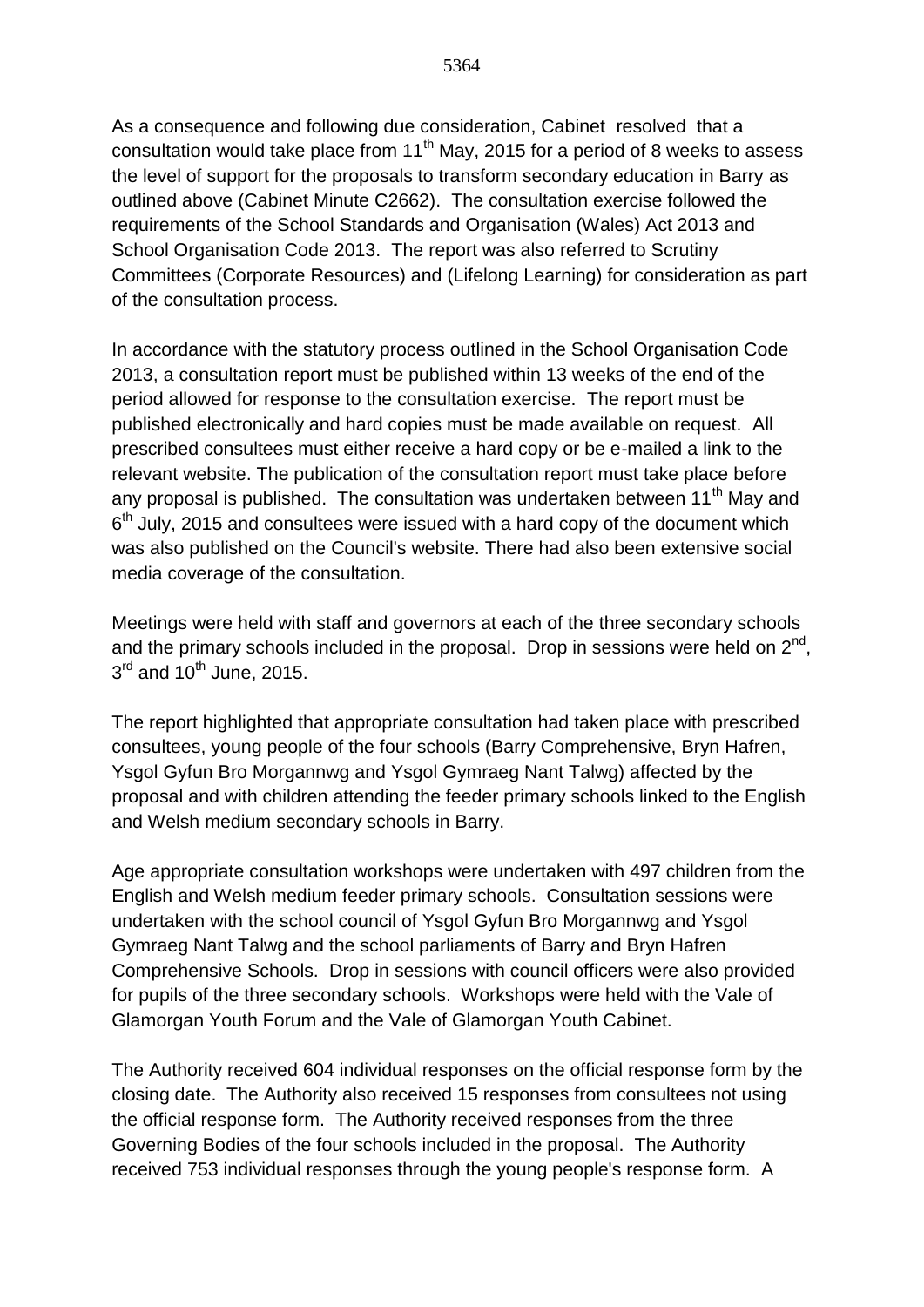As a consequence and following due consideration, Cabinet resolved that a consultation would take place from 11th May, 2015 for a period of 8 weeks to assess the level of support for the proposals to transform secondary education in Barry as outlined above (Cabinet Minute C2662). The consultation exercise followed the requirements of the School Standards and Organisation (Wales) Act 2013 and School Organisation Code 2013. The report was also referred to Scrutiny Committees (Corporate Resources) and (Lifelong Learning) for consideration as part of the consultation process.

In accordance with the statutory process outlined in the School Organisation Code 2013, a consultation report must be published within 13 weeks of the end of the period allowed for response to the consultation exercise. The report must be published electronically and hard copies must be made available on request. All prescribed consultees must either receive a hard copy or be e-mailed a link to the relevant website. The publication of the consultation report must take place before any proposal is published. The consultation was undertaken between 11th May and 6th July, 2015 and consultees were issued with a hard copy of the document which was also published on the Council's website. There had also been extensive social media coverage of the consultation.

Meetings were held with staff and governors at each of the three secondary schools and the primary schools included in the proposal. Drop in sessions were held on 2nd, 3rd and 10th June, 2015.

The report highlighted that appropriate consultation had taken place with prescribed consultees, young people of the four schools (Barry Comprehensive, Bryn Hafren, Ysgol Gyfun Bro Morgannwg and Ysgol Gymraeg Nant Talwg) affected by the proposal and with children attending the feeder primary schools linked to the English and Welsh medium secondary schools in Barry.

Age appropriate consultation workshops were undertaken with 497 children from the English and Welsh medium feeder primary schools. Consultation sessions were undertaken with the school council of Ysgol Gyfun Bro Morgannwg and Ysgol Gymraeg Nant Talwg and the school parliaments of Barry and Bryn Hafren Comprehensive Schools. Drop in sessions with council officers were also provided for pupils of the three secondary schools. Workshops were held with the Vale of Glamorgan Youth Forum and the Vale of Glamorgan Youth Cabinet.

The Authority received 604 individual responses on the official response form by the closing date. The Authority also received 15 responses from consultees not using the official response form. The Authority received responses from the three Governing Bodies of the four schools included in the proposal. The Authority received 753 individual responses through the young people's response form. A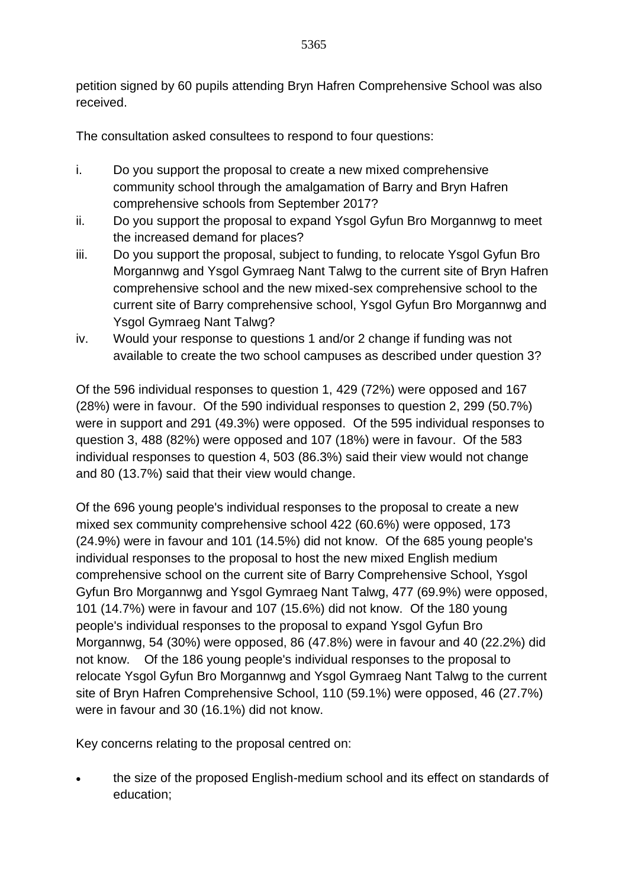petition signed by 60 pupils attending Bryn Hafren Comprehensive School was also received.

The consultation asked consultees to respond to four questions:

i. Do you support the proposal to create a new mixed comprehensive community school through the amalgamation of Barry and Bryn Hafren comprehensive schools from September 2017?
ii. Do you support the proposal to expand Ysgol Gyfun Bro Morgannwg to meet the increased demand for places?
iii. Do you support the proposal, subject to funding, to relocate Ysgol Gyfun Bro Morgannwg and Ysgol Gymraeg Nant Talwg to the current site of Bryn Hafren comprehensive school and the new mixed-sex comprehensive school to the current site of Barry comprehensive school, Ysgol Gyfun Bro Morgannwg and Ysgol Gymraeg Nant Talwg?
iv. Would your response to questions 1 and/or 2 change if funding was not available to create the two school campuses as described under question 3?

Of the 596 individual responses to question 1, 429 (72%) were opposed and 167 (28%) were in favour. Of the 590 individual responses to question 2, 299 (50.7%) were in support and 291 (49.3%) were opposed. Of the 595 individual responses to question 3, 488 (82%) were opposed and 107 (18%) were in favour. Of the 583 individual responses to question 4, 503 (86.3%) said their view would not change and 80 (13.7%) said that their view would change.

Of the 696 young people's individual responses to the proposal to create a new mixed sex community comprehensive school 422 (60.6%) were opposed, 173 (24.9%) were in favour and 101 (14.5%) did not know. Of the 685 young people's individual responses to the proposal to host the new mixed English medium comprehensive school on the current site of Barry Comprehensive School, Ysgol Gyfun Bro Morgannwg and Ysgol Gymraeg Nant Talwg, 477 (69.9%) were opposed, 101 (14.7%) were in favour and 107 (15.6%) did not know. Of the 180 young people's individual responses to the proposal to expand Ysgol Gyfun Bro Morgannwg, 54 (30%) were opposed, 86 (47.8%) were in favour and 40 (22.2%) did not know. Of the 186 young people's individual responses to the proposal to relocate Ysgol Gyfun Bro Morgannwg and Ysgol Gymraeg Nant Talwg to the current site of Bryn Hafren Comprehensive School, 110 (59.1%) were opposed, 46 (27.7%) were in favour and 30 (16.1%) did not know.

Key concerns relating to the proposal centred on:

- the size of the proposed English-medium school and its effect on standards of education;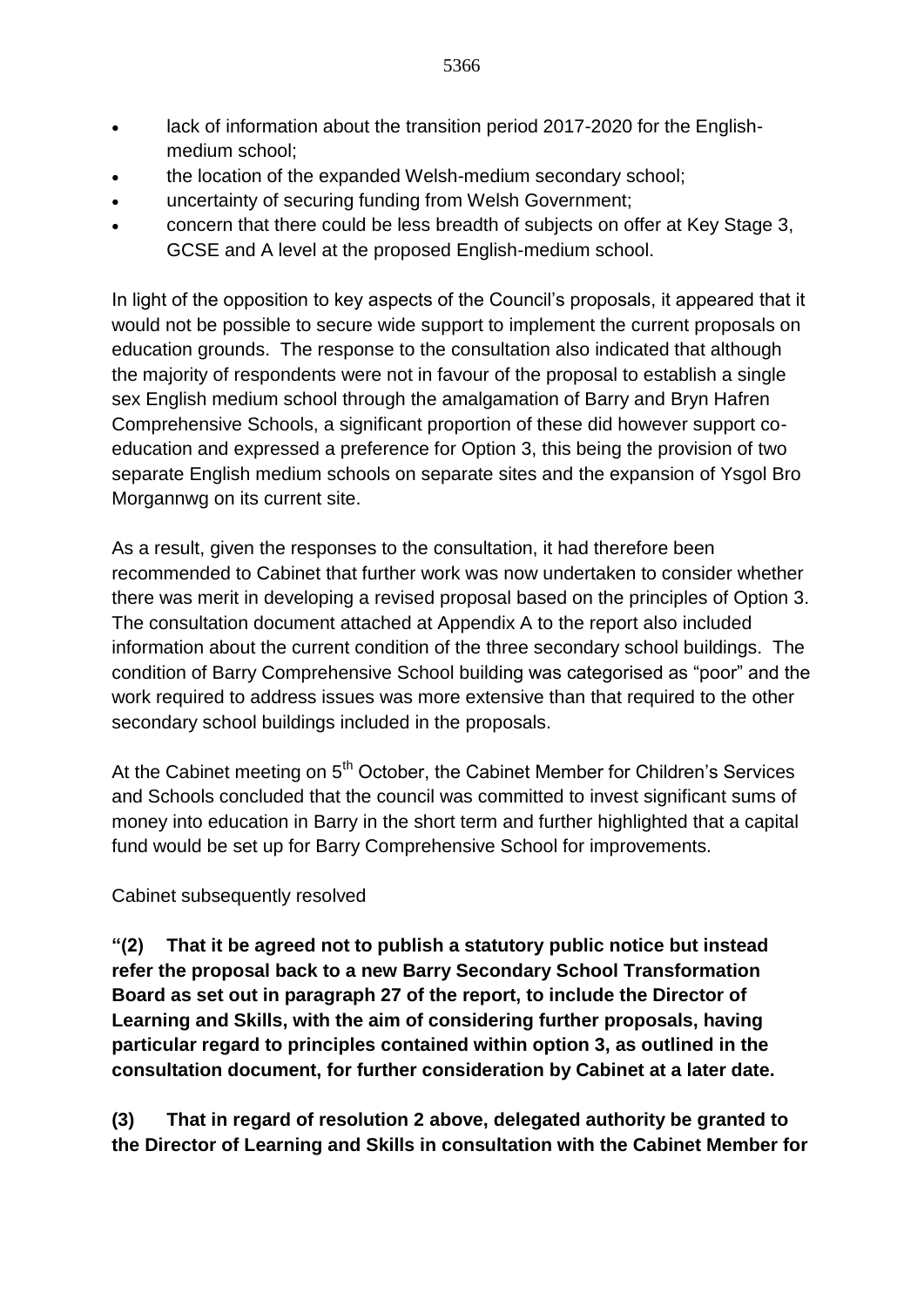- lack of information about the transition period 2017-2020 for the English-medium school;
- the location of the expanded Welsh-medium secondary school;
- uncertainty of securing funding from Welsh Government;
- concern that there could be less breadth of subjects on offer at Key Stage 3, GCSE and A level at the proposed English-medium school.

In light of the opposition to key aspects of the Council's proposals, it appeared that it would not be possible to secure wide support to implement the current proposals on education grounds. The response to the consultation also indicated that although the majority of respondents were not in favour of the proposal to establish a single sex English medium school through the amalgamation of Barry and Bryn Hafren Comprehensive Schools, a significant proportion of these did however support co-education and expressed a preference for Option 3, this being the provision of two separate English medium schools on separate sites and the expansion of Ysgol Bro Morgannwg on its current site.

As a result, given the responses to the consultation, it had therefore been recommended to Cabinet that further work was now undertaken to consider whether there was merit in developing a revised proposal based on the principles of Option 3. The consultation document attached at Appendix A to the report also included information about the current condition of the three secondary school buildings. The condition of Barry Comprehensive School building was categorised as "poor" and the work required to address issues was more extensive than that required to the other secondary school buildings included in the proposals.

At the Cabinet meeting on 5th October, the Cabinet Member for Children's Services and Schools concluded that the council was committed to invest significant sums of money into education in Barry in the short term and further highlighted that a capital fund would be set up for Barry Comprehensive School for improvements.

Cabinet subsequently resolved

**"(2) That it be agreed not to publish a statutory public notice but instead refer the proposal back to a new Barry Secondary School Transformation Board as set out in paragraph 27 of the report, to include the Director of Learning and Skills, with the aim of considering further proposals, having particular regard to principles contained within option 3, as outlined in the consultation document, for further consideration by Cabinet at a later date.**

**(3) That in regard of resolution 2 above, delegated authority be granted to the Director of Learning and Skills in consultation with the Cabinet Member for**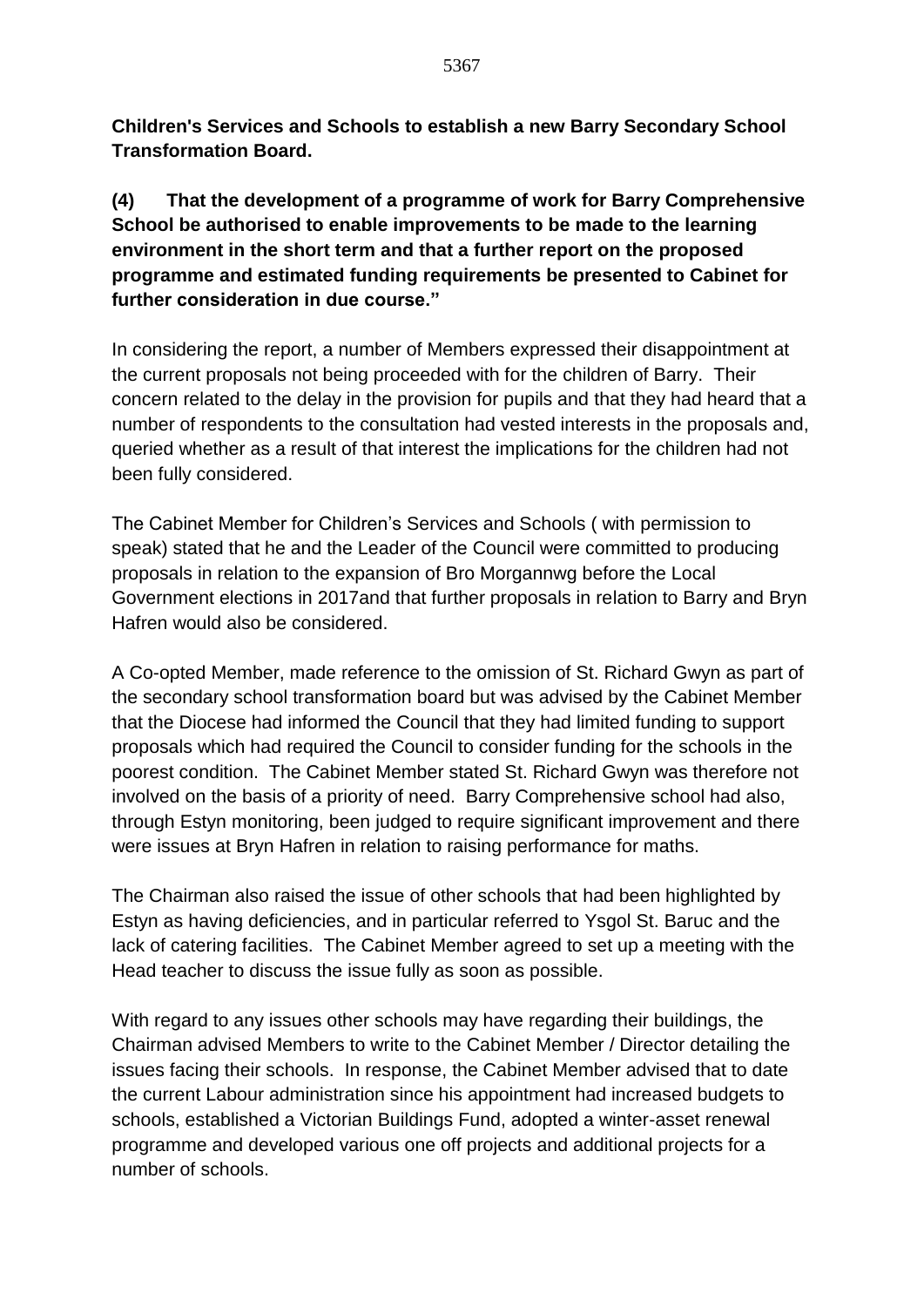**Children's Services and Schools to establish a new Barry Secondary School Transformation Board.**

**(4) That the development of a programme of work for Barry Comprehensive School be authorised to enable improvements to be made to the learning environment in the short term and that a further report on the proposed programme and estimated funding requirements be presented to Cabinet for further consideration in due course."**

In considering the report, a number of Members expressed their disappointment at the current proposals not being proceeded with for the children of Barry. Their concern related to the delay in the provision for pupils and that they had heard that a number of respondents to the consultation had vested interests in the proposals and, queried whether as a result of that interest the implications for the children had not been fully considered.

The Cabinet Member for Children's Services and Schools ( with permission to speak) stated that he and the Leader of the Council were committed to producing proposals in relation to the expansion of Bro Morgannwg before the Local Government elections in 2017and that further proposals in relation to Barry and Bryn Hafren would also be considered.

A Co-opted Member, made reference to the omission of St. Richard Gwyn as part of the secondary school transformation board but was advised by the Cabinet Member that the Diocese had informed the Council that they had limited funding to support proposals which had required the Council to consider funding for the schools in the poorest condition. The Cabinet Member stated St. Richard Gwyn was therefore not involved on the basis of a priority of need. Barry Comprehensive school had also, through Estyn monitoring, been judged to require significant improvement and there were issues at Bryn Hafren in relation to raising performance for maths.

The Chairman also raised the issue of other schools that had been highlighted by Estyn as having deficiencies, and in particular referred to Ysgol St. Baruc and the lack of catering facilities. The Cabinet Member agreed to set up a meeting with the Head teacher to discuss the issue fully as soon as possible.

With regard to any issues other schools may have regarding their buildings, the Chairman advised Members to write to the Cabinet Member / Director detailing the issues facing their schools. In response, the Cabinet Member advised that to date the current Labour administration since his appointment had increased budgets to schools, established a Victorian Buildings Fund, adopted a winter-asset renewal programme and developed various one off projects and additional projects for a number of schools.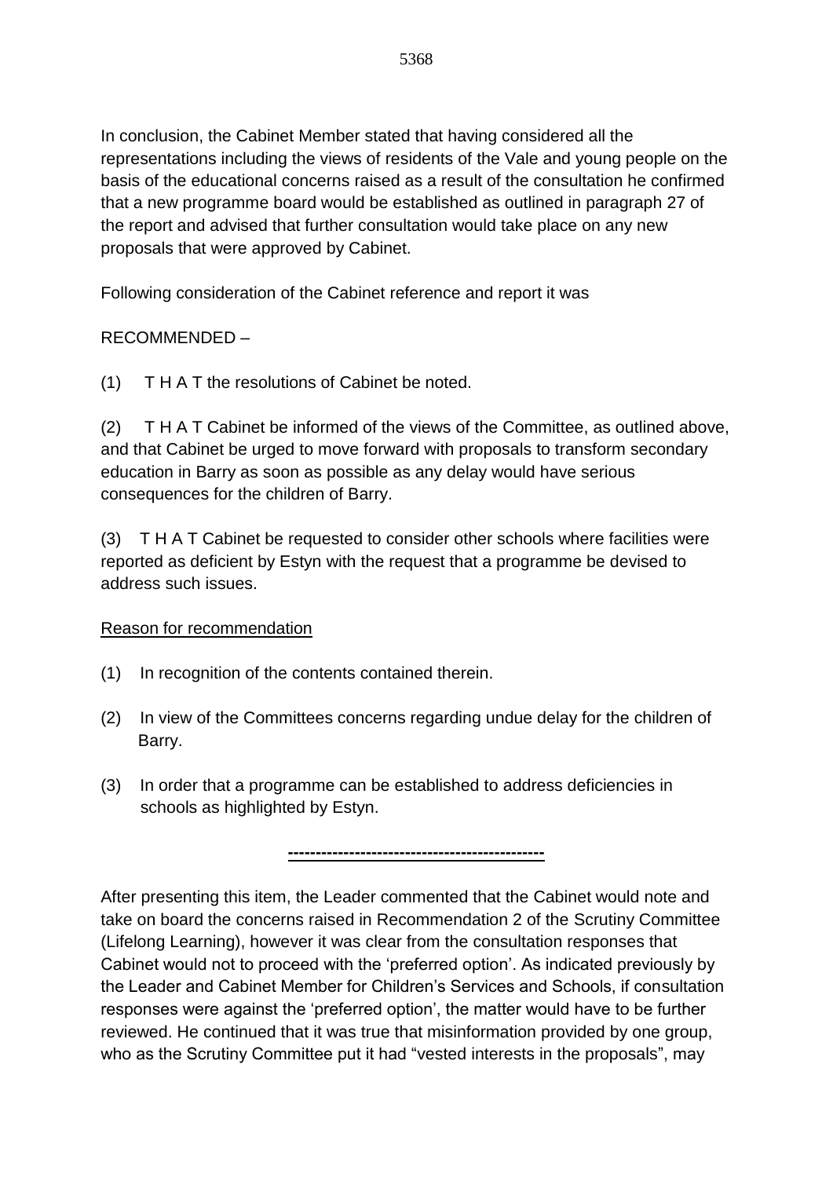In conclusion, the Cabinet Member stated that having considered all the representations including the views of residents of the Vale and young people on the basis of the educational concerns raised as a result of the consultation he confirmed that a new programme board would be established as outlined in paragraph 27 of the report and advised that further consultation would take place on any new proposals that were approved by Cabinet.

Following consideration of the Cabinet reference and report it was

RECOMMENDED –

(1) T H A T the resolutions of Cabinet be noted.

(2) T H A T Cabinet be informed of the views of the Committee, as outlined above, and that Cabinet be urged to move forward with proposals to transform secondary education in Barry as soon as possible as any delay would have serious consequences for the children of Barry.

(3) T H A T Cabinet be requested to consider other schools where facilities were reported as deficient by Estyn with the request that a programme be devised to address such issues.

Reason for recommendation

(1) In recognition of the contents contained therein.

(2) In view of the Committees concerns regarding undue delay for the children of Barry.

(3) In order that a programme can be established to address deficiencies in schools as highlighted by Estyn.

---

After presenting this item, the Leader commented that the Cabinet would note and take on board the concerns raised in Recommendation 2 of the Scrutiny Committee (Lifelong Learning), however it was clear from the consultation responses that Cabinet would not to proceed with the 'preferred option'. As indicated previously by the Leader and Cabinet Member for Children's Services and Schools, if consultation responses were against the 'preferred option', the matter would have to be further reviewed. He continued that it was true that misinformation provided by one group, who as the Scrutiny Committee put it had "vested interests in the proposals", may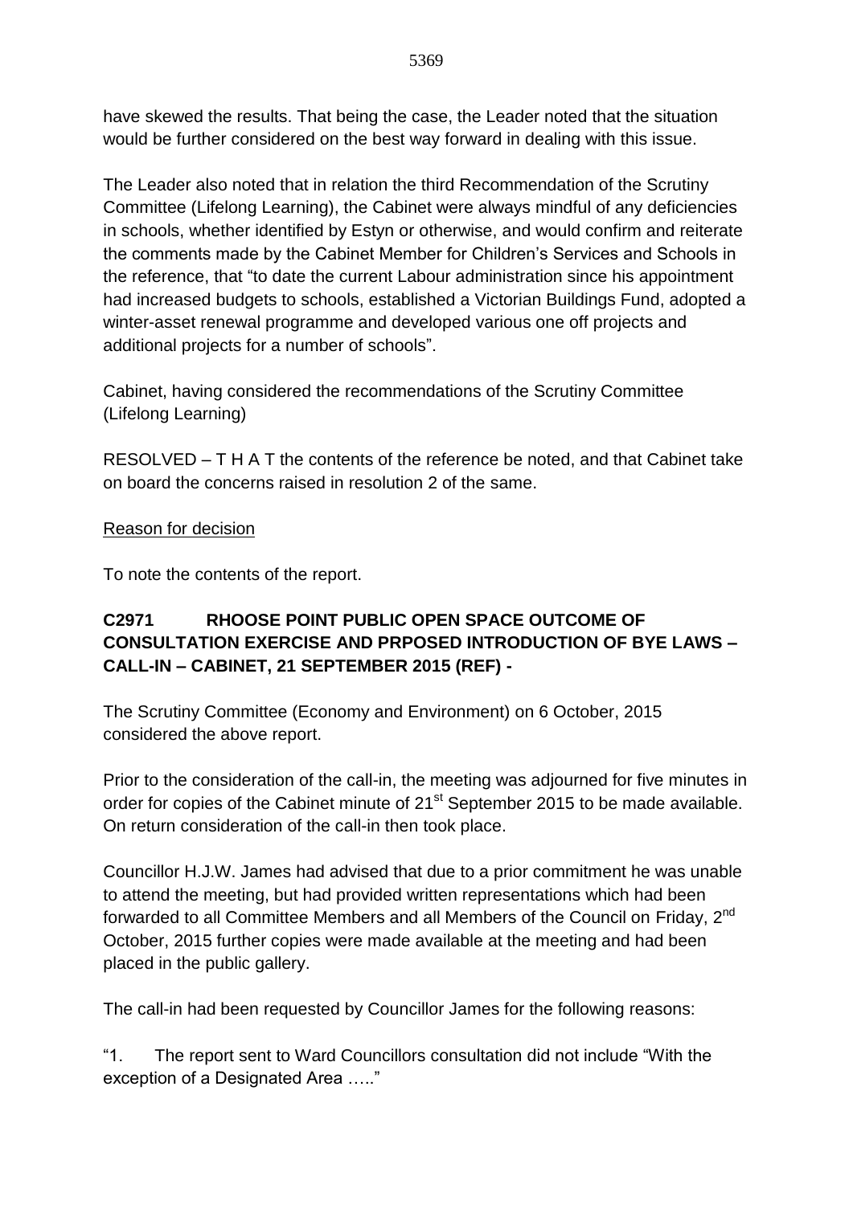have skewed the results. That being the case, the Leader noted that the situation would be further considered on the best way forward in dealing with this issue.

The Leader also noted that in relation the third Recommendation of the Scrutiny Committee (Lifelong Learning), the Cabinet were always mindful of any deficiencies in schools, whether identified by Estyn or otherwise, and would confirm and reiterate the comments made by the Cabinet Member for Children's Services and Schools in the reference, that "to date the current Labour administration since his appointment had increased budgets to schools, established a Victorian Buildings Fund, adopted a winter-asset renewal programme and developed various one off projects and additional projects for a number of schools".

Cabinet, having considered the recommendations of the Scrutiny Committee (Lifelong Learning)

RESOLVED – T H A T the contents of the reference be noted, and that Cabinet take on board the concerns raised in resolution 2 of the same.

Reason for decision

To note the contents of the report.

**C2971 RHOOSE POINT PUBLIC OPEN SPACE OUTCOME OF CONSULTATION EXERCISE AND PRPOSED INTRODUCTION OF BYE LAWS – CALL-IN – CABINET, 21 SEPTEMBER 2015 (REF) -**

The Scrutiny Committee (Economy and Environment) on 6 October, 2015 considered the above report.

Prior to the consideration of the call-in, the meeting was adjourned for five minutes in order for copies of the Cabinet minute of 21st September 2015 to be made available. On return consideration of the call-in then took place.

Councillor H.J.W. James had advised that due to a prior commitment he was unable to attend the meeting, but had provided written representations which had been forwarded to all Committee Members and all Members of the Council on Friday, 2nd October, 2015 further copies were made available at the meeting and had been placed in the public gallery.

The call-in had been requested by Councillor James for the following reasons:

"1. The report sent to Ward Councillors consultation did not include "With the exception of a Designated Area ….."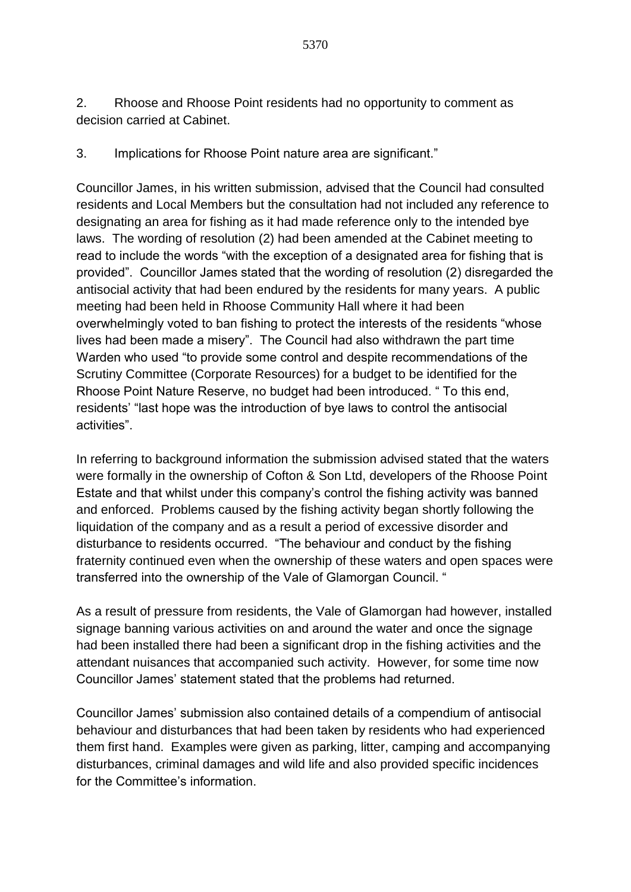2. Rhoose and Rhoose Point residents had no opportunity to comment as decision carried at Cabinet.

3. Implications for Rhoose Point nature area are significant."

Councillor James, in his written submission, advised that the Council had consulted residents and Local Members but the consultation had not included any reference to designating an area for fishing as it had made reference only to the intended bye laws. The wording of resolution (2) had been amended at the Cabinet meeting to read to include the words "with the exception of a designated area for fishing that is provided". Councillor James stated that the wording of resolution (2) disregarded the antisocial activity that had been endured by the residents for many years. A public meeting had been held in Rhoose Community Hall where it had been overwhelmingly voted to ban fishing to protect the interests of the residents "whose lives had been made a misery". The Council had also withdrawn the part time Warden who used "to provide some control and despite recommendations of the Scrutiny Committee (Corporate Resources) for a budget to be identified for the Rhoose Point Nature Reserve, no budget had been introduced. " To this end, residents' "last hope was the introduction of bye laws to control the antisocial activities".

In referring to background information the submission advised stated that the waters were formally in the ownership of Cofton & Son Ltd, developers of the Rhoose Point Estate and that whilst under this company's control the fishing activity was banned and enforced. Problems caused by the fishing activity began shortly following the liquidation of the company and as a result a period of excessive disorder and disturbance to residents occurred. "The behaviour and conduct by the fishing fraternity continued even when the ownership of these waters and open spaces were transferred into the ownership of the Vale of Glamorgan Council. "

As a result of pressure from residents, the Vale of Glamorgan had however, installed signage banning various activities on and around the water and once the signage had been installed there had been a significant drop in the fishing activities and the attendant nuisances that accompanied such activity. However, for some time now Councillor James' statement stated that the problems had returned.

Councillor James' submission also contained details of a compendium of antisocial behaviour and disturbances that had been taken by residents who had experienced them first hand. Examples were given as parking, litter, camping and accompanying disturbances, criminal damages and wild life and also provided specific incidences for the Committee's information.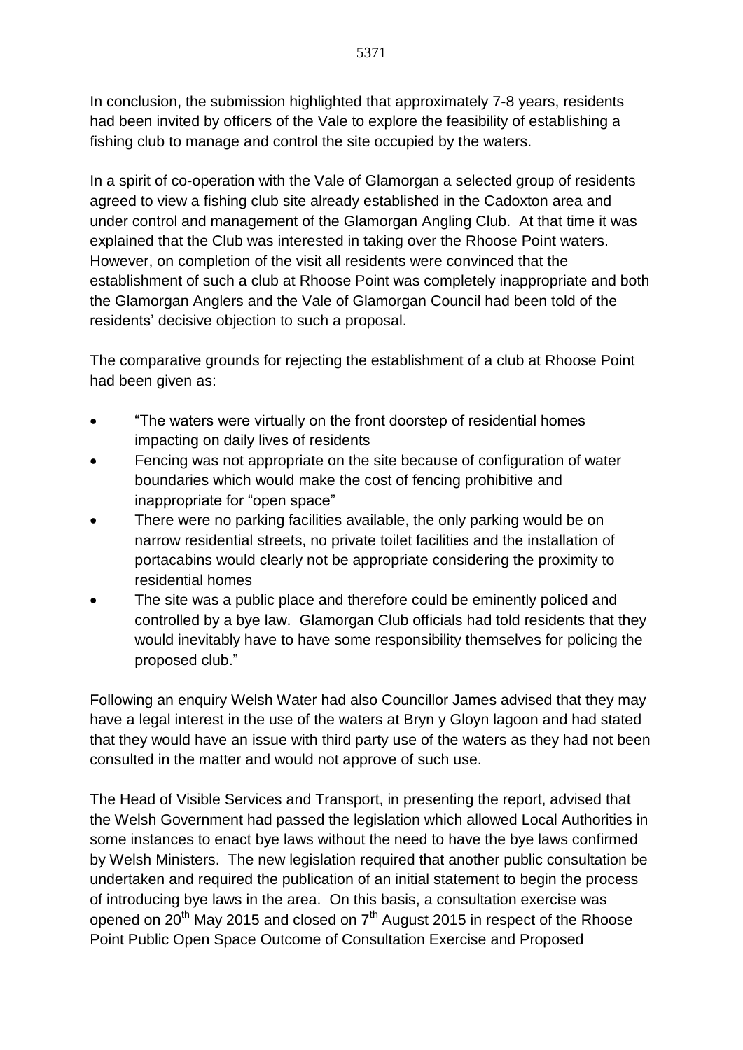In conclusion, the submission highlighted that approximately 7-8 years, residents had been invited by officers of the Vale to explore the feasibility of establishing a fishing club to manage and control the site occupied by the waters.

In a spirit of co-operation with the Vale of Glamorgan a selected group of residents agreed to view a fishing club site already established in the Cadoxton area and under control and management of the Glamorgan Angling Club. At that time it was explained that the Club was interested in taking over the Rhoose Point waters. However, on completion of the visit all residents were convinced that the establishment of such a club at Rhoose Point was completely inappropriate and both the Glamorgan Anglers and the Vale of Glamorgan Council had been told of the residents' decisive objection to such a proposal.

The comparative grounds for rejecting the establishment of a club at Rhoose Point had been given as:

- "The waters were virtually on the front doorstep of residential homes impacting on daily lives of residents
- Fencing was not appropriate on the site because of configuration of water boundaries which would make the cost of fencing prohibitive and inappropriate for "open space"
- There were no parking facilities available, the only parking would be on narrow residential streets, no private toilet facilities and the installation of portacabins would clearly not be appropriate considering the proximity to residential homes
- The site was a public place and therefore could be eminently policed and controlled by a bye law. Glamorgan Club officials had told residents that they would inevitably have to have some responsibility themselves for policing the proposed club."

Following an enquiry Welsh Water had also Councillor James advised that they may have a legal interest in the use of the waters at Bryn y Gloyn lagoon and had stated that they would have an issue with third party use of the waters as they had not been consulted in the matter and would not approve of such use.

The Head of Visible Services and Transport, in presenting the report, advised that the Welsh Government had passed the legislation which allowed Local Authorities in some instances to enact bye laws without the need to have the bye laws confirmed by Welsh Ministers. The new legislation required that another public consultation be undertaken and required the publication of an initial statement to begin the process of introducing bye laws in the area. On this basis, a consultation exercise was opened on 20th May 2015 and closed on 7th August 2015 in respect of the Rhoose Point Public Open Space Outcome of Consultation Exercise and Proposed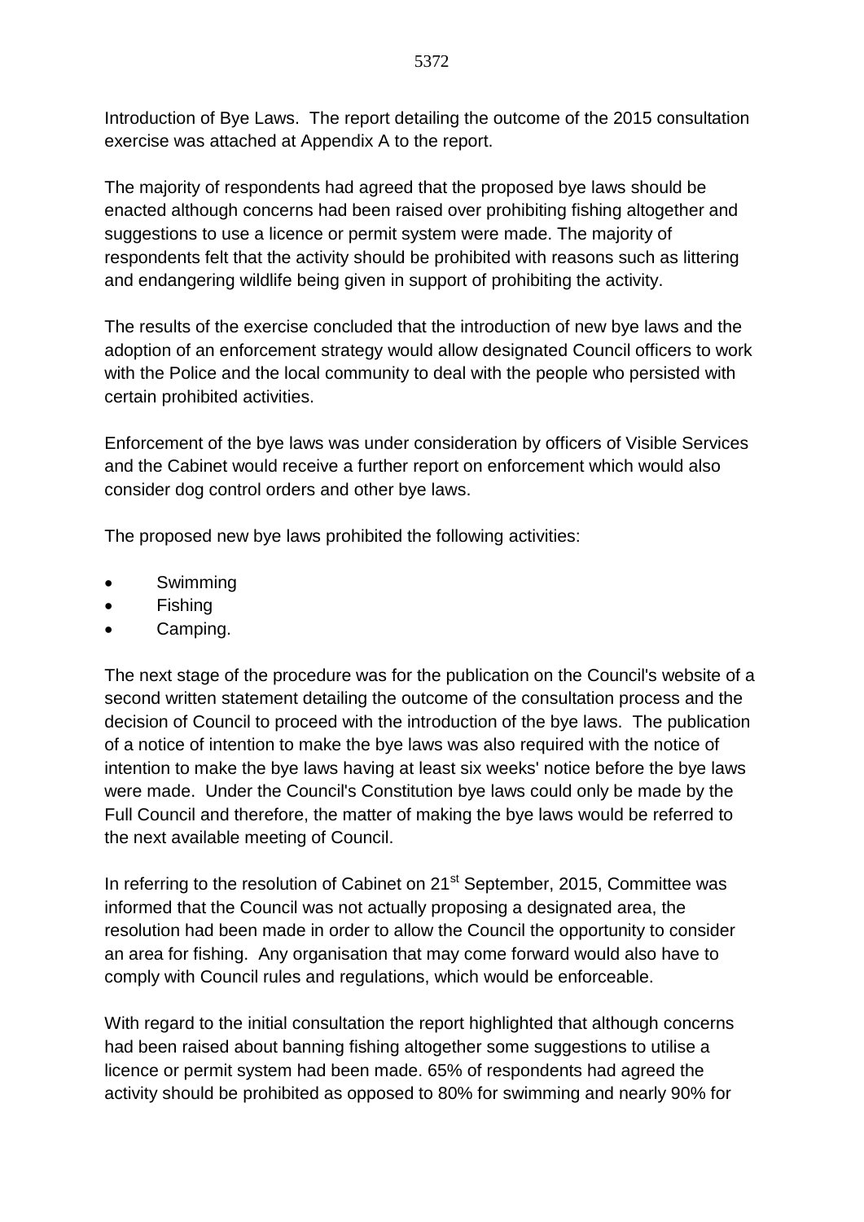Introduction of Bye Laws. The report detailing the outcome of the 2015 consultation exercise was attached at Appendix A to the report.

The majority of respondents had agreed that the proposed bye laws should be enacted although concerns had been raised over prohibiting fishing altogether and suggestions to use a licence or permit system were made. The majority of respondents felt that the activity should be prohibited with reasons such as littering and endangering wildlife being given in support of prohibiting the activity.

The results of the exercise concluded that the introduction of new bye laws and the adoption of an enforcement strategy would allow designated Council officers to work with the Police and the local community to deal with the people who persisted with certain prohibited activities.

Enforcement of the bye laws was under consideration by officers of Visible Services and the Cabinet would receive a further report on enforcement which would also consider dog control orders and other bye laws.

The proposed new bye laws prohibited the following activities:

- Swimming
- Fishing
- Camping.

The next stage of the procedure was for the publication on the Council's website of a second written statement detailing the outcome of the consultation process and the decision of Council to proceed with the introduction of the bye laws. The publication of a notice of intention to make the bye laws was also required with the notice of intention to make the bye laws having at least six weeks' notice before the bye laws were made. Under the Council's Constitution bye laws could only be made by the Full Council and therefore, the matter of making the bye laws would be referred to the next available meeting of Council.

In referring to the resolution of Cabinet on 21st September, 2015, Committee was informed that the Council was not actually proposing a designated area, the resolution had been made in order to allow the Council the opportunity to consider an area for fishing. Any organisation that may come forward would also have to comply with Council rules and regulations, which would be enforceable.

With regard to the initial consultation the report highlighted that although concerns had been raised about banning fishing altogether some suggestions to utilise a licence or permit system had been made. 65% of respondents had agreed the activity should be prohibited as opposed to 80% for swimming and nearly 90% for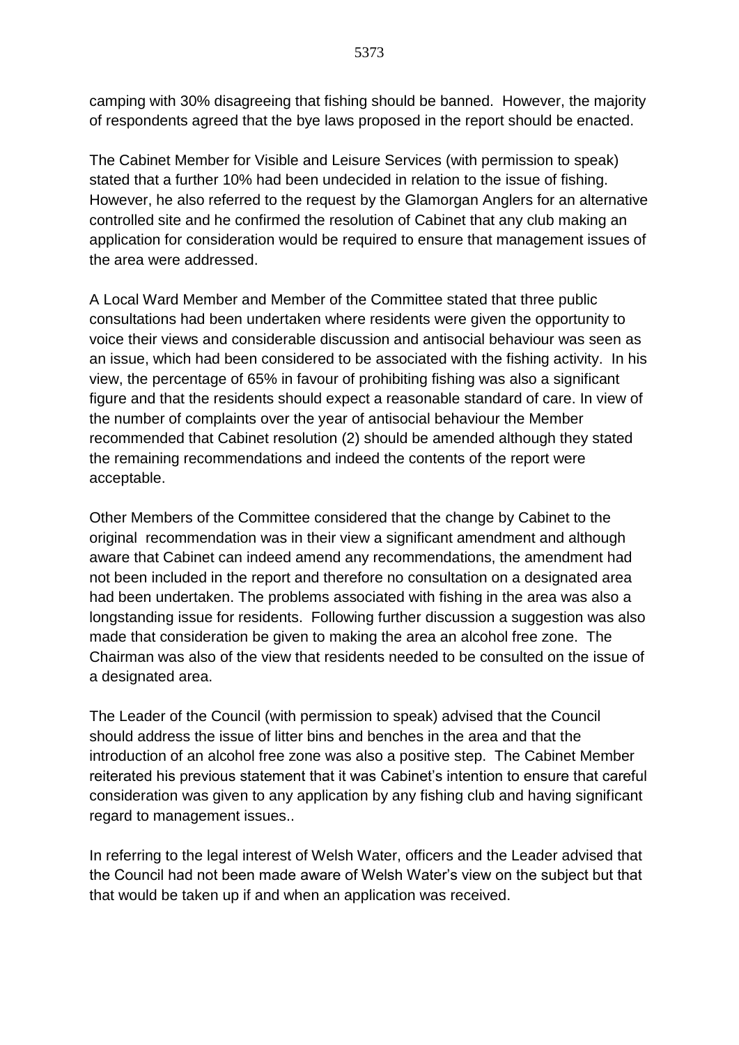camping with 30% disagreeing that fishing should be banned. However, the majority of respondents agreed that the bye laws proposed in the report should be enacted.

The Cabinet Member for Visible and Leisure Services (with permission to speak) stated that a further 10% had been undecided in relation to the issue of fishing. However, he also referred to the request by the Glamorgan Anglers for an alternative controlled site and he confirmed the resolution of Cabinet that any club making an application for consideration would be required to ensure that management issues of the area were addressed.

A Local Ward Member and Member of the Committee stated that three public consultations had been undertaken where residents were given the opportunity to voice their views and considerable discussion and antisocial behaviour was seen as an issue, which had been considered to be associated with the fishing activity. In his view, the percentage of 65% in favour of prohibiting fishing was also a significant figure and that the residents should expect a reasonable standard of care. In view of the number of complaints over the year of antisocial behaviour the Member recommended that Cabinet resolution (2) should be amended although they stated the remaining recommendations and indeed the contents of the report were acceptable.

Other Members of the Committee considered that the change by Cabinet to the original recommendation was in their view a significant amendment and although aware that Cabinet can indeed amend any recommendations, the amendment had not been included in the report and therefore no consultation on a designated area had been undertaken. The problems associated with fishing in the area was also a longstanding issue for residents. Following further discussion a suggestion was also made that consideration be given to making the area an alcohol free zone. The Chairman was also of the view that residents needed to be consulted on the issue of a designated area.

The Leader of the Council (with permission to speak) advised that the Council should address the issue of litter bins and benches in the area and that the introduction of an alcohol free zone was also a positive step. The Cabinet Member reiterated his previous statement that it was Cabinet's intention to ensure that careful consideration was given to any application by any fishing club and having significant regard to management issues..

In referring to the legal interest of Welsh Water, officers and the Leader advised that the Council had not been made aware of Welsh Water's view on the subject but that that would be taken up if and when an application was received.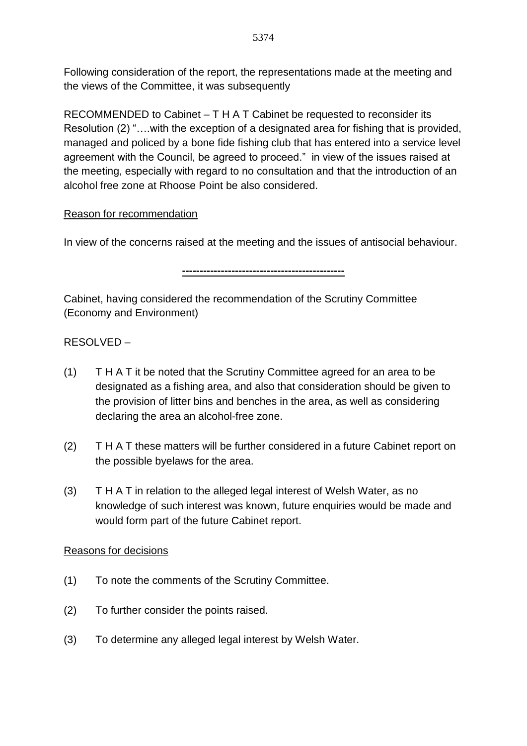Following consideration of the report, the representations made at the meeting and the views of the Committee, it was subsequently

RECOMMENDED to Cabinet – T H A T Cabinet be requested to reconsider its Resolution (2) "….with the exception of a designated area for fishing that is provided, managed and policed by a bone fide fishing club that has entered into a service level agreement with the Council, be agreed to proceed." in view of the issues raised at the meeting, especially with regard to no consultation and that the introduction of an alcohol free zone at Rhoose Point be also considered.

Reason for recommendation

In view of the concerns raised at the meeting and the issues of antisocial behaviour.

---

Cabinet, having considered the recommendation of the Scrutiny Committee (Economy and Environment)

RESOLVED –

(1) T H A T it be noted that the Scrutiny Committee agreed for an area to be designated as a fishing area, and also that consideration should be given to the provision of litter bins and benches in the area, as well as considering declaring the area an alcohol-free zone.

(2) T H A T these matters will be further considered in a future Cabinet report on the possible byelaws for the area.

(3) T H A T in relation to the alleged legal interest of Welsh Water, as no knowledge of such interest was known, future enquiries would be made and would form part of the future Cabinet report.

Reasons for decisions

(1) To note the comments of the Scrutiny Committee.

(2) To further consider the points raised.

(3) To determine any alleged legal interest by Welsh Water.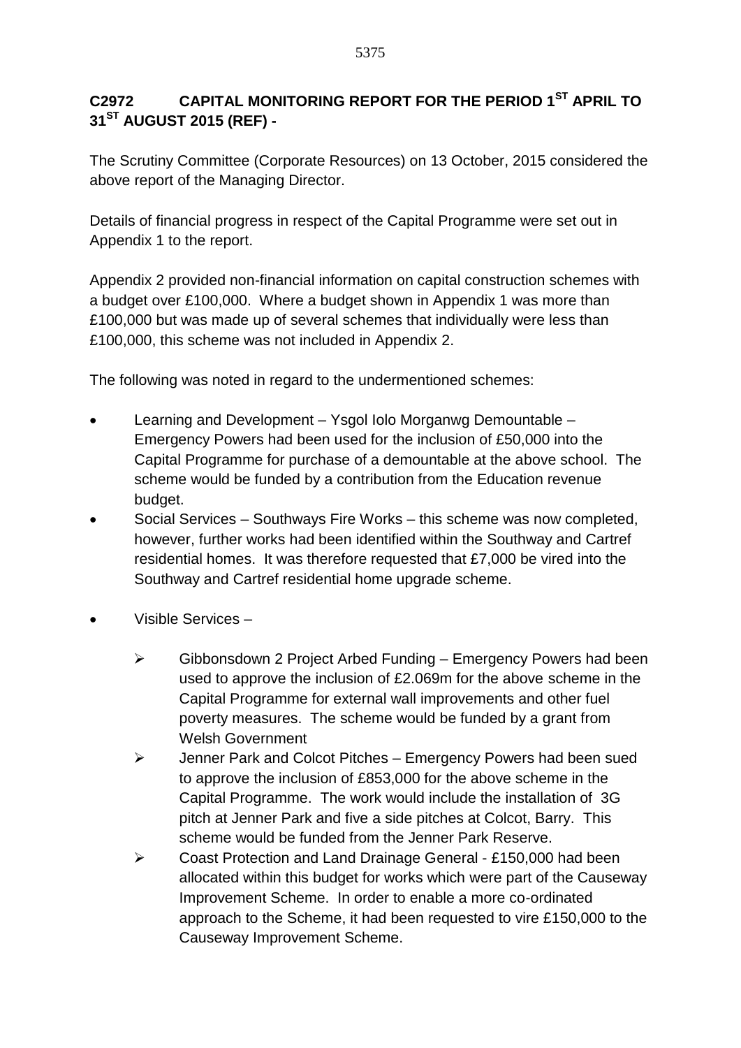## C2972 CAPITAL MONITORING REPORT FOR THE PERIOD 1ST APRIL TO 31ST AUGUST 2015 (REF) -

The Scrutiny Committee (Corporate Resources) on 13 October, 2015 considered the above report of the Managing Director.

Details of financial progress in respect of the Capital Programme were set out in Appendix 1 to the report.

Appendix 2 provided non-financial information on capital construction schemes with a budget over £100,000. Where a budget shown in Appendix 1 was more than £100,000 but was made up of several schemes that individually were less than £100,000, this scheme was not included in Appendix 2.

The following was noted in regard to the undermentioned schemes:

- Learning and Development – Ysgol Iolo Morganwg Demountable – Emergency Powers had been used for the inclusion of £50,000 into the Capital Programme for purchase of a demountable at the above school. The scheme would be funded by a contribution from the Education revenue budget.
- Social Services – Southways Fire Works – this scheme was now completed, however, further works had been identified within the Southway and Cartref residential homes. It was therefore requested that £7,000 be vired into the Southway and Cartref residential home upgrade scheme.
- Visible Services –
  - Gibbonsdown 2 Project Arbed Funding – Emergency Powers had been used to approve the inclusion of £2.069m for the above scheme in the Capital Programme for external wall improvements and other fuel poverty measures. The scheme would be funded by a grant from Welsh Government
  - Jenner Park and Colcot Pitches – Emergency Powers had been sued to approve the inclusion of £853,000 for the above scheme in the Capital Programme. The work would include the installation of 3G pitch at Jenner Park and five a side pitches at Colcot, Barry. This scheme would be funded from the Jenner Park Reserve.
  - Coast Protection and Land Drainage General - £150,000 had been allocated within this budget for works which were part of the Causeway Improvement Scheme. In order to enable a more co-ordinated approach to the Scheme, it had been requested to vire £150,000 to the Causeway Improvement Scheme.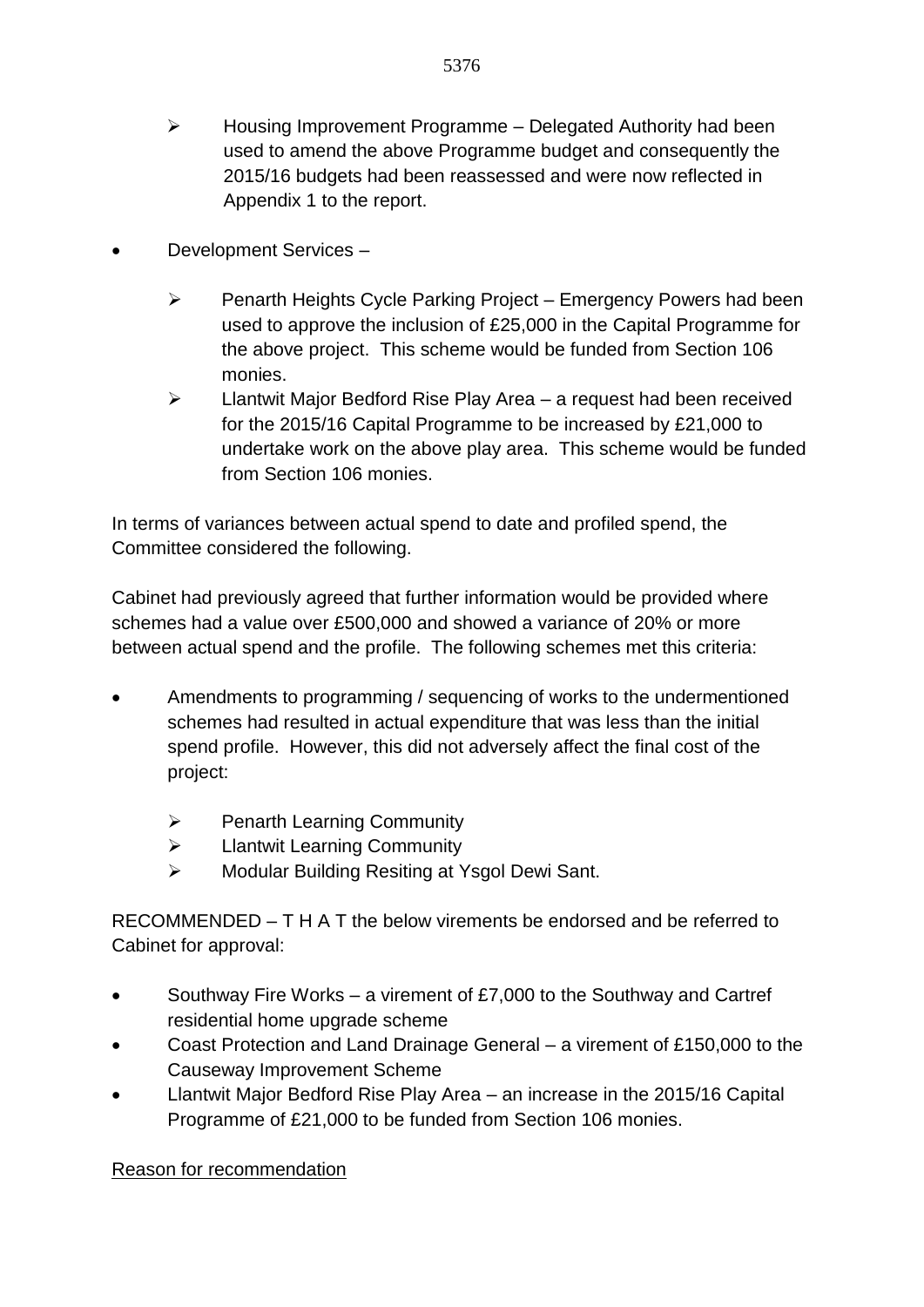- Housing Improvement Programme – Delegated Authority had been used to amend the above Programme budget and consequently the 2015/16 budgets had been reassessed and were now reflected in Appendix 1 to the report.

- Development Services –

  - Penarth Heights Cycle Parking Project – Emergency Powers had been used to approve the inclusion of £25,000 in the Capital Programme for the above project. This scheme would be funded from Section 106 monies.
  - Llantwit Major Bedford Rise Play Area – a request had been received for the 2015/16 Capital Programme to be increased by £21,000 to undertake work on the above play area. This scheme would be funded from Section 106 monies.

In terms of variances between actual spend to date and profiled spend, the Committee considered the following.

Cabinet had previously agreed that further information would be provided where schemes had a value over £500,000 and showed a variance of 20% or more between actual spend and the profile. The following schemes met this criteria:

- Amendments to programming / sequencing of works to the undermentioned schemes had resulted in actual expenditure that was less than the initial spend profile. However, this did not adversely affect the final cost of the project:

  - Penarth Learning Community
  - Llantwit Learning Community
  - Modular Building Resiting at Ysgol Dewi Sant.

RECOMMENDED – T H A T the below virements be endorsed and be referred to Cabinet for approval:

- Southway Fire Works – a virement of £7,000 to the Southway and Cartref residential home upgrade scheme
- Coast Protection and Land Drainage General – a virement of £150,000 to the Causeway Improvement Scheme
- Llantwit Major Bedford Rise Play Area – an increase in the 2015/16 Capital Programme of £21,000 to be funded from Section 106 monies.

<u>Reason for recommendation</u>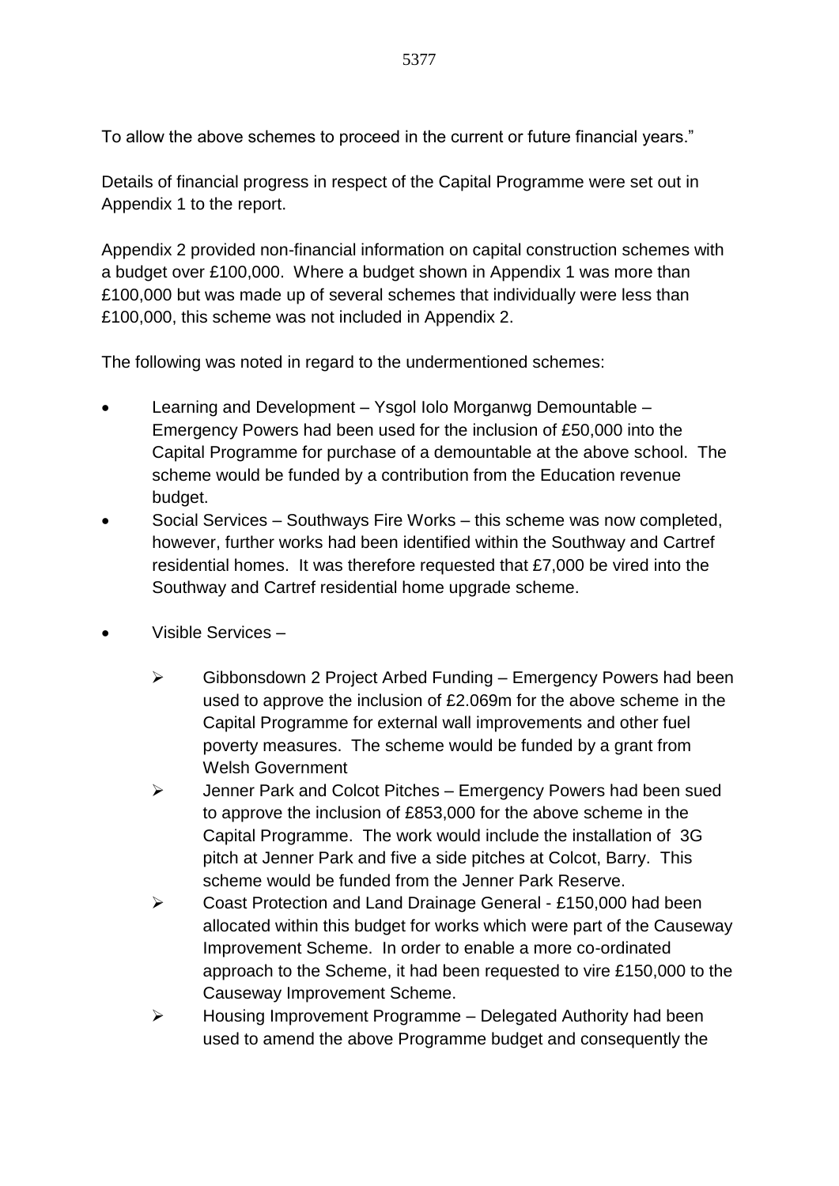To allow the above schemes to proceed in the current or future financial years."

Details of financial progress in respect of the Capital Programme were set out in Appendix 1 to the report.

Appendix 2 provided non-financial information on capital construction schemes with a budget over £100,000. Where a budget shown in Appendix 1 was more than £100,000 but was made up of several schemes that individually were less than £100,000, this scheme was not included in Appendix 2.

The following was noted in regard to the undermentioned schemes:

- Learning and Development – Ysgol Iolo Morganwg Demountable – Emergency Powers had been used for the inclusion of £50,000 into the Capital Programme for purchase of a demountable at the above school. The scheme would be funded by a contribution from the Education revenue budget.
- Social Services – Southways Fire Works – this scheme was now completed, however, further works had been identified within the Southway and Cartref residential homes. It was therefore requested that £7,000 be vired into the Southway and Cartref residential home upgrade scheme.
- Visible Services –
  - Gibbonsdown 2 Project Arbed Funding – Emergency Powers had been used to approve the inclusion of £2.069m for the above scheme in the Capital Programme for external wall improvements and other fuel poverty measures. The scheme would be funded by a grant from Welsh Government
  - Jenner Park and Colcot Pitches – Emergency Powers had been sued to approve the inclusion of £853,000 for the above scheme in the Capital Programme. The work would include the installation of 3G pitch at Jenner Park and five a side pitches at Colcot, Barry. This scheme would be funded from the Jenner Park Reserve.
  - Coast Protection and Land Drainage General - £150,000 had been allocated within this budget for works which were part of the Causeway Improvement Scheme. In order to enable a more co-ordinated approach to the Scheme, it had been requested to vire £150,000 to the Causeway Improvement Scheme.
  - Housing Improvement Programme – Delegated Authority had been used to amend the above Programme budget and consequently the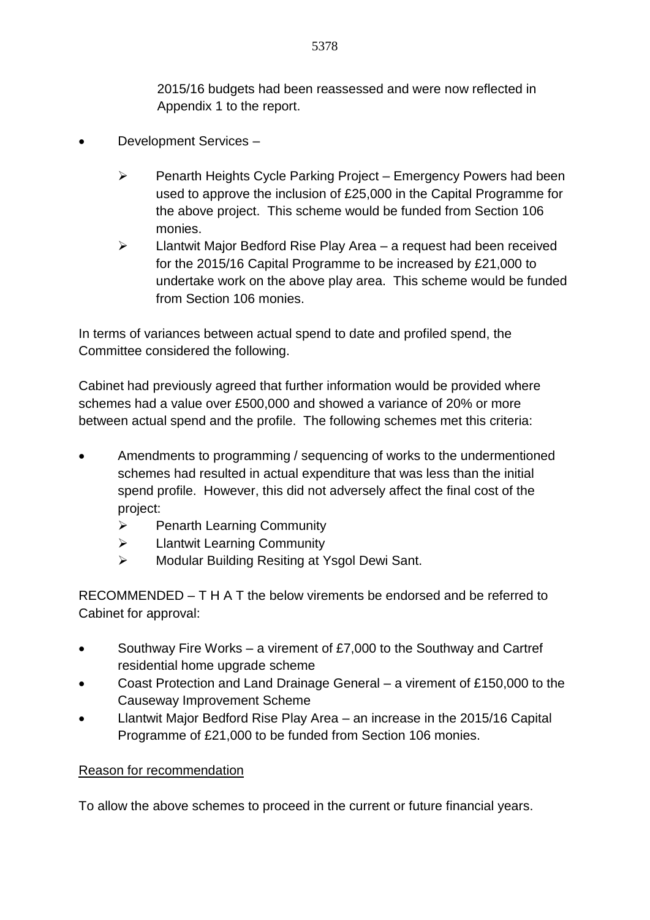2015/16 budgets had been reassessed and were now reflected in Appendix 1 to the report.

- Development Services –
  - Penarth Heights Cycle Parking Project – Emergency Powers had been used to approve the inclusion of £25,000 in the Capital Programme for the above project. This scheme would be funded from Section 106 monies.
  - Llantwit Major Bedford Rise Play Area – a request had been received for the 2015/16 Capital Programme to be increased by £21,000 to undertake work on the above play area. This scheme would be funded from Section 106 monies.

In terms of variances between actual spend to date and profiled spend, the Committee considered the following.

Cabinet had previously agreed that further information would be provided where schemes had a value over £500,000 and showed a variance of 20% or more between actual spend and the profile. The following schemes met this criteria:

- Amendments to programming / sequencing of works to the undermentioned schemes had resulted in actual expenditure that was less than the initial spend profile. However, this did not adversely affect the final cost of the project:
  - Penarth Learning Community
  - Llantwit Learning Community
  - Modular Building Resiting at Ysgol Dewi Sant.

RECOMMENDED – T H A T the below virements be endorsed and be referred to Cabinet for approval:

- Southway Fire Works – a virement of £7,000 to the Southway and Cartref residential home upgrade scheme
- Coast Protection and Land Drainage General – a virement of £150,000 to the Causeway Improvement Scheme
- Llantwit Major Bedford Rise Play Area – an increase in the 2015/16 Capital Programme of £21,000 to be funded from Section 106 monies.

Reason for recommendation

To allow the above schemes to proceed in the current or future financial years.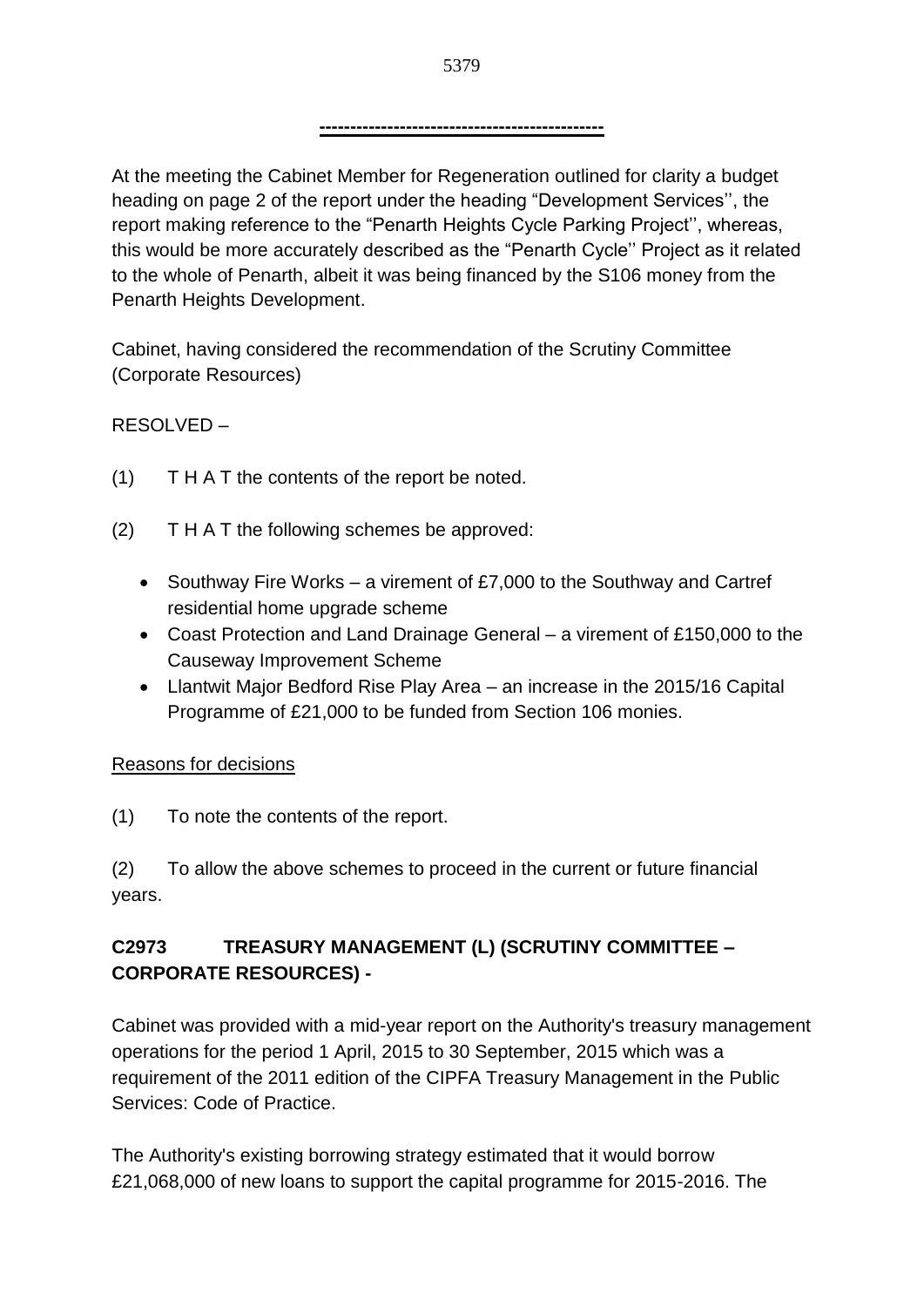---

At the meeting the Cabinet Member for Regeneration outlined for clarity a budget heading on page 2 of the report under the heading "Development Services'', the report making reference to the "Penarth Heights Cycle Parking Project'', whereas, this would be more accurately described as the "Penarth Cycle'' Project as it related to the whole of Penarth, albeit it was being financed by the S106 money from the Penarth Heights Development.

Cabinet, having considered the recommendation of the Scrutiny Committee (Corporate Resources)

RESOLVED –

(1) T H A T the contents of the report be noted.

(2) T H A T the following schemes be approved:

- Southway Fire Works – a virement of £7,000 to the Southway and Cartref residential home upgrade scheme
- Coast Protection and Land Drainage General – a virement of £150,000 to the Causeway Improvement Scheme
- Llantwit Major Bedford Rise Play Area – an increase in the 2015/16 Capital Programme of £21,000 to be funded from Section 106 monies.

Reasons for decisions

(1) To note the contents of the report.

(2) To allow the above schemes to proceed in the current or future financial years.

**C2973 TREASURY MANAGEMENT (L) (SCRUTINY COMMITTEE – CORPORATE RESOURCES) -**

Cabinet was provided with a mid-year report on the Authority's treasury management operations for the period 1 April, 2015 to 30 September, 2015 which was a requirement of the 2011 edition of the CIPFA Treasury Management in the Public Services: Code of Practice.

The Authority's existing borrowing strategy estimated that it would borrow £21,068,000 of new loans to support the capital programme for 2015-2016. The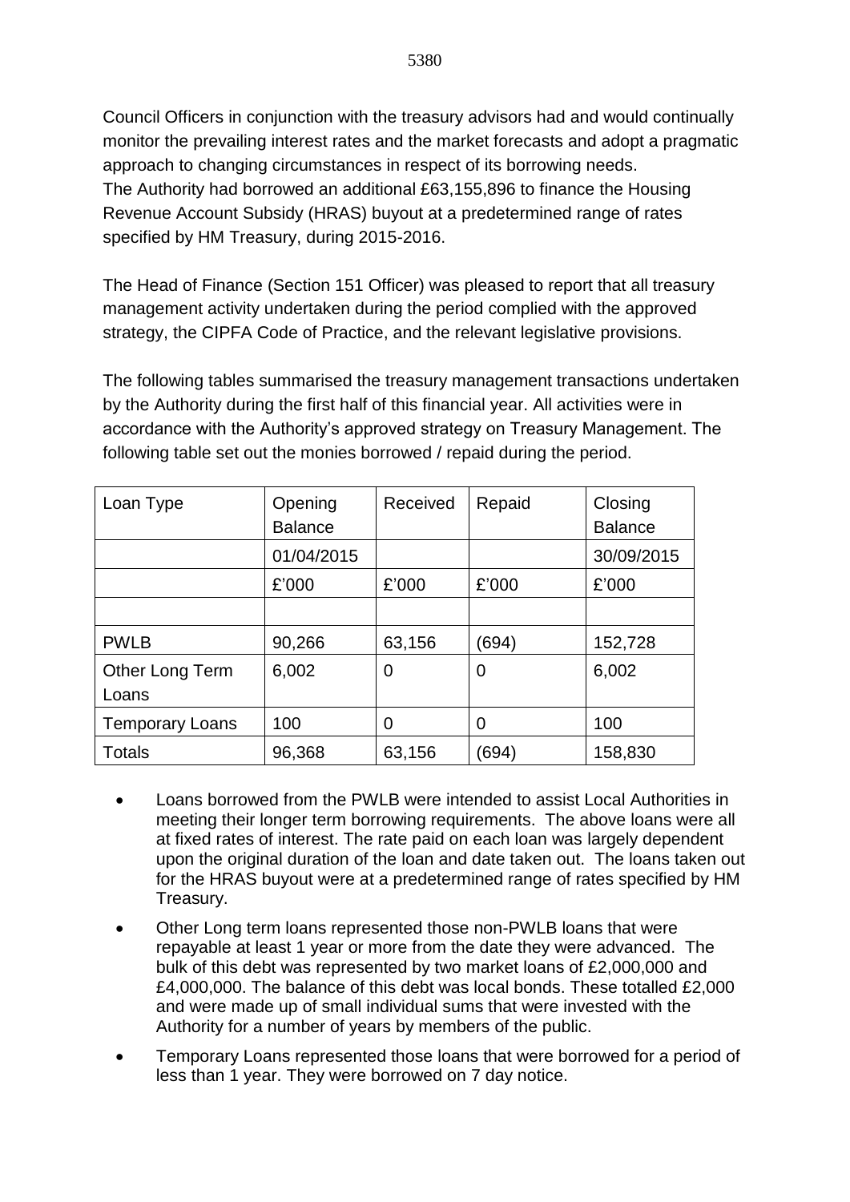Council Officers in conjunction with the treasury advisors had and would continually monitor the prevailing interest rates and the market forecasts and adopt a pragmatic approach to changing circumstances in respect of its borrowing needs.
The Authority had borrowed an additional £63,155,896 to finance the Housing Revenue Account Subsidy (HRAS) buyout at a predetermined range of rates specified by HM Treasury, during 2015-2016.

The Head of Finance (Section 151 Officer) was pleased to report that all treasury management activity undertaken during the period complied with the approved strategy, the CIPFA Code of Practice, and the relevant legislative provisions.

The following tables summarised the treasury management transactions undertaken by the Authority during the first half of this financial year. All activities were in accordance with the Authority's approved strategy on Treasury Management. The following table set out the monies borrowed / repaid during the period.

| Loan Type | Opening Balance | Received | Repaid | Closing Balance |
|---|---|---|---|---|
| | 01/04/2015 | | | 30/09/2015 |
| | £'000 | £'000 | £'000 | £'000 |
| | | | | |
| PWLB | 90,266 | 63,156 | (694) | 152,728 |
| Other Long Term Loans | 6,002 | 0 | 0 | 6,002 |
| Temporary Loans | 100 | 0 | 0 | 100 |
| Totals | 96,368 | 63,156 | (694) | 158,830 |

- Loans borrowed from the PWLB were intended to assist Local Authorities in meeting their longer term borrowing requirements. The above loans were all at fixed rates of interest. The rate paid on each loan was largely dependent upon the original duration of the loan and date taken out. The loans taken out for the HRAS buyout were at a predetermined range of rates specified by HM Treasury.
- Other Long term loans represented those non-PWLB loans that were repayable at least 1 year or more from the date they were advanced. The bulk of this debt was represented by two market loans of £2,000,000 and £4,000,000. The balance of this debt was local bonds. These totalled £2,000 and were made up of small individual sums that were invested with the Authority for a number of years by members of the public.
- Temporary Loans represented those loans that were borrowed for a period of less than 1 year. They were borrowed on 7 day notice.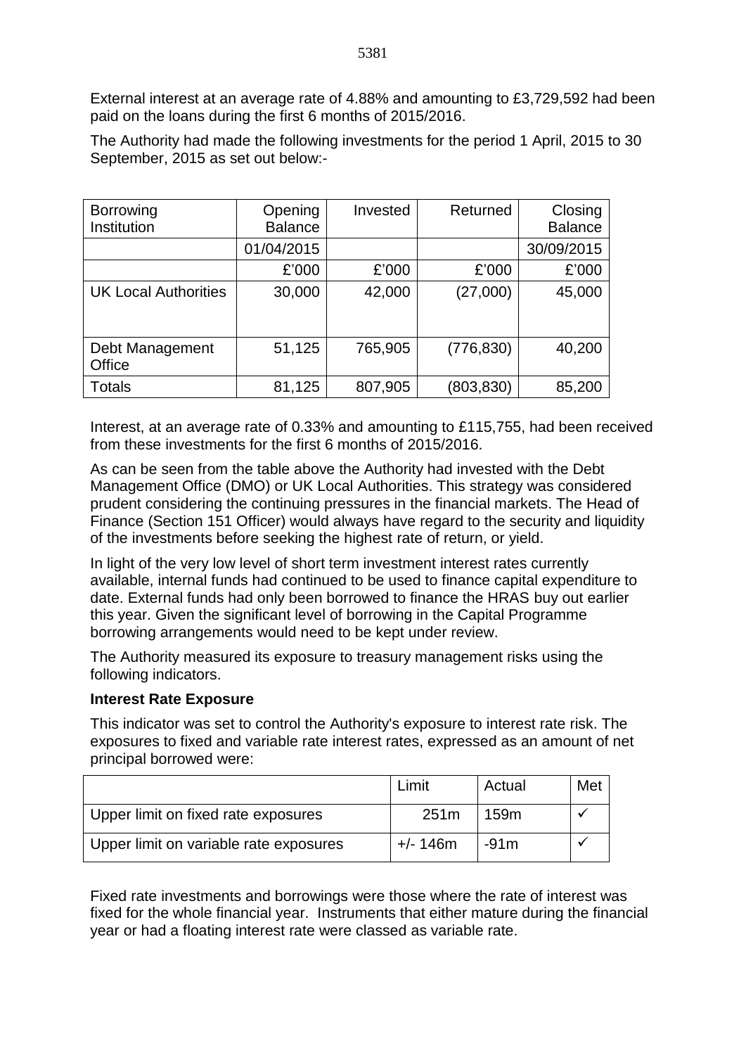External interest at an average rate of 4.88% and amounting to £3,729,592 had been paid on the loans during the first 6 months of 2015/2016.

The Authority had made the following investments for the period 1 April, 2015 to 30 September, 2015 as set out below:-

| Borrowing Institution | Opening Balance | Invested | Returned | Closing Balance |
|---|---|---|---|---|
| | 01/04/2015 | | | 30/09/2015 |
| | £'000 | £'000 | £'000 | £'000 |
| UK Local Authorities | 30,000 | 42,000 | (27,000) | 45,000 |
| Debt Management Office | 51,125 | 765,905 | (776,830) | 40,200 |
| Totals | 81,125 | 807,905 | (803,830) | 85,200 |

Interest, at an average rate of 0.33% and amounting to £115,755, had been received from these investments for the first 6 months of 2015/2016.

As can be seen from the table above the Authority had invested with the Debt Management Office (DMO) or UK Local Authorities. This strategy was considered prudent considering the continuing pressures in the financial markets. The Head of Finance (Section 151 Officer) would always have regard to the security and liquidity of the investments before seeking the highest rate of return, or yield.

In light of the very low level of short term investment interest rates currently available, internal funds had continued to be used to finance capital expenditure to date. External funds had only been borrowed to finance the HRAS buy out earlier this year. Given the significant level of borrowing in the Capital Programme borrowing arrangements would need to be kept under review.

The Authority measured its exposure to treasury management risks using the following indicators.

**Interest Rate Exposure**

This indicator was set to control the Authority's exposure to interest rate risk. The exposures to fixed and variable rate interest rates, expressed as an amount of net principal borrowed were:

| | Limit | Actual | Met |
|---|---|---|---|
| Upper limit on fixed rate exposures | 251m | 159m | ✓ |
| Upper limit on variable rate exposures | +/- 146m | -91m | ✓ |

Fixed rate investments and borrowings were those where the rate of interest was fixed for the whole financial year. Instruments that either mature during the financial year or had a floating interest rate were classed as variable rate.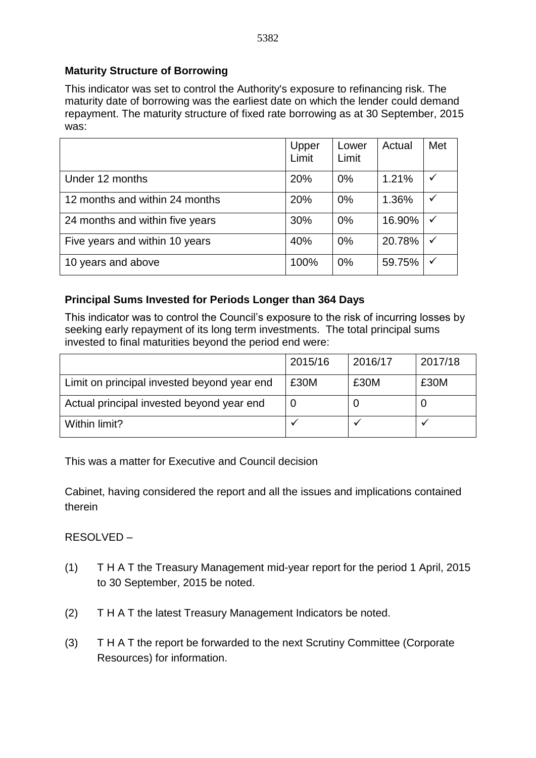**Maturity Structure of Borrowing**

This indicator was set to control the Authority's exposure to refinancing risk. The maturity date of borrowing was the earliest date on which the lender could demand repayment. The maturity structure of fixed rate borrowing as at 30 September, 2015 was:

| | Upper Limit | Lower Limit | Actual | Met |
|---|---|---|---|---|
| Under 12 months | 20% | 0% | 1.21% | ✓ |
| 12 months and within 24 months | 20% | 0% | 1.36% | ✓ |
| 24 months and within five years | 30% | 0% | 16.90% | ✓ |
| Five years and within 10 years | 40% | 0% | 20.78% | ✓ |
| 10 years and above | 100% | 0% | 59.75% | ✓ |

**Principal Sums Invested for Periods Longer than 364 Days**

This indicator was to control the Council's exposure to the risk of incurring losses by seeking early repayment of its long term investments. The total principal sums invested to final maturities beyond the period end were:

| | 2015/16 | 2016/17 | 2017/18 |
|---|---|---|---|
| Limit on principal invested beyond year end | £30M | £30M | £30M |
| Actual principal invested beyond year end | 0 | 0 | 0 |
| Within limit? | ✓ | ✓ | ✓ |

This was a matter for Executive and Council decision

Cabinet, having considered the report and all the issues and implications contained therein

RESOLVED –

(1) T H A T the Treasury Management mid-year report for the period 1 April, 2015 to 30 September, 2015 be noted.

(2) T H A T the latest Treasury Management Indicators be noted.

(3) T H A T the report be forwarded to the next Scrutiny Committee (Corporate Resources) for information.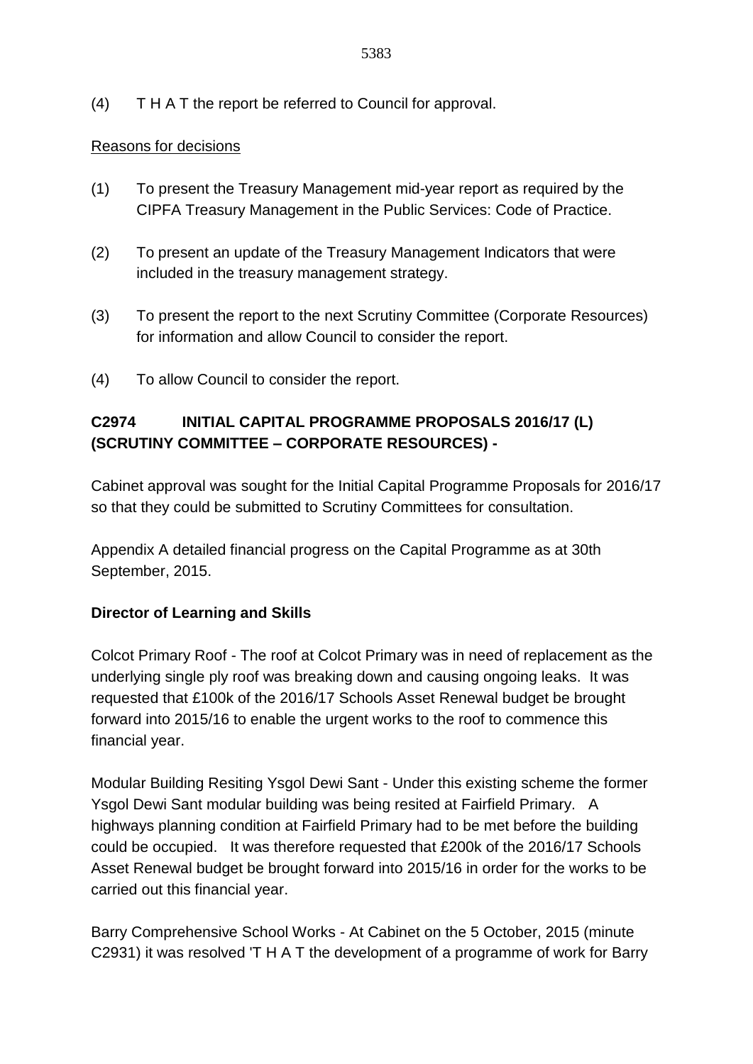(4) T H A T the report be referred to Council for approval.

Reasons for decisions

(1) To present the Treasury Management mid-year report as required by the CIPFA Treasury Management in the Public Services: Code of Practice.

(2) To present an update of the Treasury Management Indicators that were included in the treasury management strategy.

(3) To present the report to the next Scrutiny Committee (Corporate Resources) for information and allow Council to consider the report.

(4) To allow Council to consider the report.

**C2974 INITIAL CAPITAL PROGRAMME PROPOSALS 2016/17 (L) (SCRUTINY COMMITTEE – CORPORATE RESOURCES) -**

Cabinet approval was sought for the Initial Capital Programme Proposals for 2016/17 so that they could be submitted to Scrutiny Committees for consultation.

Appendix A detailed financial progress on the Capital Programme as at 30th September, 2015.

**Director of Learning and Skills**

Colcot Primary Roof - The roof at Colcot Primary was in need of replacement as the underlying single ply roof was breaking down and causing ongoing leaks. It was requested that £100k of the 2016/17 Schools Asset Renewal budget be brought forward into 2015/16 to enable the urgent works to the roof to commence this financial year.

Modular Building Resiting Ysgol Dewi Sant - Under this existing scheme the former Ysgol Dewi Sant modular building was being resited at Fairfield Primary. A highways planning condition at Fairfield Primary had to be met before the building could be occupied. It was therefore requested that £200k of the 2016/17 Schools Asset Renewal budget be brought forward into 2015/16 in order for the works to be carried out this financial year.

Barry Comprehensive School Works - At Cabinet on the 5 October, 2015 (minute C2931) it was resolved 'T H A T the development of a programme of work for Barry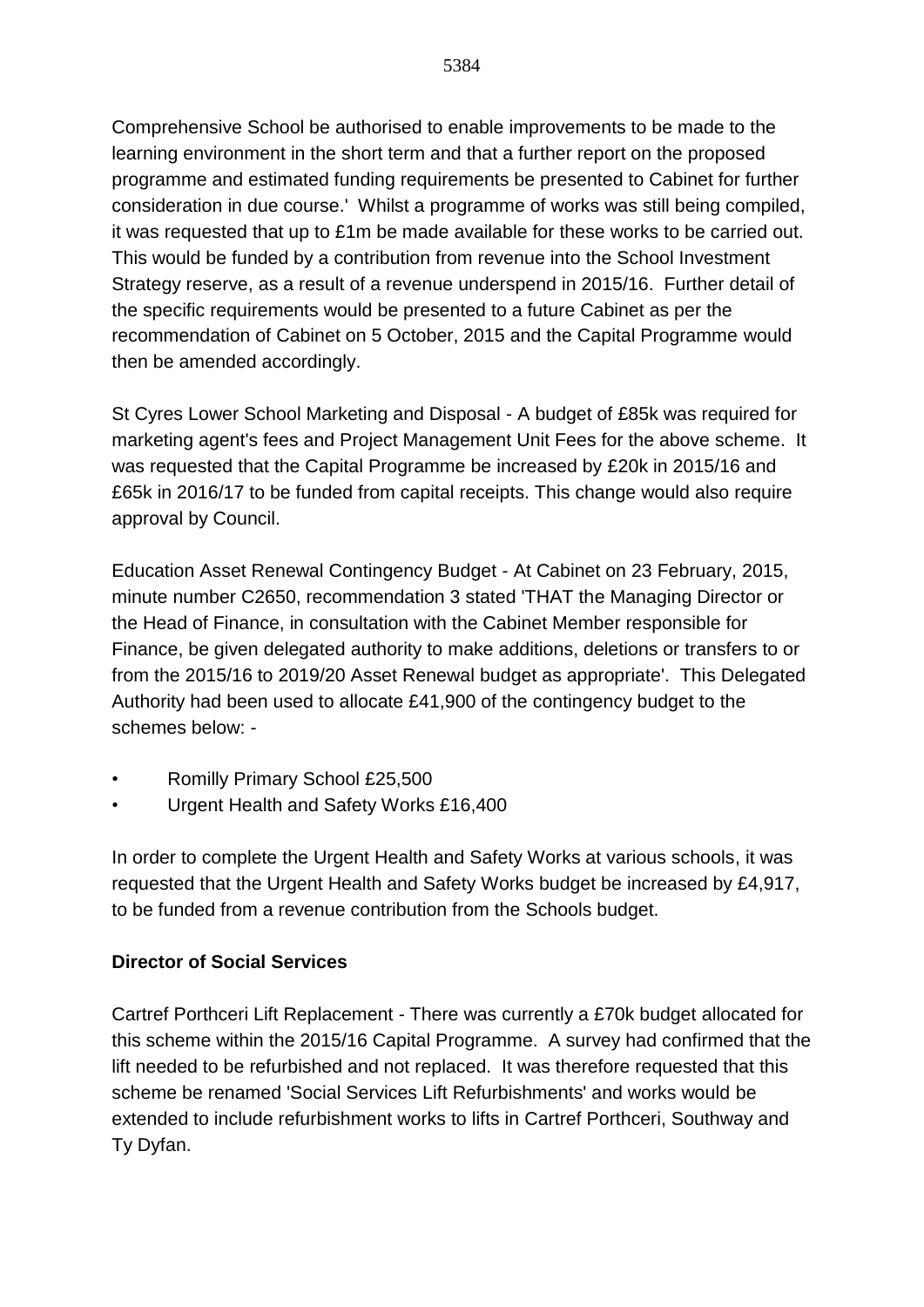Comprehensive School be authorised to enable improvements to be made to the learning environment in the short term and that a further report on the proposed programme and estimated funding requirements be presented to Cabinet for further consideration in due course.' Whilst a programme of works was still being compiled, it was requested that up to £1m be made available for these works to be carried out. This would be funded by a contribution from revenue into the School Investment Strategy reserve, as a result of a revenue underspend in 2015/16. Further detail of the specific requirements would be presented to a future Cabinet as per the recommendation of Cabinet on 5 October, 2015 and the Capital Programme would then be amended accordingly.

St Cyres Lower School Marketing and Disposal - A budget of £85k was required for marketing agent's fees and Project Management Unit Fees for the above scheme. It was requested that the Capital Programme be increased by £20k in 2015/16 and £65k in 2016/17 to be funded from capital receipts. This change would also require approval by Council.

Education Asset Renewal Contingency Budget - At Cabinet on 23 February, 2015, minute number C2650, recommendation 3 stated 'THAT the Managing Director or the Head of Finance, in consultation with the Cabinet Member responsible for Finance, be given delegated authority to make additions, deletions or transfers to or from the 2015/16 to 2019/20 Asset Renewal budget as appropriate'. This Delegated Authority had been used to allocate £41,900 of the contingency budget to the schemes below: -

- Romilly Primary School £25,500
- Urgent Health and Safety Works £16,400

In order to complete the Urgent Health and Safety Works at various schools, it was requested that the Urgent Health and Safety Works budget be increased by £4,917, to be funded from a revenue contribution from the Schools budget.

**Director of Social Services**

Cartref Porthceri Lift Replacement - There was currently a £70k budget allocated for this scheme within the 2015/16 Capital Programme. A survey had confirmed that the lift needed to be refurbished and not replaced. It was therefore requested that this scheme be renamed 'Social Services Lift Refurbishments' and works would be extended to include refurbishment works to lifts in Cartref Porthceri, Southway and Ty Dyfan.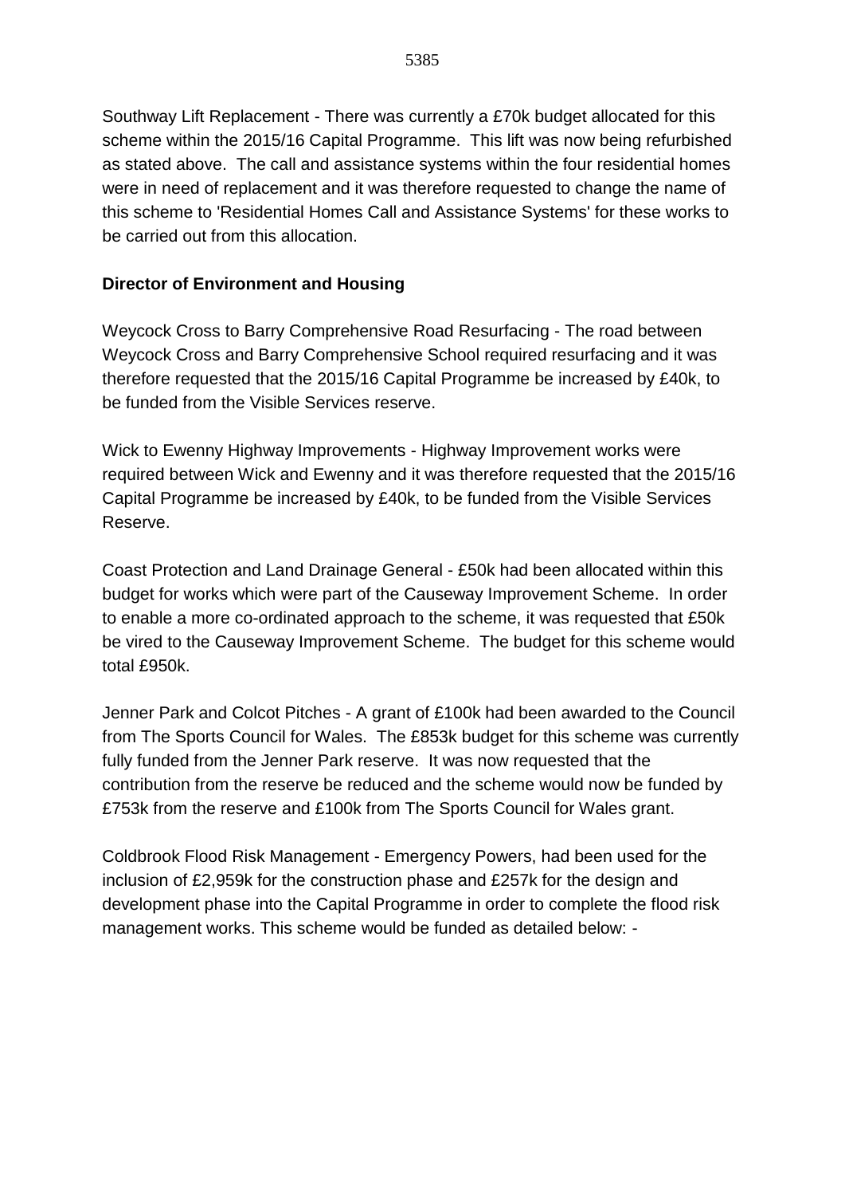Southway Lift Replacement - There was currently a £70k budget allocated for this scheme within the 2015/16 Capital Programme. This lift was now being refurbished as stated above. The call and assistance systems within the four residential homes were in need of replacement and it was therefore requested to change the name of this scheme to 'Residential Homes Call and Assistance Systems' for these works to be carried out from this allocation.

**Director of Environment and Housing**

Weycock Cross to Barry Comprehensive Road Resurfacing - The road between Weycock Cross and Barry Comprehensive School required resurfacing and it was therefore requested that the 2015/16 Capital Programme be increased by £40k, to be funded from the Visible Services reserve.

Wick to Ewenny Highway Improvements - Highway Improvement works were required between Wick and Ewenny and it was therefore requested that the 2015/16 Capital Programme be increased by £40k, to be funded from the Visible Services Reserve.

Coast Protection and Land Drainage General - £50k had been allocated within this budget for works which were part of the Causeway Improvement Scheme. In order to enable a more co-ordinated approach to the scheme, it was requested that £50k be vired to the Causeway Improvement Scheme. The budget for this scheme would total £950k.

Jenner Park and Colcot Pitches - A grant of £100k had been awarded to the Council from The Sports Council for Wales. The £853k budget for this scheme was currently fully funded from the Jenner Park reserve. It was now requested that the contribution from the reserve be reduced and the scheme would now be funded by £753k from the reserve and £100k from The Sports Council for Wales grant.

Coldbrook Flood Risk Management - Emergency Powers, had been used for the inclusion of £2,959k for the construction phase and £257k for the design and development phase into the Capital Programme in order to complete the flood risk management works. This scheme would be funded as detailed below: -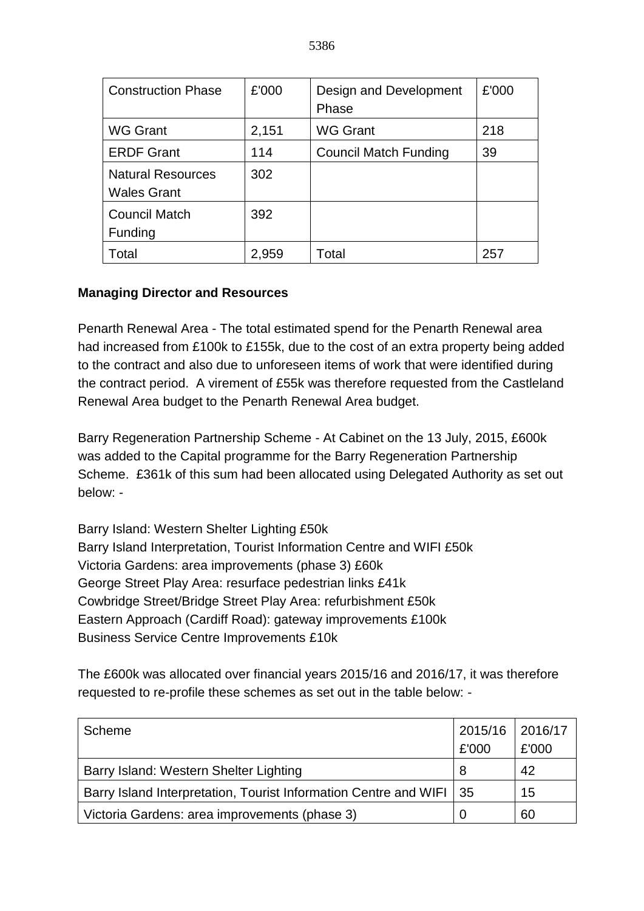| Construction Phase | £'000 | Design and Development Phase | £'000 |
| --- | --- | --- | --- |
| WG Grant | 2,151 | WG Grant | 218 |
| ERDF Grant | 114 | Council Match Funding | 39 |
| Natural Resources Wales Grant | 302 | | |
| Council Match Funding | 392 | | |
| Total | 2,959 | Total | 257 |

**Managing Director and Resources**

Penarth Renewal Area - The total estimated spend for the Penarth Renewal area had increased from £100k to £155k, due to the cost of an extra property being added to the contract and also due to unforeseen items of work that were identified during the contract period. A virement of £55k was therefore requested from the Castleland Renewal Area budget to the Penarth Renewal Area budget.

Barry Regeneration Partnership Scheme - At Cabinet on the 13 July, 2015, £600k was added to the Capital programme for the Barry Regeneration Partnership Scheme. £361k of this sum had been allocated using Delegated Authority as set out below: -

Barry Island: Western Shelter Lighting £50k
Barry Island Interpretation, Tourist Information Centre and WIFI £50k
Victoria Gardens: area improvements (phase 3) £60k
George Street Play Area: resurface pedestrian links £41k
Cowbridge Street/Bridge Street Play Area: refurbishment £50k
Eastern Approach (Cardiff Road): gateway improvements £100k
Business Service Centre Improvements £10k

The £600k was allocated over financial years 2015/16 and 2016/17, it was therefore requested to re-profile these schemes as set out in the table below: -

| Scheme | 2015/16 £'000 | 2016/17 £'000 |
| --- | --- | --- |
| Barry Island: Western Shelter Lighting | 8 | 42 |
| Barry Island Interpretation, Tourist Information Centre and WIFI | 35 | 15 |
| Victoria Gardens: area improvements (phase 3) | 0 | 60 |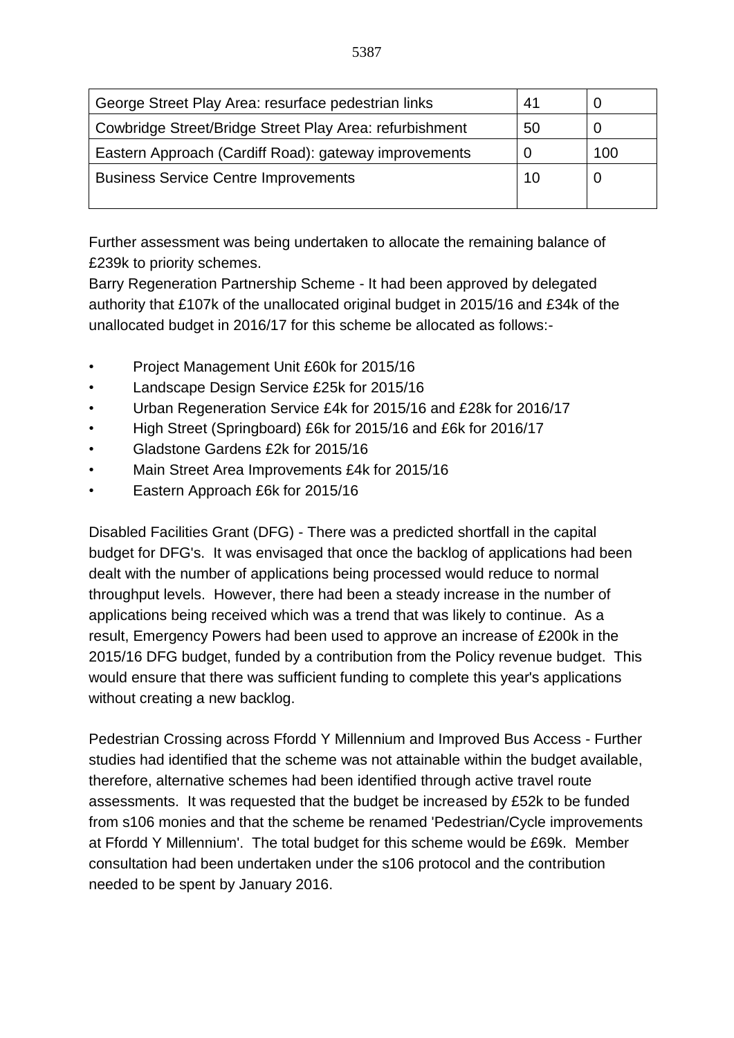| George Street Play Area: resurface pedestrian links | 41 | 0 |
|---|---|---|
| Cowbridge Street/Bridge Street Play Area: refurbishment | 50 | 0 |
| Eastern Approach (Cardiff Road): gateway improvements | 0 | 100 |
| Business Service Centre Improvements | 10 | 0 |

Further assessment was being undertaken to allocate the remaining balance of £239k to priority schemes.

Barry Regeneration Partnership Scheme - It had been approved by delegated authority that £107k of the unallocated original budget in 2015/16 and £34k of the unallocated budget in 2016/17 for this scheme be allocated as follows:-

- Project Management Unit £60k for 2015/16
- Landscape Design Service £25k for 2015/16
- Urban Regeneration Service £4k for 2015/16 and £28k for 2016/17
- High Street (Springboard) £6k for 2015/16 and £6k for 2016/17
- Gladstone Gardens £2k for 2015/16
- Main Street Area Improvements £4k for 2015/16
- Eastern Approach £6k for 2015/16

Disabled Facilities Grant (DFG) - There was a predicted shortfall in the capital budget for DFG's. It was envisaged that once the backlog of applications had been dealt with the number of applications being processed would reduce to normal throughput levels. However, there had been a steady increase in the number of applications being received which was a trend that was likely to continue. As a result, Emergency Powers had been used to approve an increase of £200k in the 2015/16 DFG budget, funded by a contribution from the Policy revenue budget. This would ensure that there was sufficient funding to complete this year's applications without creating a new backlog.

Pedestrian Crossing across Ffordd Y Millennium and Improved Bus Access - Further studies had identified that the scheme was not attainable within the budget available, therefore, alternative schemes had been identified through active travel route assessments. It was requested that the budget be increased by £52k to be funded from s106 monies and that the scheme be renamed 'Pedestrian/Cycle improvements at Ffordd Y Millennium'. The total budget for this scheme would be £69k. Member consultation had been undertaken under the s106 protocol and the contribution needed to be spent by January 2016.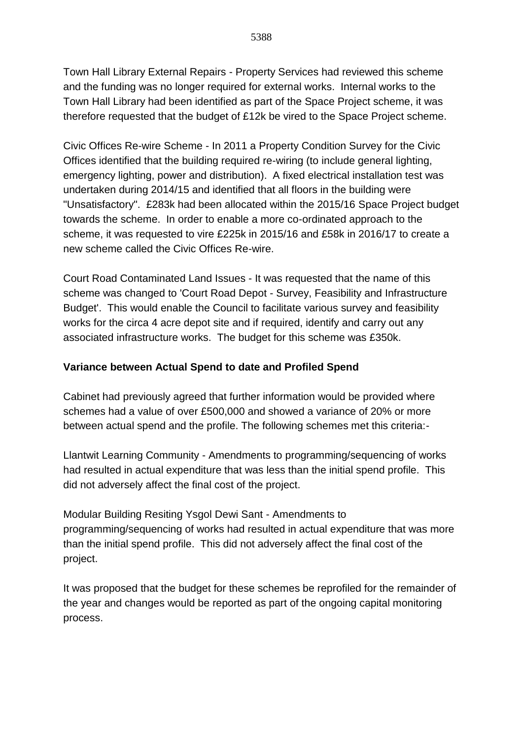Town Hall Library External Repairs - Property Services had reviewed this scheme and the funding was no longer required for external works. Internal works to the Town Hall Library had been identified as part of the Space Project scheme, it was therefore requested that the budget of £12k be vired to the Space Project scheme.

Civic Offices Re-wire Scheme - In 2011 a Property Condition Survey for the Civic Offices identified that the building required re-wiring (to include general lighting, emergency lighting, power and distribution). A fixed electrical installation test was undertaken during 2014/15 and identified that all floors in the building were "Unsatisfactory". £283k had been allocated within the 2015/16 Space Project budget towards the scheme. In order to enable a more co-ordinated approach to the scheme, it was requested to vire £225k in 2015/16 and £58k in 2016/17 to create a new scheme called the Civic Offices Re-wire.

Court Road Contaminated Land Issues - It was requested that the name of this scheme was changed to 'Court Road Depot - Survey, Feasibility and Infrastructure Budget'. This would enable the Council to facilitate various survey and feasibility works for the circa 4 acre depot site and if required, identify and carry out any associated infrastructure works. The budget for this scheme was £350k.

**Variance between Actual Spend to date and Profiled Spend**

Cabinet had previously agreed that further information would be provided where schemes had a value of over £500,000 and showed a variance of 20% or more between actual spend and the profile. The following schemes met this criteria:-

Llantwit Learning Community - Amendments to programming/sequencing of works had resulted in actual expenditure that was less than the initial spend profile. This did not adversely affect the final cost of the project.

Modular Building Resiting Ysgol Dewi Sant - Amendments to programming/sequencing of works had resulted in actual expenditure that was more than the initial spend profile. This did not adversely affect the final cost of the project.

It was proposed that the budget for these schemes be reprofiled for the remainder of the year and changes would be reported as part of the ongoing capital monitoring process.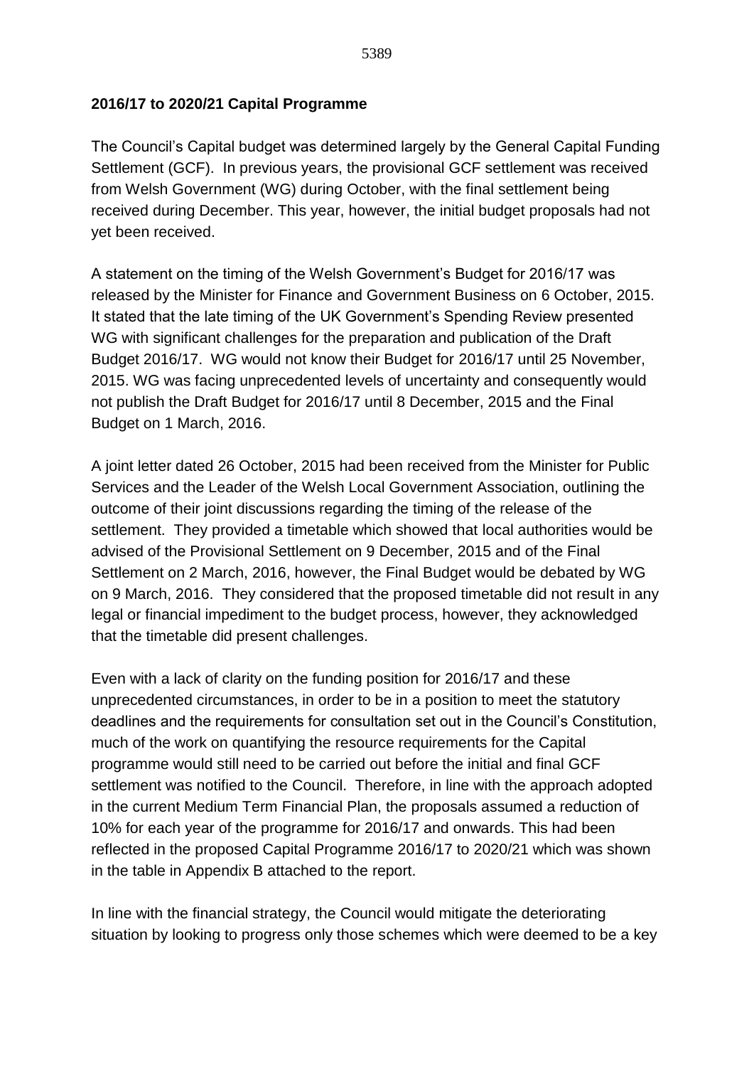**2016/17 to 2020/21 Capital Programme**

The Council's Capital budget was determined largely by the General Capital Funding Settlement (GCF). In previous years, the provisional GCF settlement was received from Welsh Government (WG) during October, with the final settlement being received during December. This year, however, the initial budget proposals had not yet been received.

A statement on the timing of the Welsh Government's Budget for 2016/17 was released by the Minister for Finance and Government Business on 6 October, 2015. It stated that the late timing of the UK Government's Spending Review presented WG with significant challenges for the preparation and publication of the Draft Budget 2016/17. WG would not know their Budget for 2016/17 until 25 November, 2015. WG was facing unprecedented levels of uncertainty and consequently would not publish the Draft Budget for 2016/17 until 8 December, 2015 and the Final Budget on 1 March, 2016.

A joint letter dated 26 October, 2015 had been received from the Minister for Public Services and the Leader of the Welsh Local Government Association, outlining the outcome of their joint discussions regarding the timing of the release of the settlement. They provided a timetable which showed that local authorities would be advised of the Provisional Settlement on 9 December, 2015 and of the Final Settlement on 2 March, 2016, however, the Final Budget would be debated by WG on 9 March, 2016. They considered that the proposed timetable did not result in any legal or financial impediment to the budget process, however, they acknowledged that the timetable did present challenges.

Even with a lack of clarity on the funding position for 2016/17 and these unprecedented circumstances, in order to be in a position to meet the statutory deadlines and the requirements for consultation set out in the Council's Constitution, much of the work on quantifying the resource requirements for the Capital programme would still need to be carried out before the initial and final GCF settlement was notified to the Council. Therefore, in line with the approach adopted in the current Medium Term Financial Plan, the proposals assumed a reduction of 10% for each year of the programme for 2016/17 and onwards. This had been reflected in the proposed Capital Programme 2016/17 to 2020/21 which was shown in the table in Appendix B attached to the report.

In line with the financial strategy, the Council would mitigate the deteriorating situation by looking to progress only those schemes which were deemed to be a key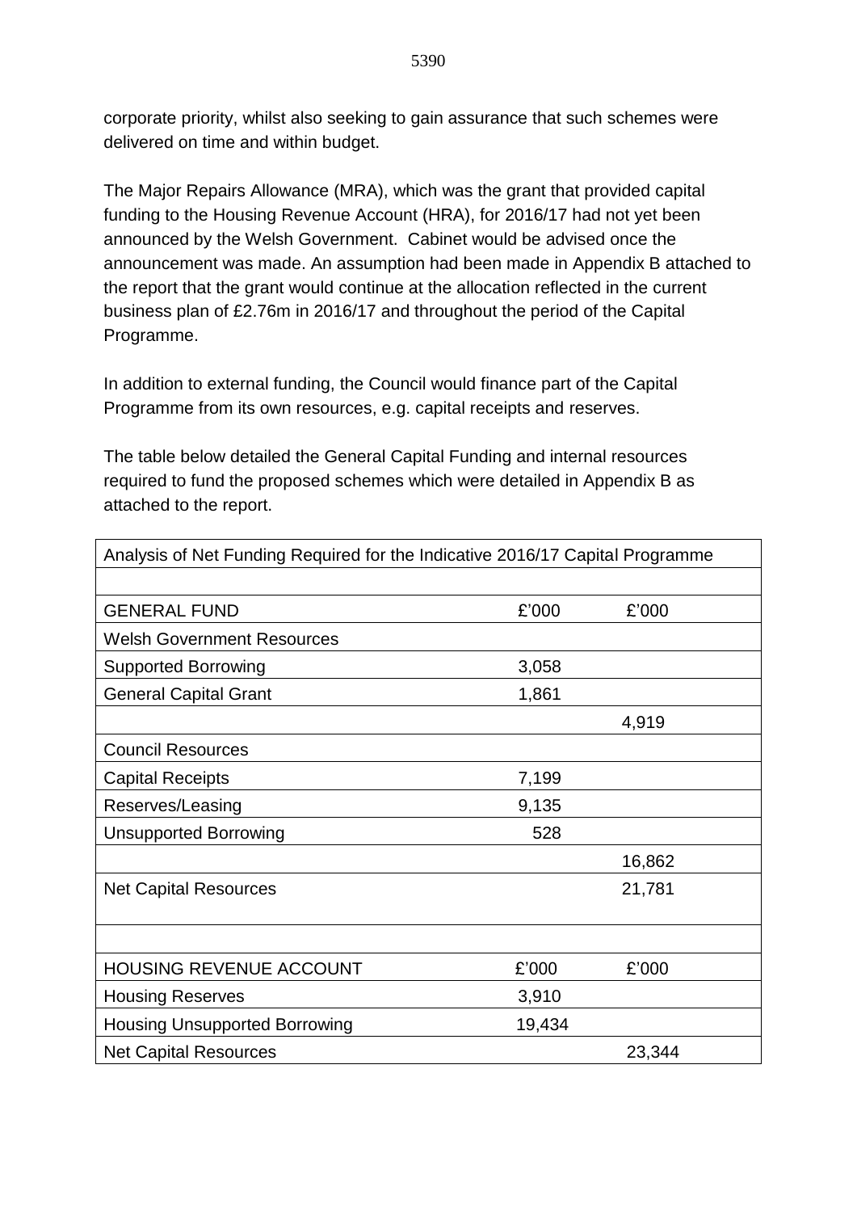corporate priority, whilst also seeking to gain assurance that such schemes were delivered on time and within budget.

The Major Repairs Allowance (MRA), which was the grant that provided capital funding to the Housing Revenue Account (HRA), for 2016/17 had not yet been announced by the Welsh Government. Cabinet would be advised once the announcement was made. An assumption had been made in Appendix B attached to the report that the grant would continue at the allocation reflected in the current business plan of £2.76m in 2016/17 and throughout the period of the Capital Programme.

In addition to external funding, the Council would finance part of the Capital Programme from its own resources, e.g. capital receipts and reserves.

The table below detailed the General Capital Funding and internal resources required to fund the proposed schemes which were detailed in Appendix B as attached to the report.

| Analysis of Net Funding Required for the Indicative 2016/17 Capital Programme | | |
|---|---|---|
| | | |
| GENERAL FUND | £'000 | £'000 |
| Welsh Government Resources | | |
| Supported Borrowing | 3,058 | |
| General Capital Grant | 1,861 | |
| | | 4,919 |
| Council Resources | | |
| Capital Receipts | 7,199 | |
| Reserves/Leasing | 9,135 | |
| Unsupported Borrowing | 528 | |
| | | 16,862 |
| Net Capital Resources | | 21,781 |
| | | |
| HOUSING REVENUE ACCOUNT | £'000 | £'000 |
| Housing Reserves | 3,910 | |
| Housing Unsupported Borrowing | 19,434 | |
| Net Capital Resources | | 23,344 |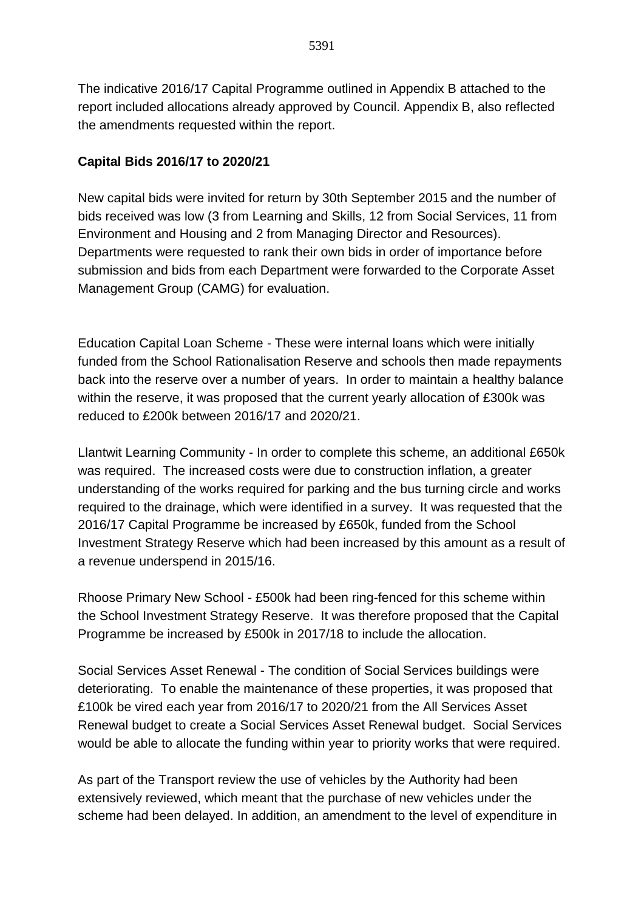The indicative 2016/17 Capital Programme outlined in Appendix B attached to the report included allocations already approved by Council. Appendix B, also reflected the amendments requested within the report.

**Capital Bids 2016/17 to 2020/21**

New capital bids were invited for return by 30th September 2015 and the number of bids received was low (3 from Learning and Skills, 12 from Social Services, 11 from Environment and Housing and 2 from Managing Director and Resources). Departments were requested to rank their own bids in order of importance before submission and bids from each Department were forwarded to the Corporate Asset Management Group (CAMG) for evaluation.

Education Capital Loan Scheme - These were internal loans which were initially funded from the School Rationalisation Reserve and schools then made repayments back into the reserve over a number of years. In order to maintain a healthy balance within the reserve, it was proposed that the current yearly allocation of £300k was reduced to £200k between 2016/17 and 2020/21.

Llantwit Learning Community - In order to complete this scheme, an additional £650k was required. The increased costs were due to construction inflation, a greater understanding of the works required for parking and the bus turning circle and works required to the drainage, which were identified in a survey. It was requested that the 2016/17 Capital Programme be increased by £650k, funded from the School Investment Strategy Reserve which had been increased by this amount as a result of a revenue underspend in 2015/16.

Rhoose Primary New School - £500k had been ring-fenced for this scheme within the School Investment Strategy Reserve. It was therefore proposed that the Capital Programme be increased by £500k in 2017/18 to include the allocation.

Social Services Asset Renewal - The condition of Social Services buildings were deteriorating. To enable the maintenance of these properties, it was proposed that £100k be vired each year from 2016/17 to 2020/21 from the All Services Asset Renewal budget to create a Social Services Asset Renewal budget. Social Services would be able to allocate the funding within year to priority works that were required.

As part of the Transport review the use of vehicles by the Authority had been extensively reviewed, which meant that the purchase of new vehicles under the scheme had been delayed. In addition, an amendment to the level of expenditure in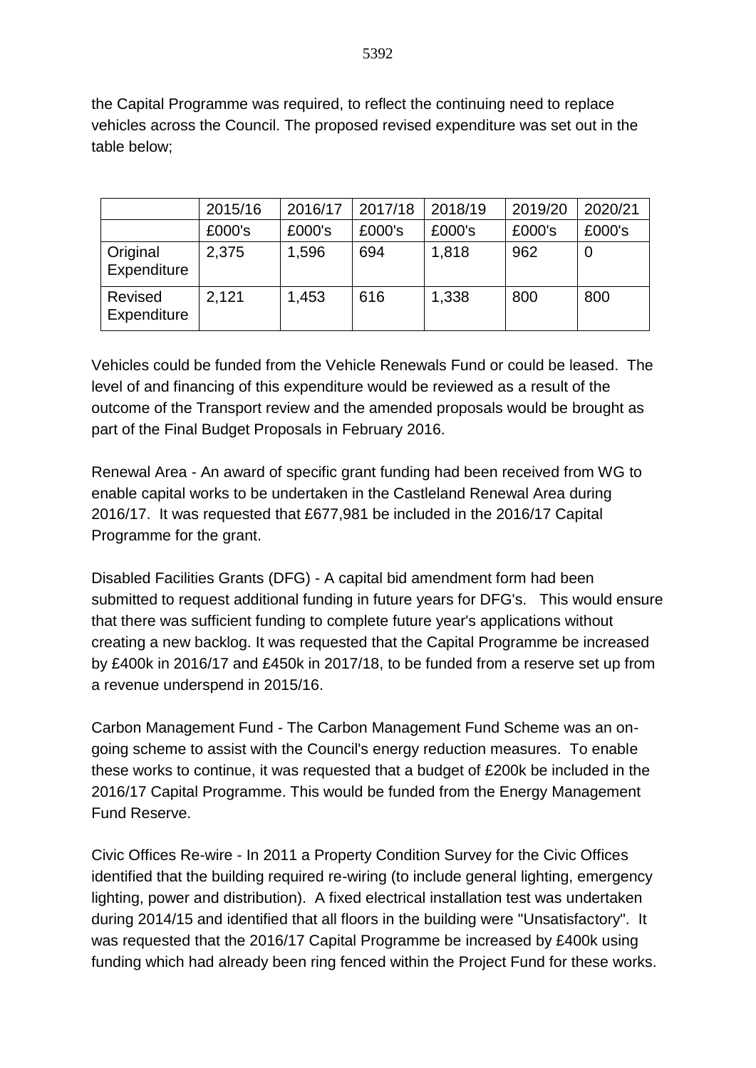the Capital Programme was required, to reflect the continuing need to replace vehicles across the Council. The proposed revised expenditure was set out in the table below;

| | 2015/16 | 2016/17 | 2017/18 | 2018/19 | 2019/20 | 2020/21 |
|---|---|---|---|---|---|---|
| | £000's | £000's | £000's | £000's | £000's | £000's |
| Original Expenditure | 2,375 | 1,596 | 694 | 1,818 | 962 | 0 |
| Revised Expenditure | 2,121 | 1,453 | 616 | 1,338 | 800 | 800 |

Vehicles could be funded from the Vehicle Renewals Fund or could be leased. The level of and financing of this expenditure would be reviewed as a result of the outcome of the Transport review and the amended proposals would be brought as part of the Final Budget Proposals in February 2016.

Renewal Area - An award of specific grant funding had been received from WG to enable capital works to be undertaken in the Castleland Renewal Area during 2016/17. It was requested that £677,981 be included in the 2016/17 Capital Programme for the grant.

Disabled Facilities Grants (DFG) - A capital bid amendment form had been submitted to request additional funding in future years for DFG's. This would ensure that there was sufficient funding to complete future year's applications without creating a new backlog. It was requested that the Capital Programme be increased by £400k in 2016/17 and £450k in 2017/18, to be funded from a reserve set up from a revenue underspend in 2015/16.

Carbon Management Fund - The Carbon Management Fund Scheme was an on-going scheme to assist with the Council's energy reduction measures. To enable these works to continue, it was requested that a budget of £200k be included in the 2016/17 Capital Programme. This would be funded from the Energy Management Fund Reserve.

Civic Offices Re-wire - In 2011 a Property Condition Survey for the Civic Offices identified that the building required re-wiring (to include general lighting, emergency lighting, power and distribution). A fixed electrical installation test was undertaken during 2014/15 and identified that all floors in the building were "Unsatisfactory". It was requested that the 2016/17 Capital Programme be increased by £400k using funding which had already been ring fenced within the Project Fund for these works.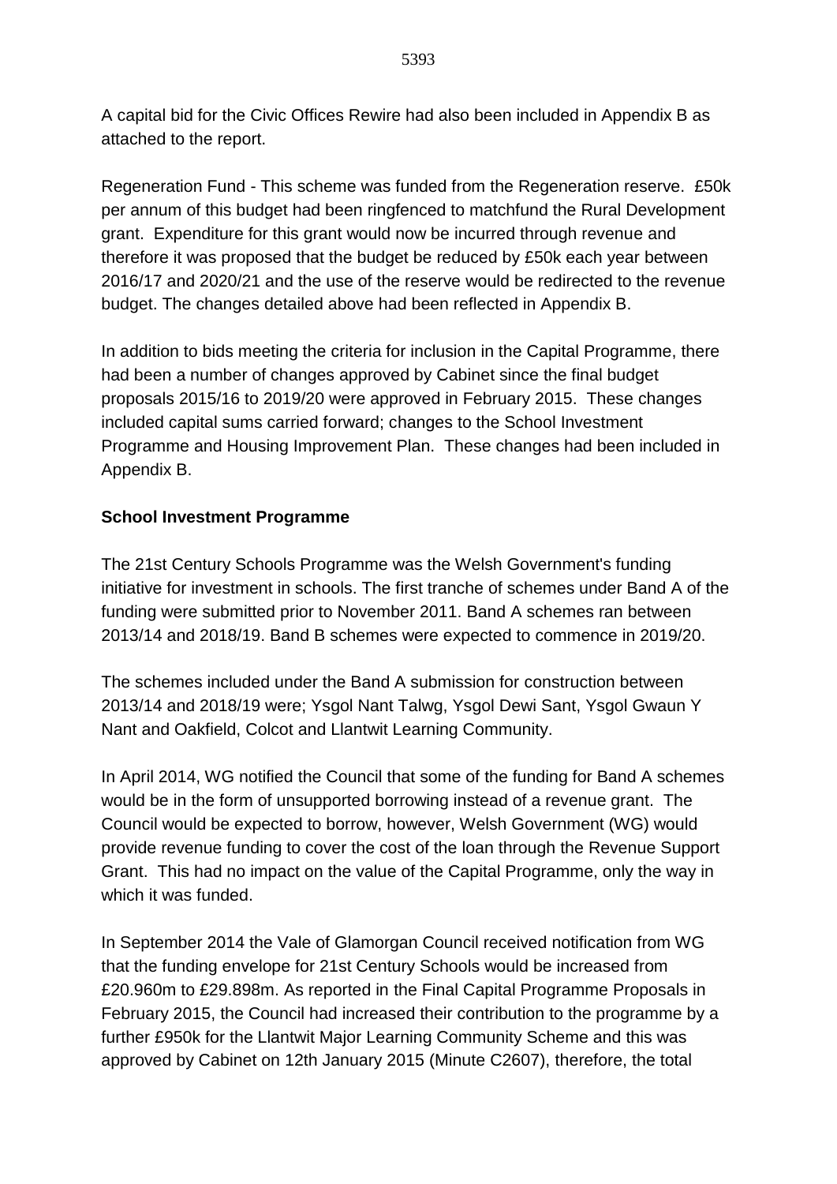A capital bid for the Civic Offices Rewire had also been included in Appendix B as attached to the report.

Regeneration Fund - This scheme was funded from the Regeneration reserve. £50k per annum of this budget had been ringfenced to matchfund the Rural Development grant. Expenditure for this grant would now be incurred through revenue and therefore it was proposed that the budget be reduced by £50k each year between 2016/17 and 2020/21 and the use of the reserve would be redirected to the revenue budget. The changes detailed above had been reflected in Appendix B.

In addition to bids meeting the criteria for inclusion in the Capital Programme, there had been a number of changes approved by Cabinet since the final budget proposals 2015/16 to 2019/20 were approved in February 2015. These changes included capital sums carried forward; changes to the School Investment Programme and Housing Improvement Plan. These changes had been included in Appendix B.

**School Investment Programme**

The 21st Century Schools Programme was the Welsh Government's funding initiative for investment in schools. The first tranche of schemes under Band A of the funding were submitted prior to November 2011. Band A schemes ran between 2013/14 and 2018/19. Band B schemes were expected to commence in 2019/20.

The schemes included under the Band A submission for construction between 2013/14 and 2018/19 were; Ysgol Nant Talwg, Ysgol Dewi Sant, Ysgol Gwaun Y Nant and Oakfield, Colcot and Llantwit Learning Community.

In April 2014, WG notified the Council that some of the funding for Band A schemes would be in the form of unsupported borrowing instead of a revenue grant. The Council would be expected to borrow, however, Welsh Government (WG) would provide revenue funding to cover the cost of the loan through the Revenue Support Grant. This had no impact on the value of the Capital Programme, only the way in which it was funded.

In September 2014 the Vale of Glamorgan Council received notification from WG that the funding envelope for 21st Century Schools would be increased from £20.960m to £29.898m. As reported in the Final Capital Programme Proposals in February 2015, the Council had increased their contribution to the programme by a further £950k for the Llantwit Major Learning Community Scheme and this was approved by Cabinet on 12th January 2015 (Minute C2607), therefore, the total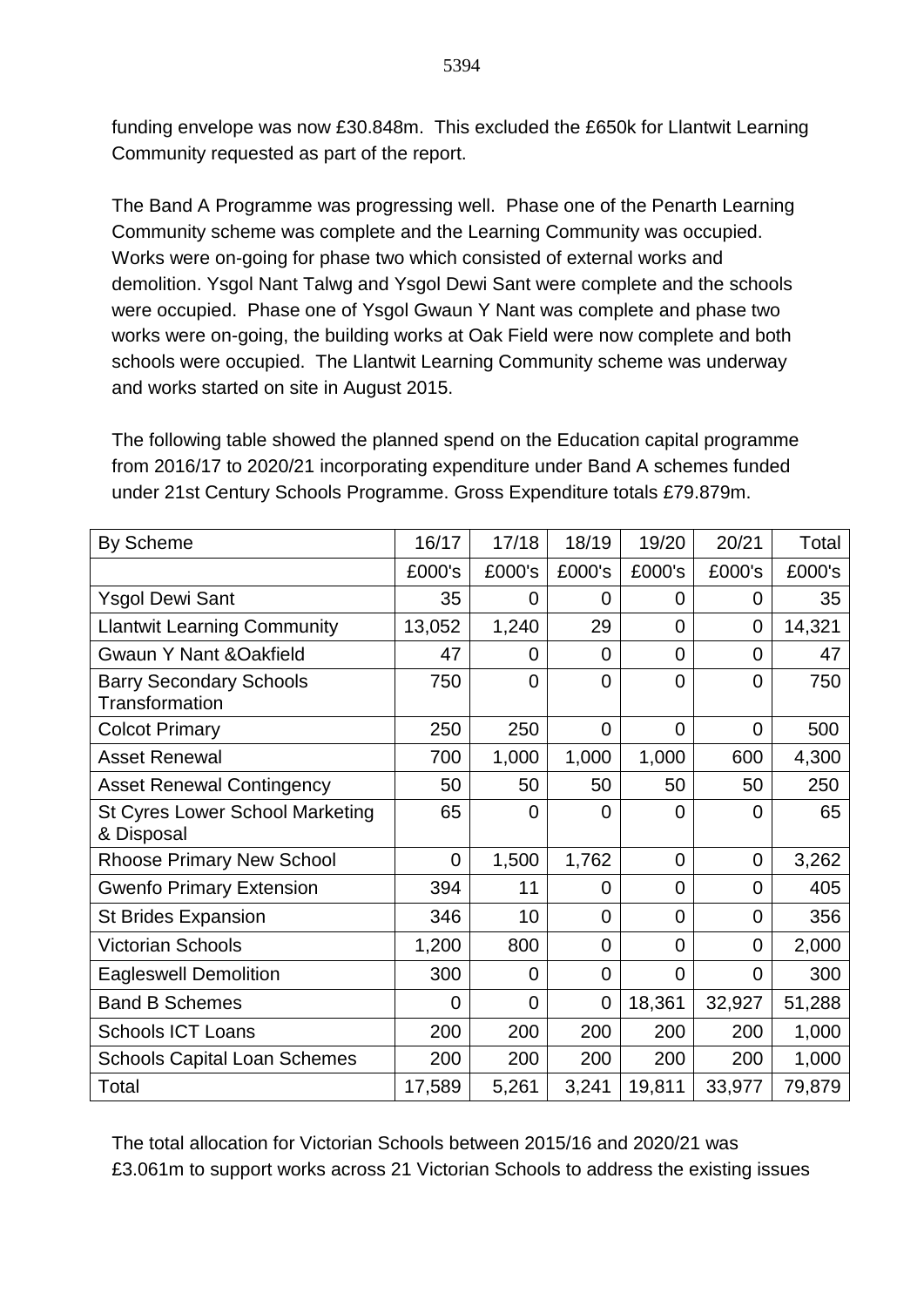funding envelope was now £30.848m. This excluded the £650k for Llantwit Learning Community requested as part of the report.

The Band A Programme was progressing well. Phase one of the Penarth Learning Community scheme was complete and the Learning Community was occupied. Works were on-going for phase two which consisted of external works and demolition. Ysgol Nant Talwg and Ysgol Dewi Sant were complete and the schools were occupied. Phase one of Ysgol Gwaun Y Nant was complete and phase two works were on-going, the building works at Oak Field were now complete and both schools were occupied. The Llantwit Learning Community scheme was underway and works started on site in August 2015.

The following table showed the planned spend on the Education capital programme from 2016/17 to 2020/21 incorporating expenditure under Band A schemes funded under 21st Century Schools Programme. Gross Expenditure totals £79.879m.

| By Scheme | 16/17 | 17/18 | 18/19 | 19/20 | 20/21 | Total |
|---|---|---|---|---|---|---|
| | £000's | £000's | £000's | £000's | £000's | £000's |
| Ysgol Dewi Sant | 35 | 0 | 0 | 0 | 0 | 35 |
| Llantwit Learning Community | 13,052 | 1,240 | 29 | 0 | 0 | 14,321 |
| Gwaun Y Nant &Oakfield | 47 | 0 | 0 | 0 | 0 | 47 |
| Barry Secondary Schools Transformation | 750 | 0 | 0 | 0 | 0 | 750 |
| Colcot Primary | 250 | 250 | 0 | 0 | 0 | 500 |
| Asset Renewal | 700 | 1,000 | 1,000 | 1,000 | 600 | 4,300 |
| Asset Renewal Contingency | 50 | 50 | 50 | 50 | 50 | 250 |
| St Cyres Lower School Marketing & Disposal | 65 | 0 | 0 | 0 | 0 | 65 |
| Rhoose Primary New School | 0 | 1,500 | 1,762 | 0 | 0 | 3,262 |
| Gwenfo Primary Extension | 394 | 11 | 0 | 0 | 0 | 405 |
| St Brides Expansion | 346 | 10 | 0 | 0 | 0 | 356 |
| Victorian Schools | 1,200 | 800 | 0 | 0 | 0 | 2,000 |
| Eagleswell Demolition | 300 | 0 | 0 | 0 | 0 | 300 |
| Band B Schemes | 0 | 0 | 0 | 18,361 | 32,927 | 51,288 |
| Schools ICT Loans | 200 | 200 | 200 | 200 | 200 | 1,000 |
| Schools Capital Loan Schemes | 200 | 200 | 200 | 200 | 200 | 1,000 |
| Total | 17,589 | 5,261 | 3,241 | 19,811 | 33,977 | 79,879 |

The total allocation for Victorian Schools between 2015/16 and 2020/21 was £3.061m to support works across 21 Victorian Schools to address the existing issues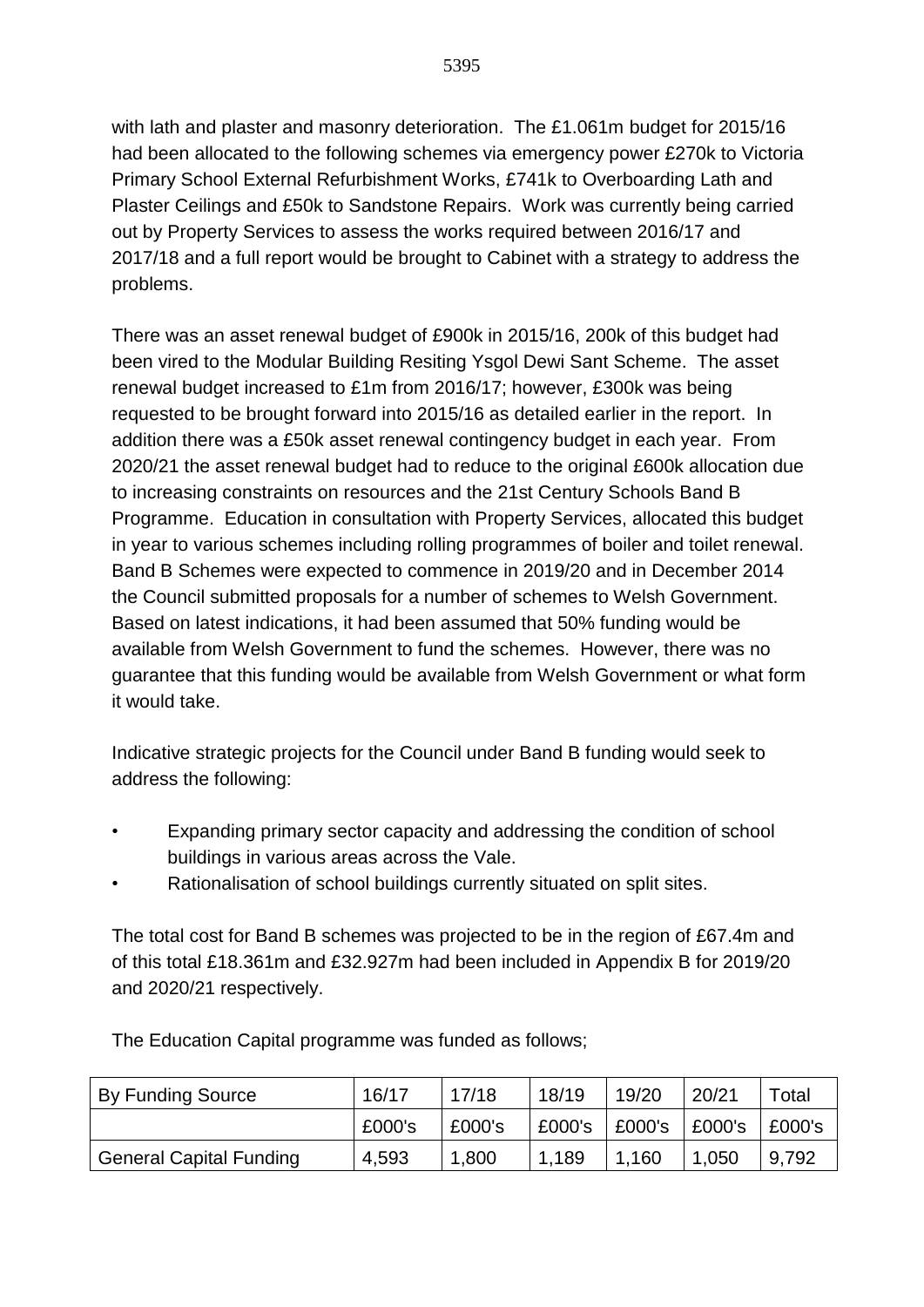with lath and plaster and masonry deterioration. The £1.061m budget for 2015/16 had been allocated to the following schemes via emergency power £270k to Victoria Primary School External Refurbishment Works, £741k to Overboarding Lath and Plaster Ceilings and £50k to Sandstone Repairs. Work was currently being carried out by Property Services to assess the works required between 2016/17 and 2017/18 and a full report would be brought to Cabinet with a strategy to address the problems.

There was an asset renewal budget of £900k in 2015/16, 200k of this budget had been vired to the Modular Building Resiting Ysgol Dewi Sant Scheme. The asset renewal budget increased to £1m from 2016/17; however, £300k was being requested to be brought forward into 2015/16 as detailed earlier in the report. In addition there was a £50k asset renewal contingency budget in each year. From 2020/21 the asset renewal budget had to reduce to the original £600k allocation due to increasing constraints on resources and the 21st Century Schools Band B Programme. Education in consultation with Property Services, allocated this budget in year to various schemes including rolling programmes of boiler and toilet renewal. Band B Schemes were expected to commence in 2019/20 and in December 2014 the Council submitted proposals for a number of schemes to Welsh Government. Based on latest indications, it had been assumed that 50% funding would be available from Welsh Government to fund the schemes. However, there was no guarantee that this funding would be available from Welsh Government or what form it would take.

Indicative strategic projects for the Council under Band B funding would seek to address the following:

- Expanding primary sector capacity and addressing the condition of school buildings in various areas across the Vale.
- Rationalisation of school buildings currently situated on split sites.

The total cost for Band B schemes was projected to be in the region of £67.4m and of this total £18.361m and £32.927m had been included in Appendix B for 2019/20 and 2020/21 respectively.

The Education Capital programme was funded as follows;

| By Funding Source | 16/17 | 17/18 | 18/19 | 19/20 | 20/21 | Total |
|---|---|---|---|---|---|---|
| | £000's | £000's | £000's | £000's | £000's | £000's |
| General Capital Funding | 4,593 | 1,800 | 1,189 | 1,160 | 1,050 | 9,792 |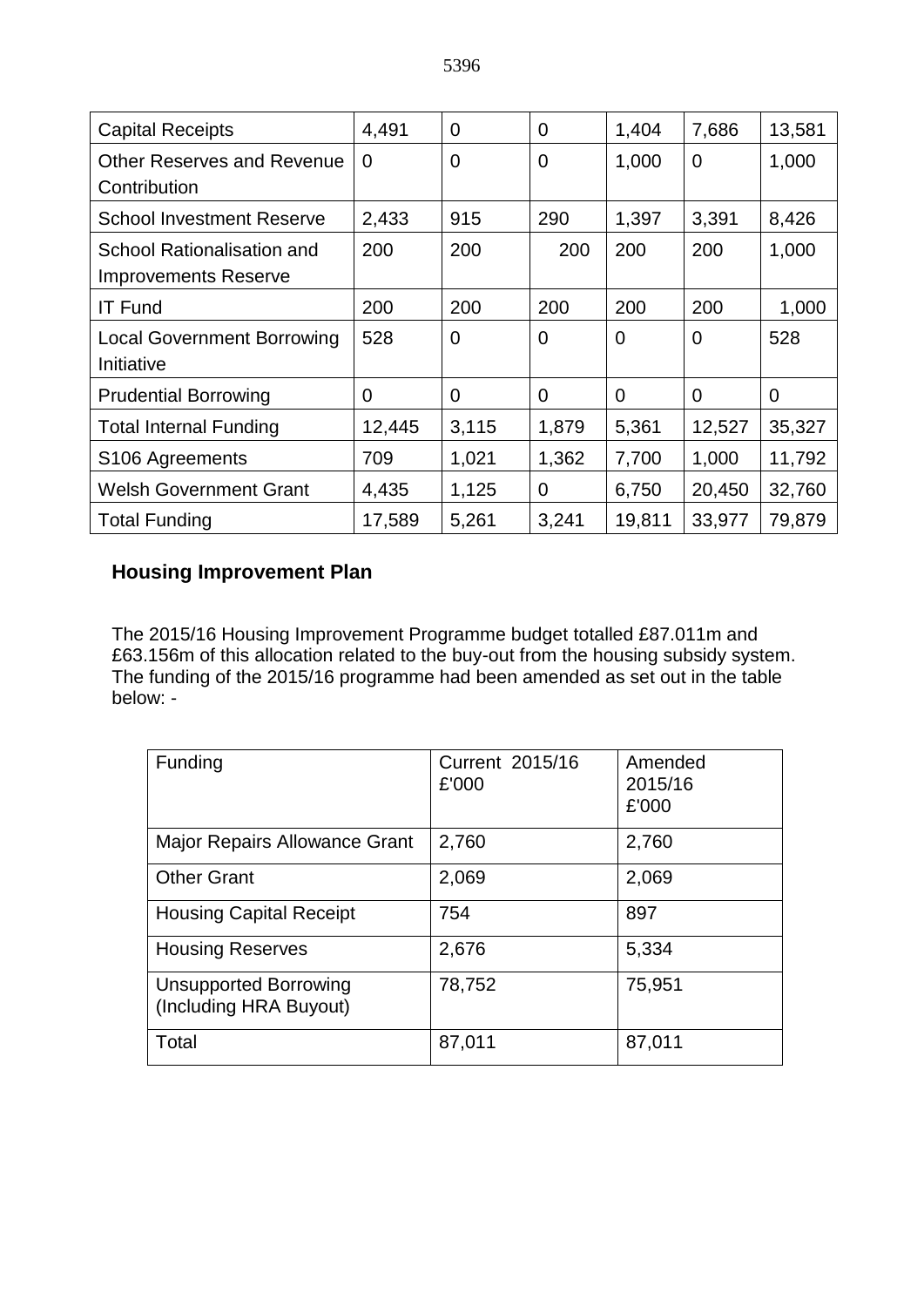| Capital Receipts | 4,491 | 0 | 0 | 1,404 | 7,686 | 13,581 |
|---|---|---|---|---|---|---|
| Other Reserves and Revenue Contribution | 0 | 0 | 0 | 1,000 | 0 | 1,000 |
| School Investment Reserve | 2,433 | 915 | 290 | 1,397 | 3,391 | 8,426 |
| School Rationalisation and Improvements Reserve | 200 | 200 | 200 | 200 | 200 | 1,000 |
| IT Fund | 200 | 200 | 200 | 200 | 200 | 1,000 |
| Local Government Borrowing Initiative | 528 | 0 | 0 | 0 | 0 | 528 |
| Prudential Borrowing | 0 | 0 | 0 | 0 | 0 | 0 |
| Total Internal Funding | 12,445 | 3,115 | 1,879 | 5,361 | 12,527 | 35,327 |
| S106 Agreements | 709 | 1,021 | 1,362 | 7,700 | 1,000 | 11,792 |
| Welsh Government Grant | 4,435 | 1,125 | 0 | 6,750 | 20,450 | 32,760 |
| Total Funding | 17,589 | 5,261 | 3,241 | 19,811 | 33,977 | 79,879 |

## Housing Improvement Plan

The 2015/16 Housing Improvement Programme budget totalled £87.011m and £63.156m of this allocation related to the buy-out from the housing subsidy system. The funding of the 2015/16 programme had been amended as set out in the table below: -

| Funding | Current 2015/16 £'000 | Amended 2015/16 £'000 |
|---|---|---|
| Major Repairs Allowance Grant | 2,760 | 2,760 |
| Other Grant | 2,069 | 2,069 |
| Housing Capital Receipt | 754 | 897 |
| Housing Reserves | 2,676 | 5,334 |
| Unsupported Borrowing (Including HRA Buyout) | 78,752 | 75,951 |
| Total | 87,011 | 87,011 |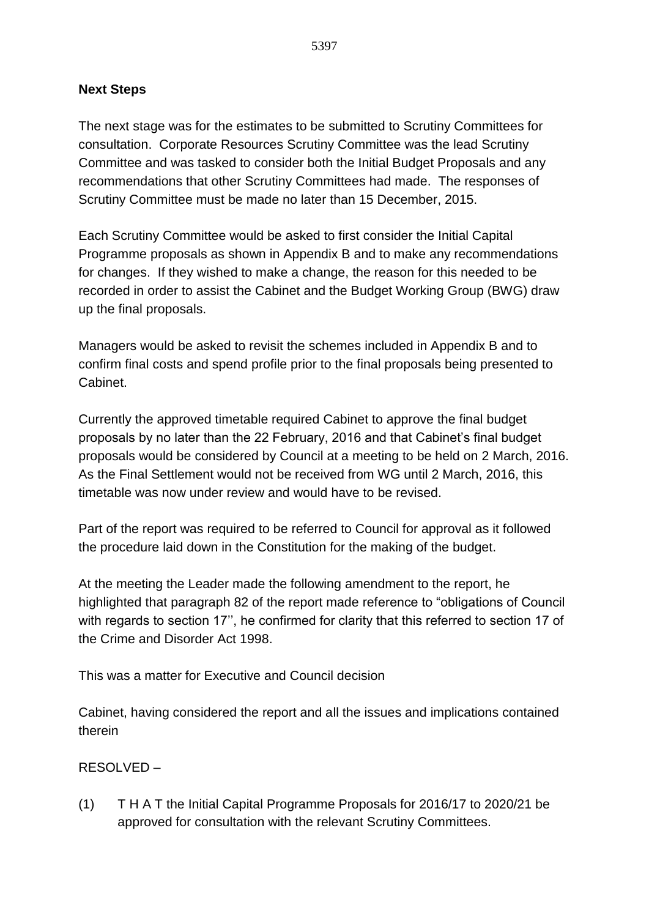**Next Steps**

The next stage was for the estimates to be submitted to Scrutiny Committees for consultation. Corporate Resources Scrutiny Committee was the lead Scrutiny Committee and was tasked to consider both the Initial Budget Proposals and any recommendations that other Scrutiny Committees had made. The responses of Scrutiny Committee must be made no later than 15 December, 2015.

Each Scrutiny Committee would be asked to first consider the Initial Capital Programme proposals as shown in Appendix B and to make any recommendations for changes. If they wished to make a change, the reason for this needed to be recorded in order to assist the Cabinet and the Budget Working Group (BWG) draw up the final proposals.

Managers would be asked to revisit the schemes included in Appendix B and to confirm final costs and spend profile prior to the final proposals being presented to Cabinet.

Currently the approved timetable required Cabinet to approve the final budget proposals by no later than the 22 February, 2016 and that Cabinet's final budget proposals would be considered by Council at a meeting to be held on 2 March, 2016. As the Final Settlement would not be received from WG until 2 March, 2016, this timetable was now under review and would have to be revised.

Part of the report was required to be referred to Council for approval as it followed the procedure laid down in the Constitution for the making of the budget.

At the meeting the Leader made the following amendment to the report, he highlighted that paragraph 82 of the report made reference to "obligations of Council with regards to section 17'', he confirmed for clarity that this referred to section 17 of the Crime and Disorder Act 1998.

This was a matter for Executive and Council decision

Cabinet, having considered the report and all the issues and implications contained therein

RESOLVED –

(1) T H A T the Initial Capital Programme Proposals for 2016/17 to 2020/21 be approved for consultation with the relevant Scrutiny Committees.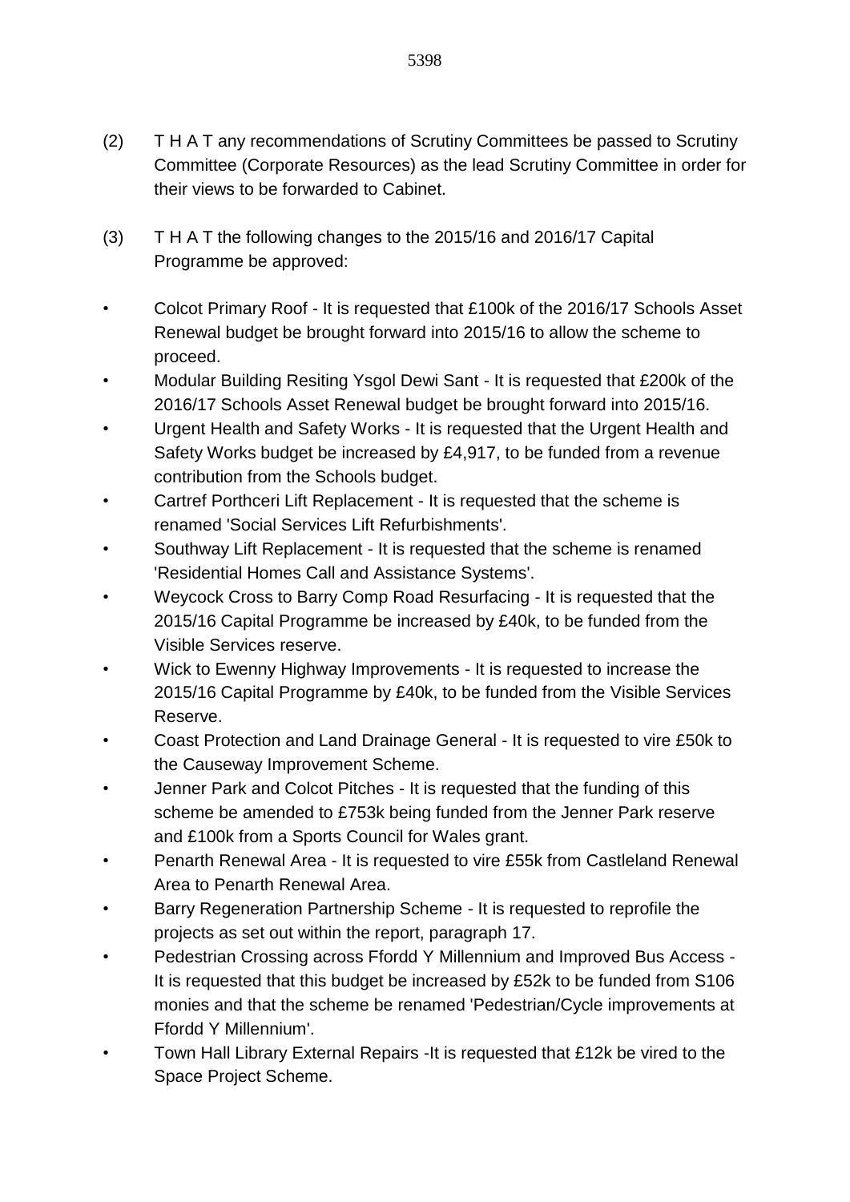(2) T H A T any recommendations of Scrutiny Committees be passed to Scrutiny Committee (Corporate Resources) as the lead Scrutiny Committee in order for their views to be forwarded to Cabinet.

(3) T H A T the following changes to the 2015/16 and 2016/17 Capital Programme be approved:

- Colcot Primary Roof - It is requested that £100k of the 2016/17 Schools Asset Renewal budget be brought forward into 2015/16 to allow the scheme to proceed.
- Modular Building Resiting Ysgol Dewi Sant - It is requested that £200k of the 2016/17 Schools Asset Renewal budget be brought forward into 2015/16.
- Urgent Health and Safety Works - It is requested that the Urgent Health and Safety Works budget be increased by £4,917, to be funded from a revenue contribution from the Schools budget.
- Cartref Porthceri Lift Replacement - It is requested that the scheme is renamed 'Social Services Lift Refurbishments'.
- Southway Lift Replacement - It is requested that the scheme is renamed 'Residential Homes Call and Assistance Systems'.
- Weycock Cross to Barry Comp Road Resurfacing - It is requested that the 2015/16 Capital Programme be increased by £40k, to be funded from the Visible Services reserve.
- Wick to Ewenny Highway Improvements - It is requested to increase the 2015/16 Capital Programme by £40k, to be funded from the Visible Services Reserve.
- Coast Protection and Land Drainage General - It is requested to vire £50k to the Causeway Improvement Scheme.
- Jenner Park and Colcot Pitches - It is requested that the funding of this scheme be amended to £753k being funded from the Jenner Park reserve and £100k from a Sports Council for Wales grant.
- Penarth Renewal Area - It is requested to vire £55k from Castleland Renewal Area to Penarth Renewal Area.
- Barry Regeneration Partnership Scheme - It is requested to reprofile the projects as set out within the report, paragraph 17.
- Pedestrian Crossing across Ffordd Y Millennium and Improved Bus Access - It is requested that this budget be increased by £52k to be funded from S106 monies and that the scheme be renamed 'Pedestrian/Cycle improvements at Ffordd Y Millennium'.
- Town Hall Library External Repairs -It is requested that £12k be vired to the Space Project Scheme.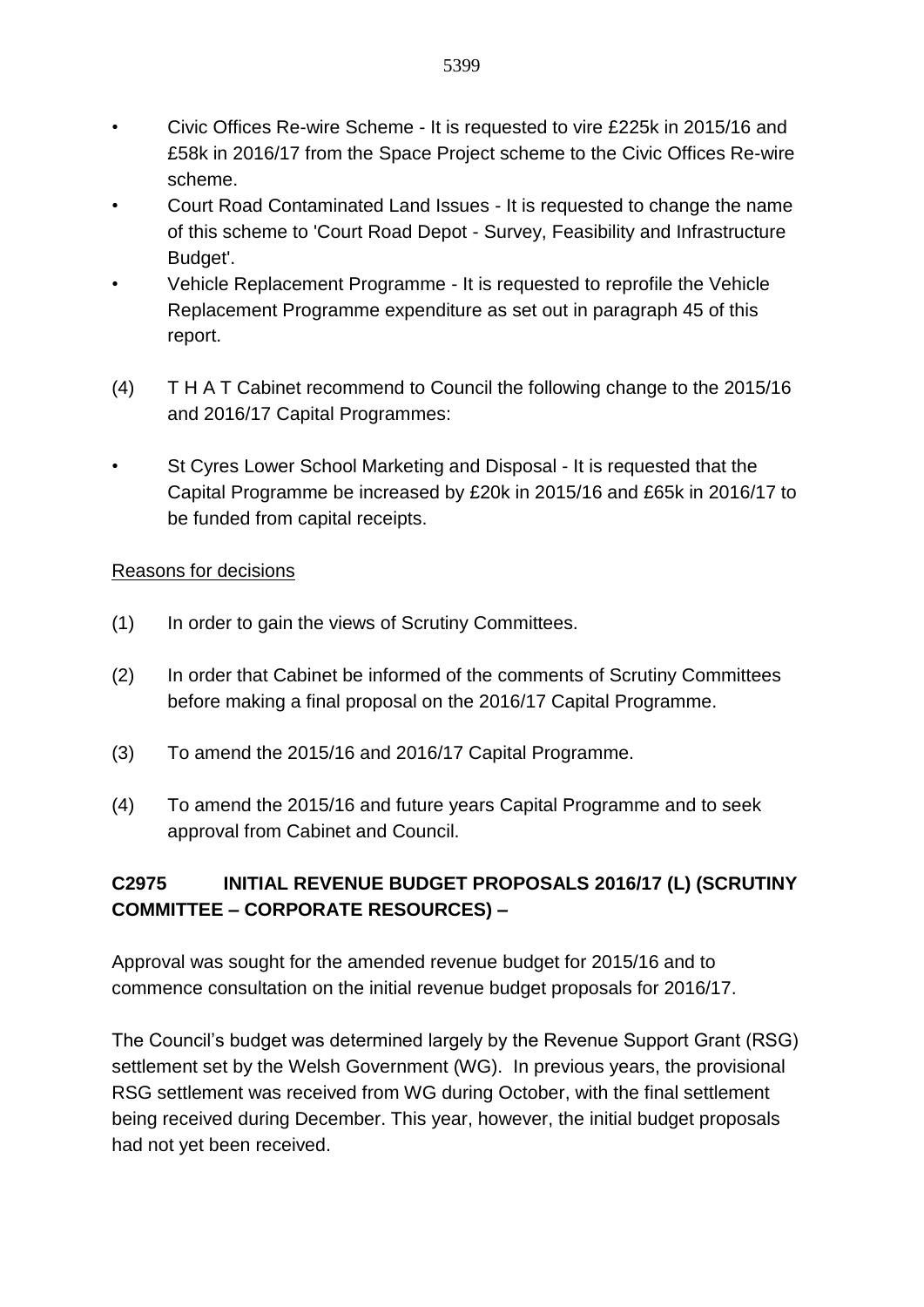- Civic Offices Re-wire Scheme - It is requested to vire £225k in 2015/16 and £58k in 2016/17 from the Space Project scheme to the Civic Offices Re-wire scheme.
- Court Road Contaminated Land Issues - It is requested to change the name of this scheme to 'Court Road Depot - Survey, Feasibility and Infrastructure Budget'.
- Vehicle Replacement Programme - It is requested to reprofile the Vehicle Replacement Programme expenditure as set out in paragraph 45 of this report.

(4) T H A T Cabinet recommend to Council the following change to the 2015/16 and 2016/17 Capital Programmes:

- St Cyres Lower School Marketing and Disposal - It is requested that the Capital Programme be increased by £20k in 2015/16 and £65k in 2016/17 to be funded from capital receipts.

Reasons for decisions

(1) In order to gain the views of Scrutiny Committees.

(2) In order that Cabinet be informed of the comments of Scrutiny Committees before making a final proposal on the 2016/17 Capital Programme.

(3) To amend the 2015/16 and 2016/17 Capital Programme.

(4) To amend the 2015/16 and future years Capital Programme and to seek approval from Cabinet and Council.

**C2975 INITIAL REVENUE BUDGET PROPOSALS 2016/17 (L) (SCRUTINY COMMITTEE – CORPORATE RESOURCES) –**

Approval was sought for the amended revenue budget for 2015/16 and to commence consultation on the initial revenue budget proposals for 2016/17.

The Council's budget was determined largely by the Revenue Support Grant (RSG) settlement set by the Welsh Government (WG). In previous years, the provisional RSG settlement was received from WG during October, with the final settlement being received during December. This year, however, the initial budget proposals had not yet been received.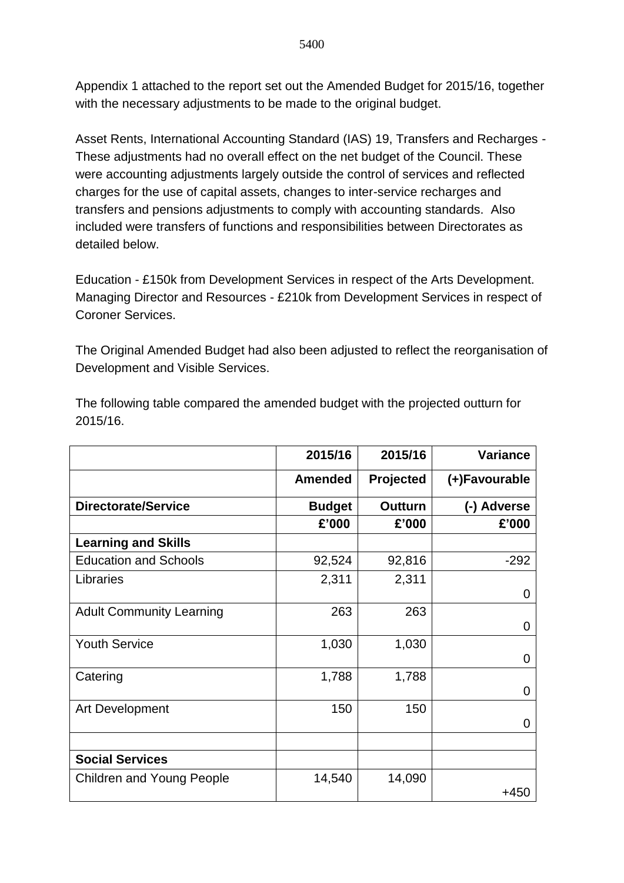Appendix 1 attached to the report set out the Amended Budget for 2015/16, together with the necessary adjustments to be made to the original budget.

Asset Rents, International Accounting Standard (IAS) 19, Transfers and Recharges - These adjustments had no overall effect on the net budget of the Council. These were accounting adjustments largely outside the control of services and reflected charges for the use of capital assets, changes to inter-service recharges and transfers and pensions adjustments to comply with accounting standards. Also included were transfers of functions and responsibilities between Directorates as detailed below.

Education - £150k from Development Services in respect of the Arts Development.
Managing Director and Resources - £210k from Development Services in respect of Coroner Services.

The Original Amended Budget had also been adjusted to reflect the reorganisation of Development and Visible Services.

The following table compared the amended budget with the projected outturn for 2015/16.

| | 2015/16 | 2015/16 | Variance |
|---|---:|---:|---:|
| | **Amended** | **Projected** | **(+)Favourable** |
| **Directorate/Service** | **Budget** | **Outturn** | **(-) Adverse** |
| | **£'000** | **£'000** | **£'000** |
| **Learning and Skills** | | | |
| Education and Schools | 92,524 | 92,816 | -292 |
| Libraries | 2,311 | 2,311 | 0 |
| Adult Community Learning | 263 | 263 | 0 |
| Youth Service | 1,030 | 1,030 | 0 |
| Catering | 1,788 | 1,788 | 0 |
| Art Development | 150 | 150 | 0 |
| | | | |
| **Social Services** | | | |
| Children and Young People | 14,540 | 14,090 | +450 |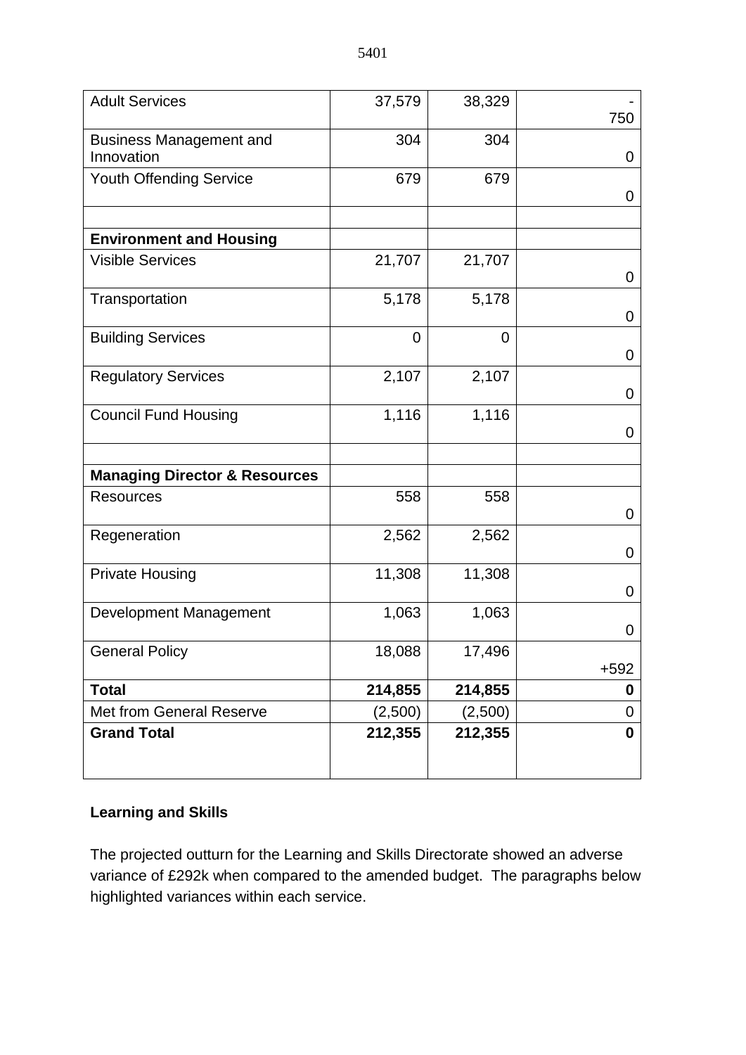| | | | |
|---|---|---|---|
| Adult Services | 37,579 | 38,329 | -750 |
| Business Management and Innovation | 304 | 304 | 0 |
| Youth Offending Service | 679 | 679 | 0 |
| | | | |
| **Environment and Housing** | | | |
| Visible Services | 21,707 | 21,707 | 0 |
| Transportation | 5,178 | 5,178 | 0 |
| Building Services | 0 | 0 | 0 |
| Regulatory Services | 2,107 | 2,107 | 0 |
| Council Fund Housing | 1,116 | 1,116 | 0 |
| | | | |
| **Managing Director & Resources** | | | |
| Resources | 558 | 558 | 0 |
| Regeneration | 2,562 | 2,562 | 0 |
| Private Housing | 11,308 | 11,308 | 0 |
| Development Management | 1,063 | 1,063 | 0 |
| General Policy | 18,088 | 17,496 | +592 |
| **Total** | **214,855** | **214,855** | **0** |
| Met from General Reserve | (2,500) | (2,500) | 0 |
| **Grand Total** | **212,355** | **212,355** | **0** |

**Learning and Skills**

The projected outturn for the Learning and Skills Directorate showed an adverse variance of £292k when compared to the amended budget. The paragraphs below highlighted variances within each service.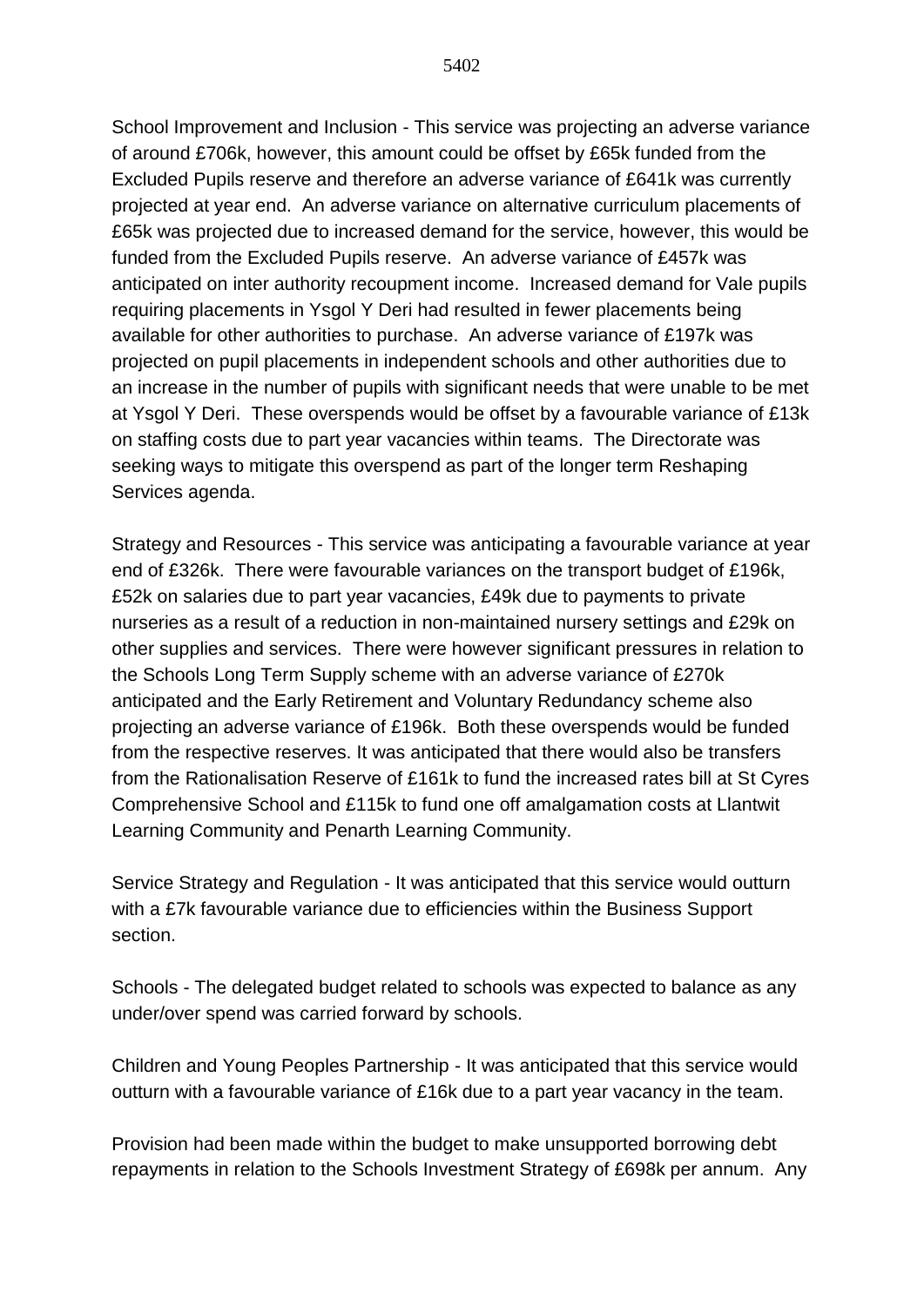School Improvement and Inclusion - This service was projecting an adverse variance of around £706k, however, this amount could be offset by £65k funded from the Excluded Pupils reserve and therefore an adverse variance of £641k was currently projected at year end. An adverse variance on alternative curriculum placements of £65k was projected due to increased demand for the service, however, this would be funded from the Excluded Pupils reserve. An adverse variance of £457k was anticipated on inter authority recoupment income. Increased demand for Vale pupils requiring placements in Ysgol Y Deri had resulted in fewer placements being available for other authorities to purchase. An adverse variance of £197k was projected on pupil placements in independent schools and other authorities due to an increase in the number of pupils with significant needs that were unable to be met at Ysgol Y Deri. These overspends would be offset by a favourable variance of £13k on staffing costs due to part year vacancies within teams. The Directorate was seeking ways to mitigate this overspend as part of the longer term Reshaping Services agenda.

Strategy and Resources - This service was anticipating a favourable variance at year end of £326k. There were favourable variances on the transport budget of £196k, £52k on salaries due to part year vacancies, £49k due to payments to private nurseries as a result of a reduction in non-maintained nursery settings and £29k on other supplies and services. There were however significant pressures in relation to the Schools Long Term Supply scheme with an adverse variance of £270k anticipated and the Early Retirement and Voluntary Redundancy scheme also projecting an adverse variance of £196k. Both these overspends would be funded from the respective reserves. It was anticipated that there would also be transfers from the Rationalisation Reserve of £161k to fund the increased rates bill at St Cyres Comprehensive School and £115k to fund one off amalgamation costs at Llantwit Learning Community and Penarth Learning Community.

Service Strategy and Regulation - It was anticipated that this service would outturn with a £7k favourable variance due to efficiencies within the Business Support section.

Schools - The delegated budget related to schools was expected to balance as any under/over spend was carried forward by schools.

Children and Young Peoples Partnership - It was anticipated that this service would outturn with a favourable variance of £16k due to a part year vacancy in the team.

Provision had been made within the budget to make unsupported borrowing debt repayments in relation to the Schools Investment Strategy of £698k per annum. Any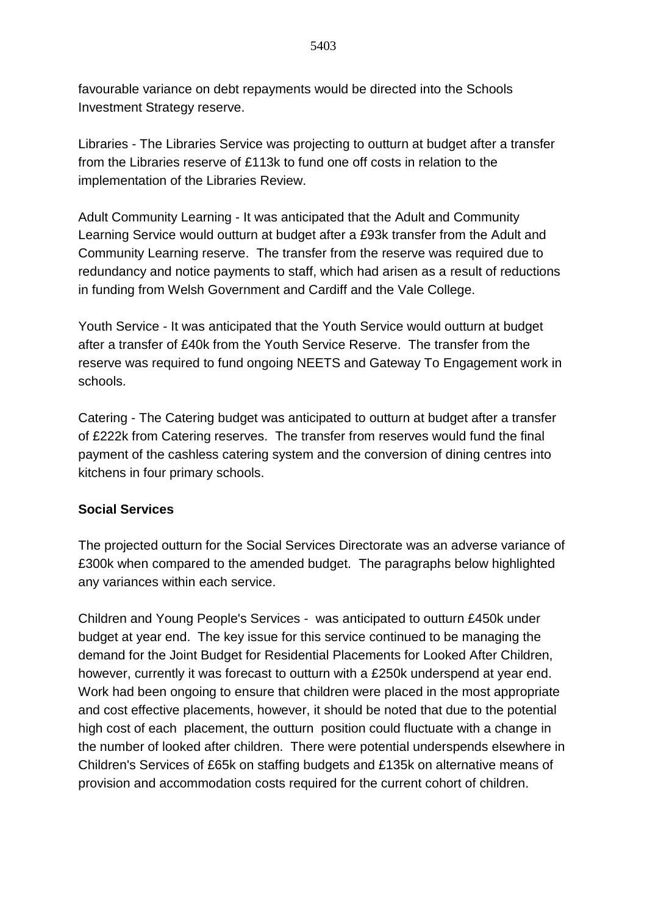favourable variance on debt repayments would be directed into the Schools Investment Strategy reserve.

Libraries - The Libraries Service was projecting to outturn at budget after a transfer from the Libraries reserve of £113k to fund one off costs in relation to the implementation of the Libraries Review.

Adult Community Learning - It was anticipated that the Adult and Community Learning Service would outturn at budget after a £93k transfer from the Adult and Community Learning reserve. The transfer from the reserve was required due to redundancy and notice payments to staff, which had arisen as a result of reductions in funding from Welsh Government and Cardiff and the Vale College.

Youth Service - It was anticipated that the Youth Service would outturn at budget after a transfer of £40k from the Youth Service Reserve. The transfer from the reserve was required to fund ongoing NEETS and Gateway To Engagement work in schools.

Catering - The Catering budget was anticipated to outturn at budget after a transfer of £222k from Catering reserves. The transfer from reserves would fund the final payment of the cashless catering system and the conversion of dining centres into kitchens in four primary schools.

**Social Services**

The projected outturn for the Social Services Directorate was an adverse variance of £300k when compared to the amended budget. The paragraphs below highlighted any variances within each service.

Children and Young People's Services - was anticipated to outturn £450k under budget at year end. The key issue for this service continued to be managing the demand for the Joint Budget for Residential Placements for Looked After Children, however, currently it was forecast to outturn with a £250k underspend at year end. Work had been ongoing to ensure that children were placed in the most appropriate and cost effective placements, however, it should be noted that due to the potential high cost of each placement, the outturn position could fluctuate with a change in the number of looked after children. There were potential underspends elsewhere in Children's Services of £65k on staffing budgets and £135k on alternative means of provision and accommodation costs required for the current cohort of children.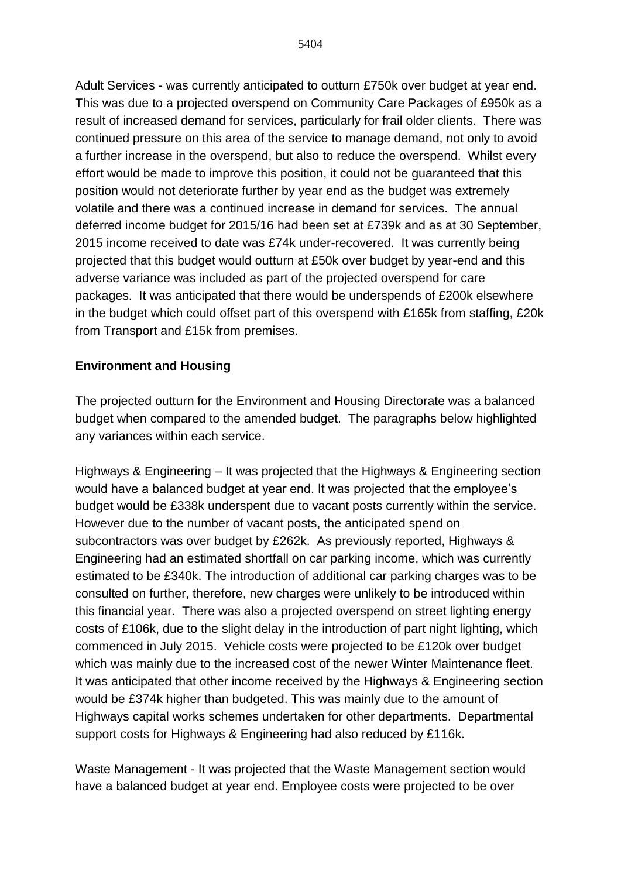Adult Services - was currently anticipated to outturn £750k over budget at year end. This was due to a projected overspend on Community Care Packages of £950k as a result of increased demand for services, particularly for frail older clients. There was continued pressure on this area of the service to manage demand, not only to avoid a further increase in the overspend, but also to reduce the overspend. Whilst every effort would be made to improve this position, it could not be guaranteed that this position would not deteriorate further by year end as the budget was extremely volatile and there was a continued increase in demand for services. The annual deferred income budget for 2015/16 had been set at £739k and as at 30 September, 2015 income received to date was £74k under-recovered. It was currently being projected that this budget would outturn at £50k over budget by year-end and this adverse variance was included as part of the projected overspend for care packages. It was anticipated that there would be underspends of £200k elsewhere in the budget which could offset part of this overspend with £165k from staffing, £20k from Transport and £15k from premises.

**Environment and Housing**

The projected outturn for the Environment and Housing Directorate was a balanced budget when compared to the amended budget. The paragraphs below highlighted any variances within each service.

Highways & Engineering – It was projected that the Highways & Engineering section would have a balanced budget at year end. It was projected that the employee's budget would be £338k underspent due to vacant posts currently within the service. However due to the number of vacant posts, the anticipated spend on subcontractors was over budget by £262k. As previously reported, Highways & Engineering had an estimated shortfall on car parking income, which was currently estimated to be £340k. The introduction of additional car parking charges was to be consulted on further, therefore, new charges were unlikely to be introduced within this financial year. There was also a projected overspend on street lighting energy costs of £106k, due to the slight delay in the introduction of part night lighting, which commenced in July 2015. Vehicle costs were projected to be £120k over budget which was mainly due to the increased cost of the newer Winter Maintenance fleet. It was anticipated that other income received by the Highways & Engineering section would be £374k higher than budgeted. This was mainly due to the amount of Highways capital works schemes undertaken for other departments. Departmental support costs for Highways & Engineering had also reduced by £116k.

Waste Management - It was projected that the Waste Management section would have a balanced budget at year end. Employee costs were projected to be over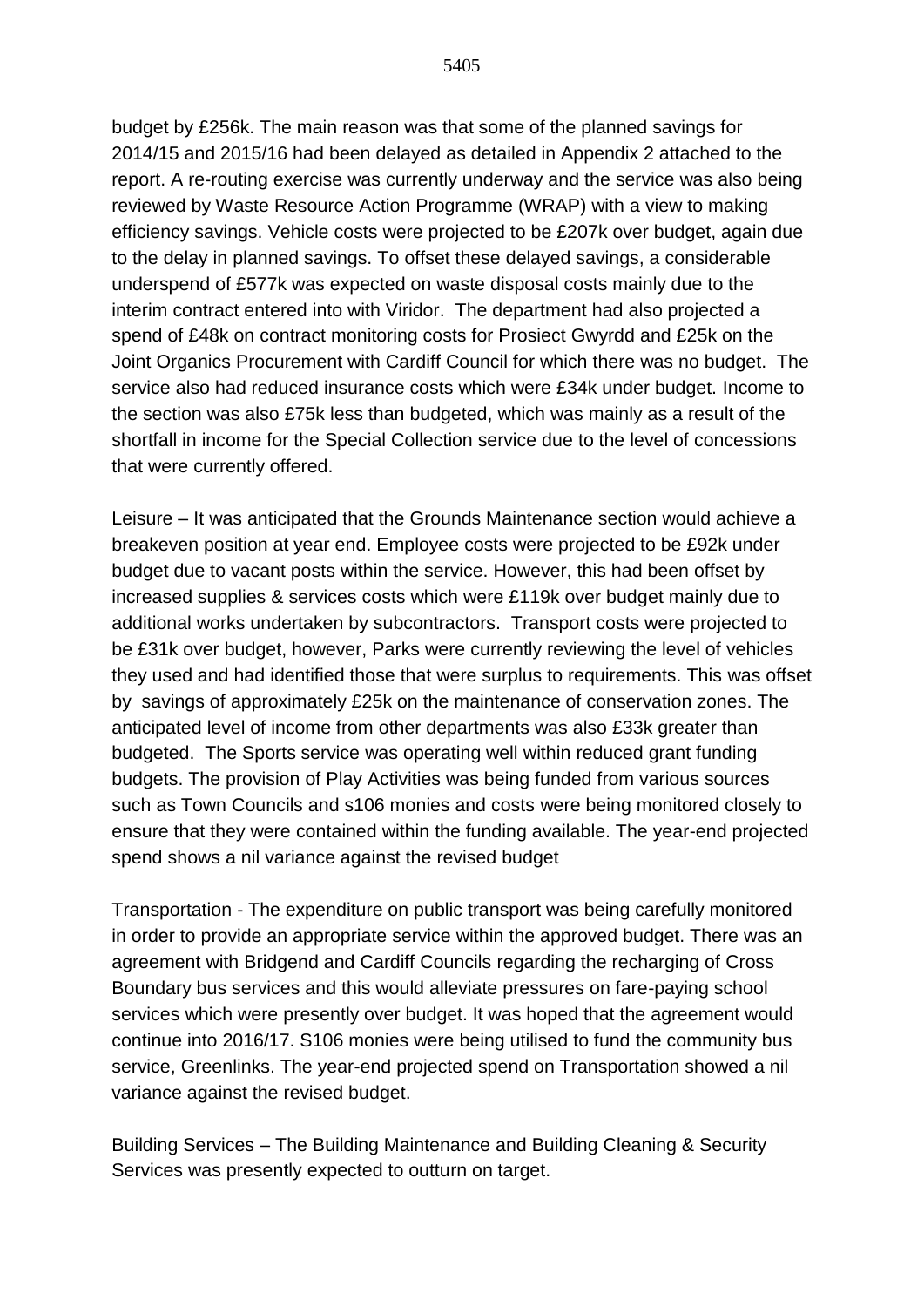budget by £256k. The main reason was that some of the planned savings for 2014/15 and 2015/16 had been delayed as detailed in Appendix 2 attached to the report. A re-routing exercise was currently underway and the service was also being reviewed by Waste Resource Action Programme (WRAP) with a view to making efficiency savings. Vehicle costs were projected to be £207k over budget, again due to the delay in planned savings. To offset these delayed savings, a considerable underspend of £577k was expected on waste disposal costs mainly due to the interim contract entered into with Viridor. The department had also projected a spend of £48k on contract monitoring costs for Prosiect Gwyrdd and £25k on the Joint Organics Procurement with Cardiff Council for which there was no budget. The service also had reduced insurance costs which were £34k under budget. Income to the section was also £75k less than budgeted, which was mainly as a result of the shortfall in income for the Special Collection service due to the level of concessions that were currently offered.

Leisure – It was anticipated that the Grounds Maintenance section would achieve a breakeven position at year end. Employee costs were projected to be £92k under budget due to vacant posts within the service. However, this had been offset by increased supplies & services costs which were £119k over budget mainly due to additional works undertaken by subcontractors. Transport costs were projected to be £31k over budget, however, Parks were currently reviewing the level of vehicles they used and had identified those that were surplus to requirements. This was offset by savings of approximately £25k on the maintenance of conservation zones. The anticipated level of income from other departments was also £33k greater than budgeted. The Sports service was operating well within reduced grant funding budgets. The provision of Play Activities was being funded from various sources such as Town Councils and s106 monies and costs were being monitored closely to ensure that they were contained within the funding available. The year-end projected spend shows a nil variance against the revised budget

Transportation - The expenditure on public transport was being carefully monitored in order to provide an appropriate service within the approved budget. There was an agreement with Bridgend and Cardiff Councils regarding the recharging of Cross Boundary bus services and this would alleviate pressures on fare-paying school services which were presently over budget. It was hoped that the agreement would continue into 2016/17. S106 monies were being utilised to fund the community bus service, Greenlinks. The year-end projected spend on Transportation showed a nil variance against the revised budget.

Building Services – The Building Maintenance and Building Cleaning & Security Services was presently expected to outturn on target.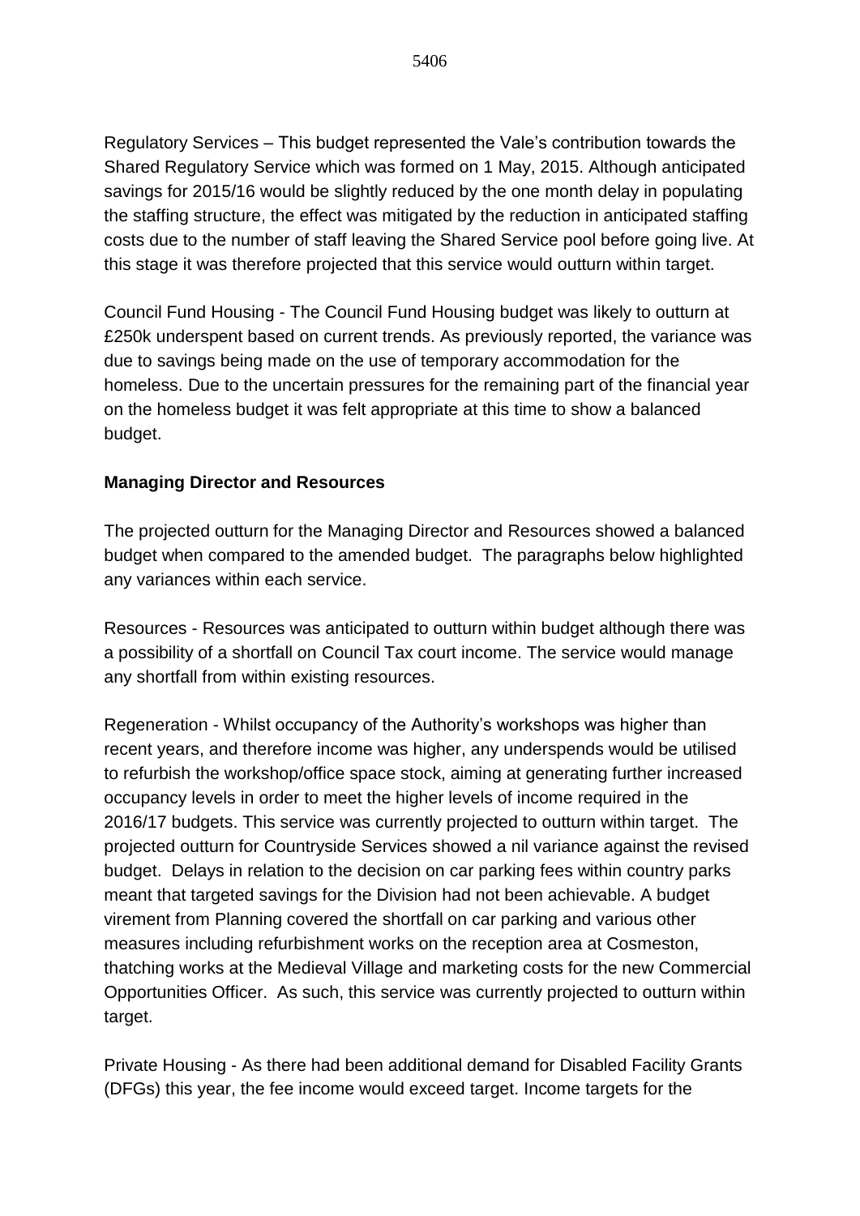Regulatory Services – This budget represented the Vale's contribution towards the Shared Regulatory Service which was formed on 1 May, 2015. Although anticipated savings for 2015/16 would be slightly reduced by the one month delay in populating the staffing structure, the effect was mitigated by the reduction in anticipated staffing costs due to the number of staff leaving the Shared Service pool before going live. At this stage it was therefore projected that this service would outturn within target.

Council Fund Housing - The Council Fund Housing budget was likely to outturn at £250k underspent based on current trends. As previously reported, the variance was due to savings being made on the use of temporary accommodation for the homeless. Due to the uncertain pressures for the remaining part of the financial year on the homeless budget it was felt appropriate at this time to show a balanced budget.

**Managing Director and Resources**

The projected outturn for the Managing Director and Resources showed a balanced budget when compared to the amended budget. The paragraphs below highlighted any variances within each service.

Resources - Resources was anticipated to outturn within budget although there was a possibility of a shortfall on Council Tax court income. The service would manage any shortfall from within existing resources.

Regeneration - Whilst occupancy of the Authority's workshops was higher than recent years, and therefore income was higher, any underspends would be utilised to refurbish the workshop/office space stock, aiming at generating further increased occupancy levels in order to meet the higher levels of income required in the 2016/17 budgets. This service was currently projected to outturn within target. The projected outturn for Countryside Services showed a nil variance against the revised budget. Delays in relation to the decision on car parking fees within country parks meant that targeted savings for the Division had not been achievable. A budget virement from Planning covered the shortfall on car parking and various other measures including refurbishment works on the reception area at Cosmeston, thatching works at the Medieval Village and marketing costs for the new Commercial Opportunities Officer. As such, this service was currently projected to outturn within target.

Private Housing - As there had been additional demand for Disabled Facility Grants (DFGs) this year, the fee income would exceed target. Income targets for the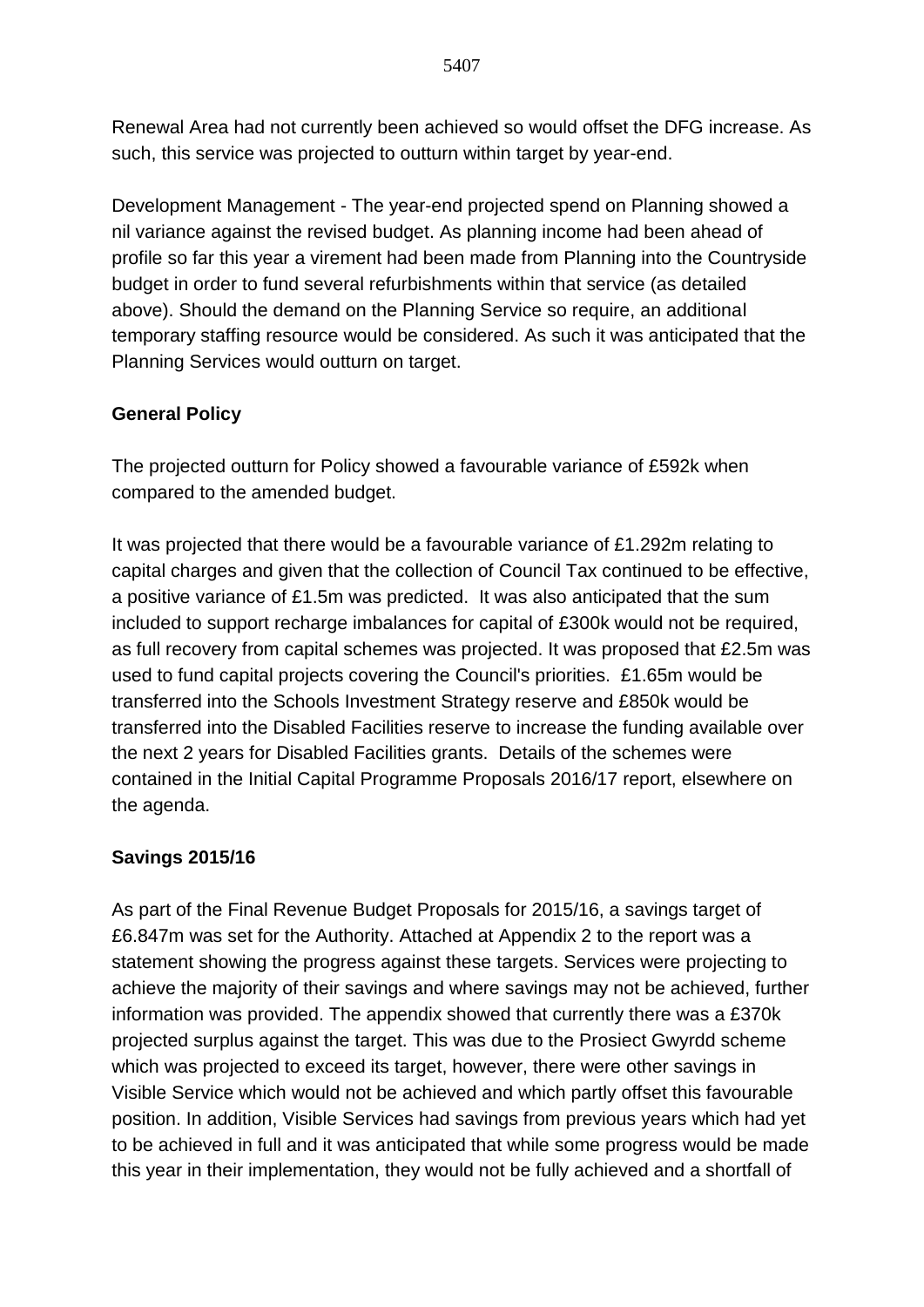Renewal Area had not currently been achieved so would offset the DFG increase. As such, this service was projected to outturn within target by year-end.

Development Management - The year-end projected spend on Planning showed a nil variance against the revised budget. As planning income had been ahead of profile so far this year a virement had been made from Planning into the Countryside budget in order to fund several refurbishments within that service (as detailed above). Should the demand on the Planning Service so require, an additional temporary staffing resource would be considered. As such it was anticipated that the Planning Services would outturn on target.

**General Policy**

The projected outturn for Policy showed a favourable variance of £592k when compared to the amended budget.

It was projected that there would be a favourable variance of £1.292m relating to capital charges and given that the collection of Council Tax continued to be effective, a positive variance of £1.5m was predicted. It was also anticipated that the sum included to support recharge imbalances for capital of £300k would not be required, as full recovery from capital schemes was projected. It was proposed that £2.5m was used to fund capital projects covering the Council's priorities. £1.65m would be transferred into the Schools Investment Strategy reserve and £850k would be transferred into the Disabled Facilities reserve to increase the funding available over the next 2 years for Disabled Facilities grants. Details of the schemes were contained in the Initial Capital Programme Proposals 2016/17 report, elsewhere on the agenda.

**Savings 2015/16**

As part of the Final Revenue Budget Proposals for 2015/16, a savings target of £6.847m was set for the Authority. Attached at Appendix 2 to the report was a statement showing the progress against these targets. Services were projecting to achieve the majority of their savings and where savings may not be achieved, further information was provided. The appendix showed that currently there was a £370k projected surplus against the target. This was due to the Prosiect Gwyrdd scheme which was projected to exceed its target, however, there were other savings in Visible Service which would not be achieved and which partly offset this favourable position. In addition, Visible Services had savings from previous years which had yet to be achieved in full and it was anticipated that while some progress would be made this year in their implementation, they would not be fully achieved and a shortfall of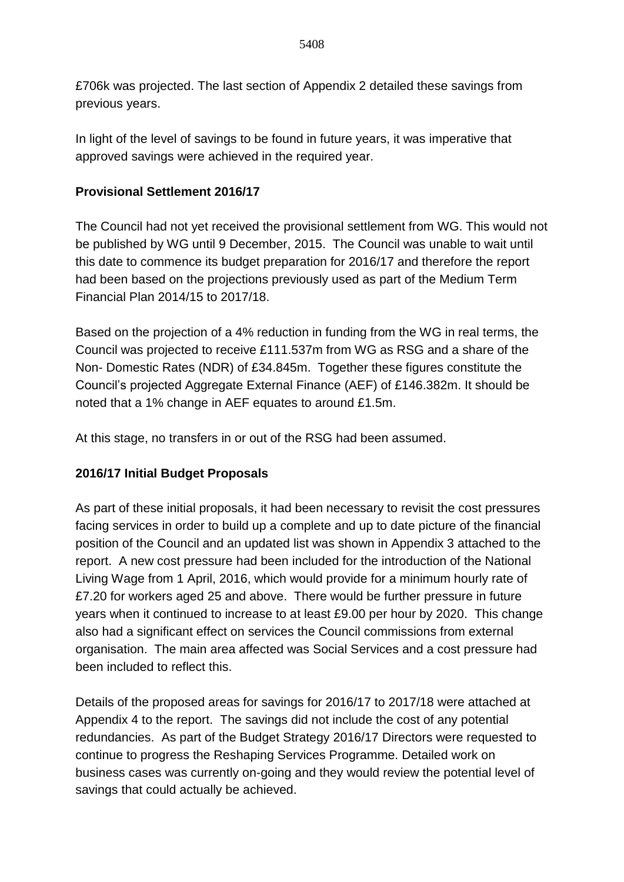£706k was projected. The last section of Appendix 2 detailed these savings from previous years.

In light of the level of savings to be found in future years, it was imperative that approved savings were achieved in the required year.

**Provisional Settlement 2016/17**

The Council had not yet received the provisional settlement from WG. This would not be published by WG until 9 December, 2015. The Council was unable to wait until this date to commence its budget preparation for 2016/17 and therefore the report had been based on the projections previously used as part of the Medium Term Financial Plan 2014/15 to 2017/18.

Based on the projection of a 4% reduction in funding from the WG in real terms, the Council was projected to receive £111.537m from WG as RSG and a share of the Non- Domestic Rates (NDR) of £34.845m. Together these figures constitute the Council's projected Aggregate External Finance (AEF) of £146.382m. It should be noted that a 1% change in AEF equates to around £1.5m.

At this stage, no transfers in or out of the RSG had been assumed.

**2016/17 Initial Budget Proposals**

As part of these initial proposals, it had been necessary to revisit the cost pressures facing services in order to build up a complete and up to date picture of the financial position of the Council and an updated list was shown in Appendix 3 attached to the report. A new cost pressure had been included for the introduction of the National Living Wage from 1 April, 2016, which would provide for a minimum hourly rate of £7.20 for workers aged 25 and above. There would be further pressure in future years when it continued to increase to at least £9.00 per hour by 2020. This change also had a significant effect on services the Council commissions from external organisation. The main area affected was Social Services and a cost pressure had been included to reflect this.

Details of the proposed areas for savings for 2016/17 to 2017/18 were attached at Appendix 4 to the report. The savings did not include the cost of any potential redundancies. As part of the Budget Strategy 2016/17 Directors were requested to continue to progress the Reshaping Services Programme. Detailed work on business cases was currently on-going and they would review the potential level of savings that could actually be achieved.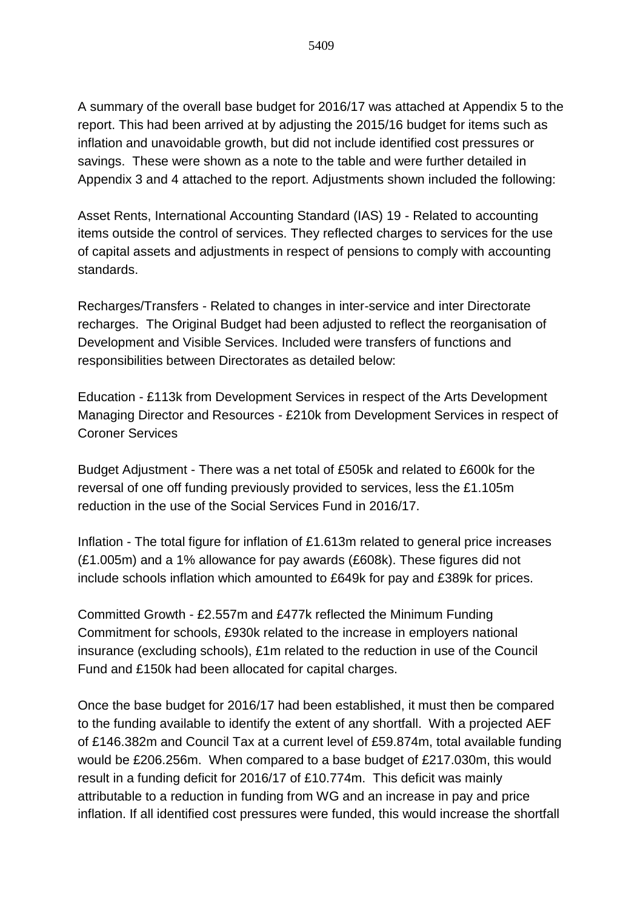A summary of the overall base budget for 2016/17 was attached at Appendix 5 to the report. This had been arrived at by adjusting the 2015/16 budget for items such as inflation and unavoidable growth, but did not include identified cost pressures or savings. These were shown as a note to the table and were further detailed in Appendix 3 and 4 attached to the report. Adjustments shown included the following:

Asset Rents, International Accounting Standard (IAS) 19 - Related to accounting items outside the control of services. They reflected charges to services for the use of capital assets and adjustments in respect of pensions to comply with accounting standards.

Recharges/Transfers - Related to changes in inter-service and inter Directorate recharges. The Original Budget had been adjusted to reflect the reorganisation of Development and Visible Services. Included were transfers of functions and responsibilities between Directorates as detailed below:

Education - £113k from Development Services in respect of the Arts Development
Managing Director and Resources - £210k from Development Services in respect of Coroner Services

Budget Adjustment - There was a net total of £505k and related to £600k for the reversal of one off funding previously provided to services, less the £1.105m reduction in the use of the Social Services Fund in 2016/17.

Inflation - The total figure for inflation of £1.613m related to general price increases (£1.005m) and a 1% allowance for pay awards (£608k). These figures did not include schools inflation which amounted to £649k for pay and £389k for prices.

Committed Growth - £2.557m and £477k reflected the Minimum Funding Commitment for schools, £930k related to the increase in employers national insurance (excluding schools), £1m related to the reduction in use of the Council Fund and £150k had been allocated for capital charges.

Once the base budget for 2016/17 had been established, it must then be compared to the funding available to identify the extent of any shortfall. With a projected AEF of £146.382m and Council Tax at a current level of £59.874m, total available funding would be £206.256m. When compared to a base budget of £217.030m, this would result in a funding deficit for 2016/17 of £10.774m. This deficit was mainly attributable to a reduction in funding from WG and an increase in pay and price inflation. If all identified cost pressures were funded, this would increase the shortfall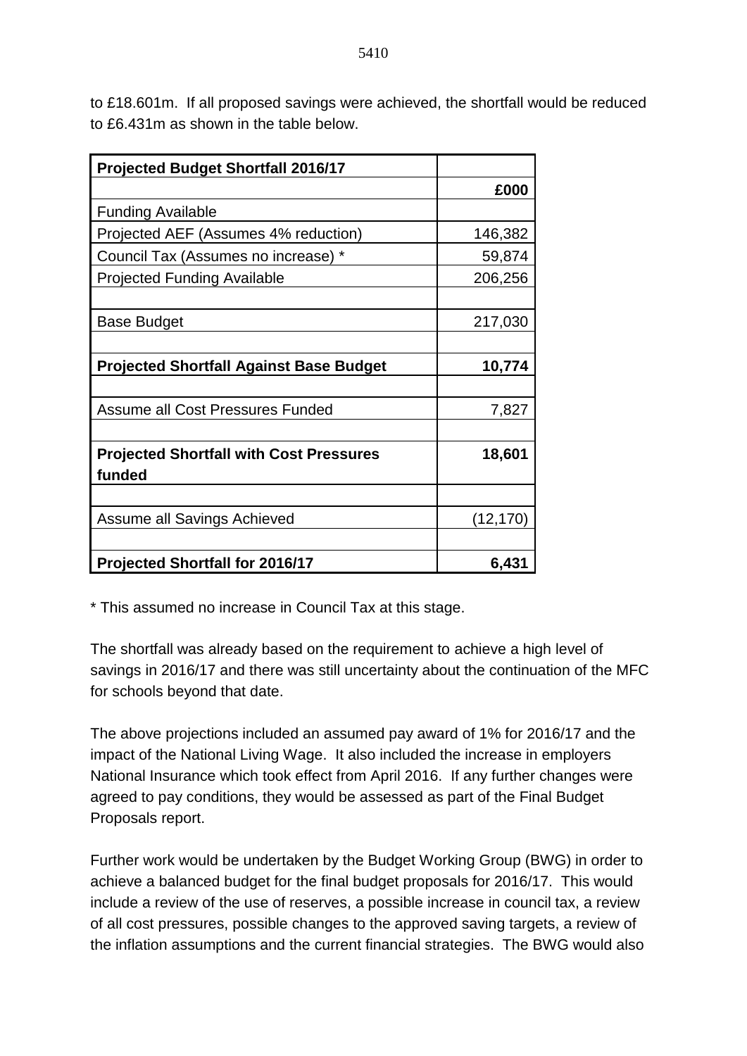to £18.601m. If all proposed savings were achieved, the shortfall would be reduced to £6.431m as shown in the table below.

| **Projected Budget Shortfall 2016/17** | |
|---|---|
| | **£000** |
| Funding Available | |
| Projected AEF (Assumes 4% reduction) | 146,382 |
| Council Tax (Assumes no increase) * | 59,874 |
| Projected Funding Available | 206,256 |
| | |
| Base Budget | 217,030 |
| | |
| **Projected Shortfall Against Base Budget** | **10,774** |
| | |
| Assume all Cost Pressures Funded | 7,827 |
| | |
| **Projected Shortfall with Cost Pressures funded** | **18,601** |
| | |
| Assume all Savings Achieved | (12,170) |
| | |
| **Projected Shortfall for 2016/17** | **6,431** |

* This assumed no increase in Council Tax at this stage.

The shortfall was already based on the requirement to achieve a high level of savings in 2016/17 and there was still uncertainty about the continuation of the MFC for schools beyond that date.

The above projections included an assumed pay award of 1% for 2016/17 and the impact of the National Living Wage. It also included the increase in employers National Insurance which took effect from April 2016. If any further changes were agreed to pay conditions, they would be assessed as part of the Final Budget Proposals report.

Further work would be undertaken by the Budget Working Group (BWG) in order to achieve a balanced budget for the final budget proposals for 2016/17. This would include a review of the use of reserves, a possible increase in council tax, a review of all cost pressures, possible changes to the approved saving targets, a review of the inflation assumptions and the current financial strategies. The BWG would also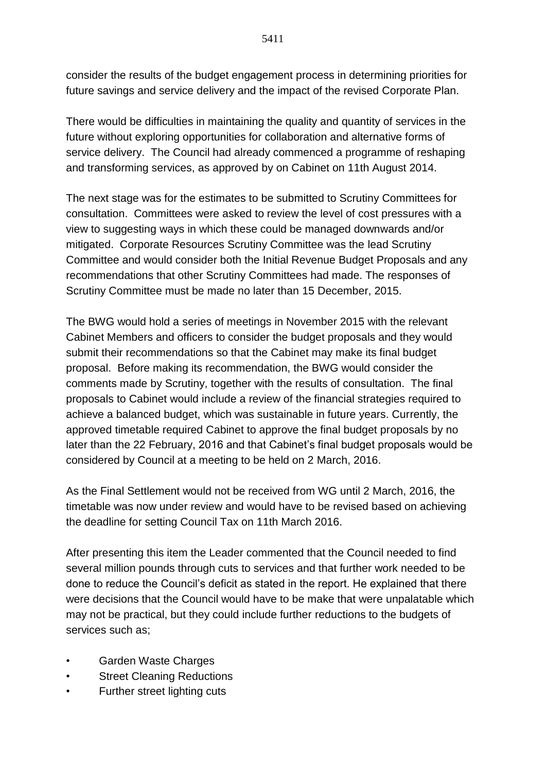consider the results of the budget engagement process in determining priorities for future savings and service delivery and the impact of the revised Corporate Plan.

There would be difficulties in maintaining the quality and quantity of services in the future without exploring opportunities for collaboration and alternative forms of service delivery. The Council had already commenced a programme of reshaping and transforming services, as approved by on Cabinet on 11th August 2014.

The next stage was for the estimates to be submitted to Scrutiny Committees for consultation. Committees were asked to review the level of cost pressures with a view to suggesting ways in which these could be managed downwards and/or mitigated. Corporate Resources Scrutiny Committee was the lead Scrutiny Committee and would consider both the Initial Revenue Budget Proposals and any recommendations that other Scrutiny Committees had made. The responses of Scrutiny Committee must be made no later than 15 December, 2015.

The BWG would hold a series of meetings in November 2015 with the relevant Cabinet Members and officers to consider the budget proposals and they would submit their recommendations so that the Cabinet may make its final budget proposal. Before making its recommendation, the BWG would consider the comments made by Scrutiny, together with the results of consultation. The final proposals to Cabinet would include a review of the financial strategies required to achieve a balanced budget, which was sustainable in future years. Currently, the approved timetable required Cabinet to approve the final budget proposals by no later than the 22 February, 2016 and that Cabinet's final budget proposals would be considered by Council at a meeting to be held on 2 March, 2016.

As the Final Settlement would not be received from WG until 2 March, 2016, the timetable was now under review and would have to be revised based on achieving the deadline for setting Council Tax on 11th March 2016.

After presenting this item the Leader commented that the Council needed to find several million pounds through cuts to services and that further work needed to be done to reduce the Council's deficit as stated in the report. He explained that there were decisions that the Council would have to be make that were unpalatable which may not be practical, but they could include further reductions to the budgets of services such as;

- Garden Waste Charges
- Street Cleaning Reductions
- Further street lighting cuts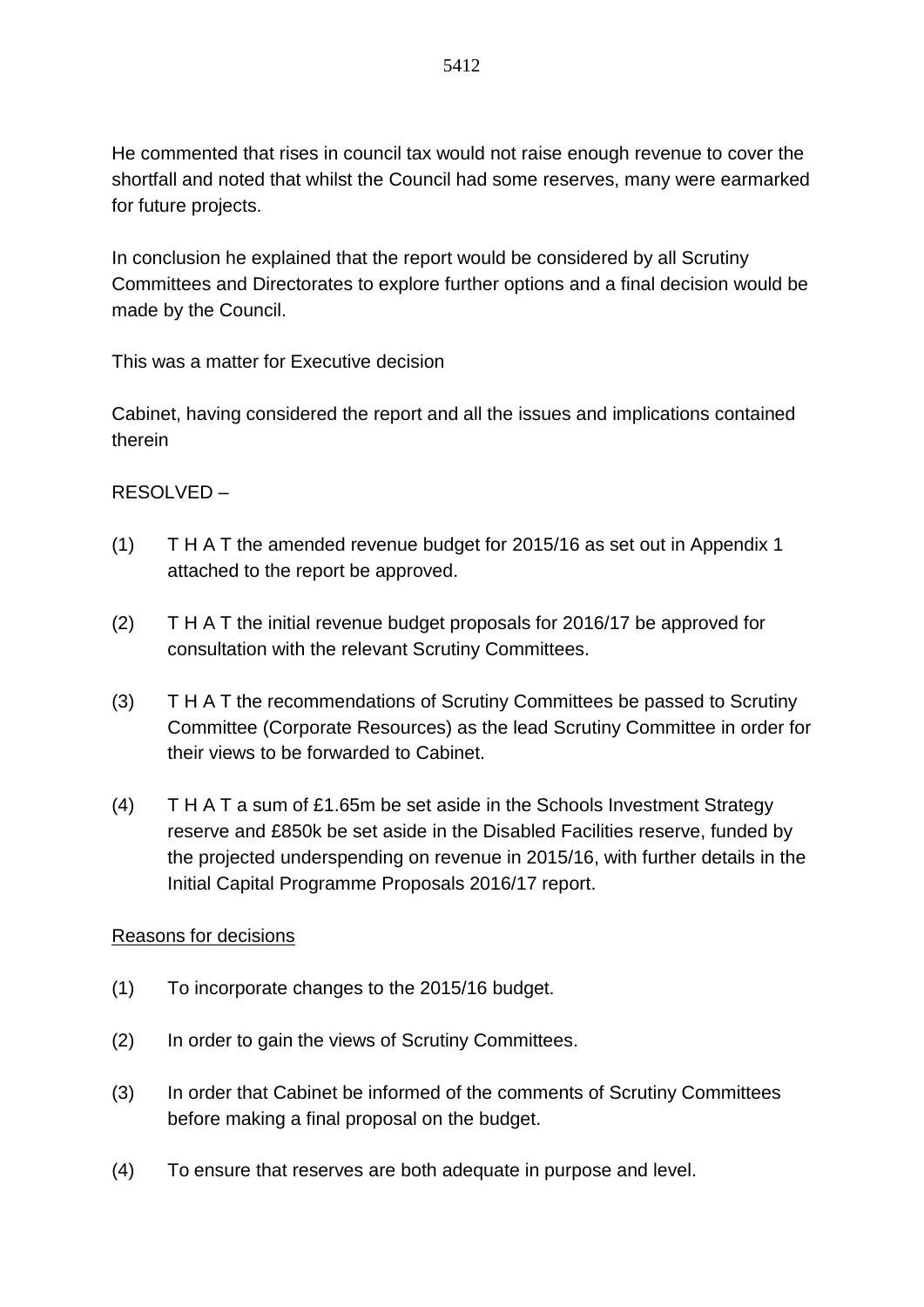He commented that rises in council tax would not raise enough revenue to cover the shortfall and noted that whilst the Council had some reserves, many were earmarked for future projects.

In conclusion he explained that the report would be considered by all Scrutiny Committees and Directorates to explore further options and a final decision would be made by the Council.

This was a matter for Executive decision

Cabinet, having considered the report and all the issues and implications contained therein

RESOLVED –

(1) T H A T the amended revenue budget for 2015/16 as set out in Appendix 1 attached to the report be approved.

(2) T H A T the initial revenue budget proposals for 2016/17 be approved for consultation with the relevant Scrutiny Committees.

(3) T H A T the recommendations of Scrutiny Committees be passed to Scrutiny Committee (Corporate Resources) as the lead Scrutiny Committee in order for their views to be forwarded to Cabinet.

(4) T H A T a sum of £1.65m be set aside in the Schools Investment Strategy reserve and £850k be set aside in the Disabled Facilities reserve, funded by the projected underspending on revenue in 2015/16, with further details in the Initial Capital Programme Proposals 2016/17 report.

<u>Reasons for decisions</u>

(1) To incorporate changes to the 2015/16 budget.

(2) In order to gain the views of Scrutiny Committees.

(3) In order that Cabinet be informed of the comments of Scrutiny Committees before making a final proposal on the budget.

(4) To ensure that reserves are both adequate in purpose and level.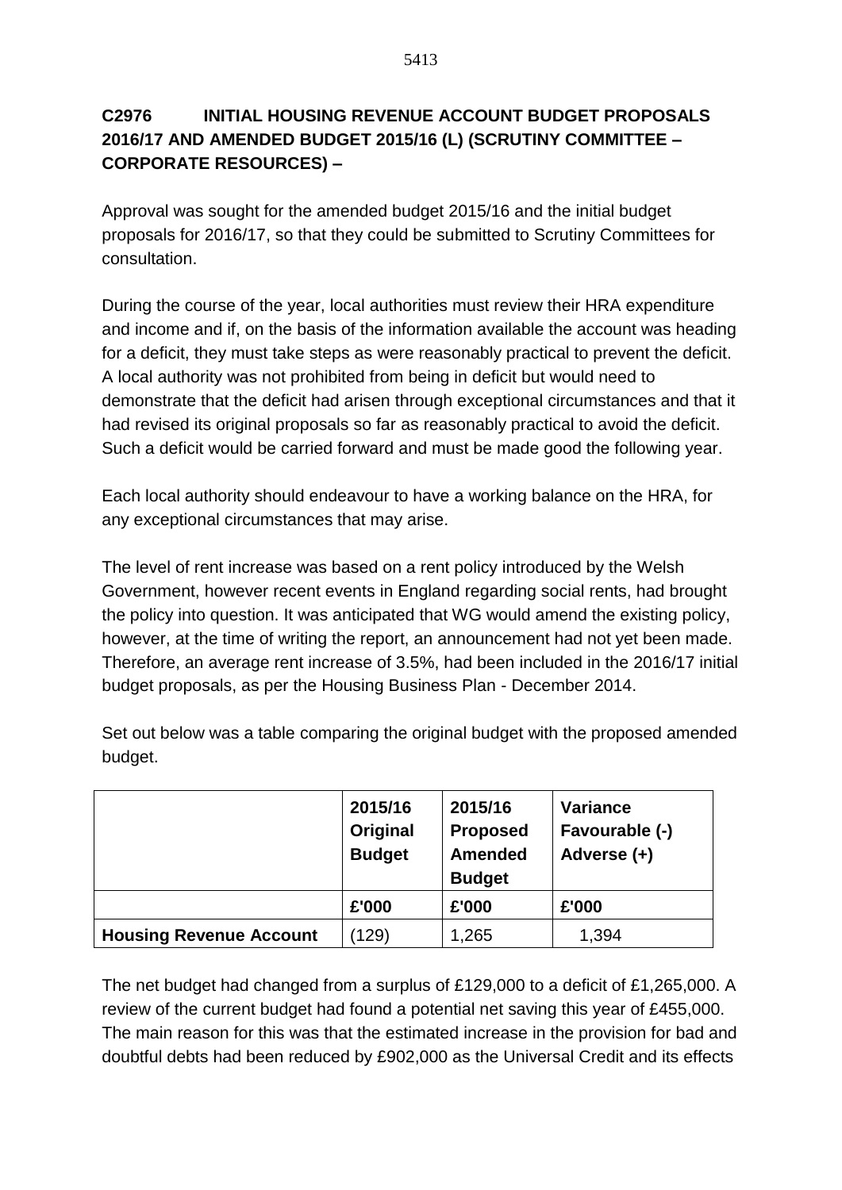**C2976 INITIAL HOUSING REVENUE ACCOUNT BUDGET PROPOSALS 2016/17 AND AMENDED BUDGET 2015/16 (L) (SCRUTINY COMMITTEE – CORPORATE RESOURCES) –**

Approval was sought for the amended budget 2015/16 and the initial budget proposals for 2016/17, so that they could be submitted to Scrutiny Committees for consultation.

During the course of the year, local authorities must review their HRA expenditure and income and if, on the basis of the information available the account was heading for a deficit, they must take steps as were reasonably practical to prevent the deficit. A local authority was not prohibited from being in deficit but would need to demonstrate that the deficit had arisen through exceptional circumstances and that it had revised its original proposals so far as reasonably practical to avoid the deficit. Such a deficit would be carried forward and must be made good the following year.

Each local authority should endeavour to have a working balance on the HRA, for any exceptional circumstances that may arise.

The level of rent increase was based on a rent policy introduced by the Welsh Government, however recent events in England regarding social rents, had brought the policy into question. It was anticipated that WG would amend the existing policy, however, at the time of writing the report, an announcement had not yet been made. Therefore, an average rent increase of 3.5%, had been included in the 2016/17 initial budget proposals, as per the Housing Business Plan - December 2014.

Set out below was a table comparing the original budget with the proposed amended budget.

| | **2015/16 Original Budget** | **2015/16 Proposed Amended Budget** | **Variance Favourable (-) Adverse (+)** |
|---|---|---|---|
| | **£'000** | **£'000** | **£'000** |
| **Housing Revenue Account** | (129) | 1,265 | 1,394 |

The net budget had changed from a surplus of £129,000 to a deficit of £1,265,000. A review of the current budget had found a potential net saving this year of £455,000. The main reason for this was that the estimated increase in the provision for bad and doubtful debts had been reduced by £902,000 as the Universal Credit and its effects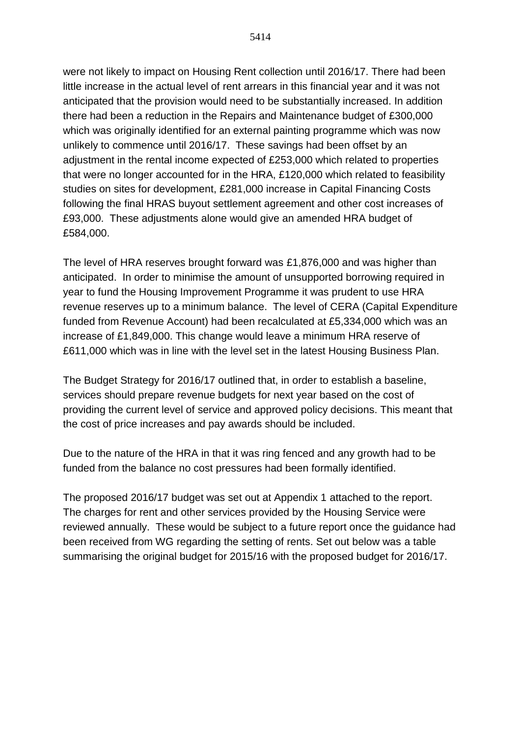were not likely to impact on Housing Rent collection until 2016/17. There had been little increase in the actual level of rent arrears in this financial year and it was not anticipated that the provision would need to be substantially increased. In addition there had been a reduction in the Repairs and Maintenance budget of £300,000 which was originally identified for an external painting programme which was now unlikely to commence until 2016/17. These savings had been offset by an adjustment in the rental income expected of £253,000 which related to properties that were no longer accounted for in the HRA, £120,000 which related to feasibility studies on sites for development, £281,000 increase in Capital Financing Costs following the final HRAS buyout settlement agreement and other cost increases of £93,000. These adjustments alone would give an amended HRA budget of £584,000.

The level of HRA reserves brought forward was £1,876,000 and was higher than anticipated. In order to minimise the amount of unsupported borrowing required in year to fund the Housing Improvement Programme it was prudent to use HRA revenue reserves up to a minimum balance. The level of CERA (Capital Expenditure funded from Revenue Account) had been recalculated at £5,334,000 which was an increase of £1,849,000. This change would leave a minimum HRA reserve of £611,000 which was in line with the level set in the latest Housing Business Plan.

The Budget Strategy for 2016/17 outlined that, in order to establish a baseline, services should prepare revenue budgets for next year based on the cost of providing the current level of service and approved policy decisions. This meant that the cost of price increases and pay awards should be included.

Due to the nature of the HRA in that it was ring fenced and any growth had to be funded from the balance no cost pressures had been formally identified.

The proposed 2016/17 budget was set out at Appendix 1 attached to the report. The charges for rent and other services provided by the Housing Service were reviewed annually. These would be subject to a future report once the guidance had been received from WG regarding the setting of rents. Set out below was a table summarising the original budget for 2015/16 with the proposed budget for 2016/17.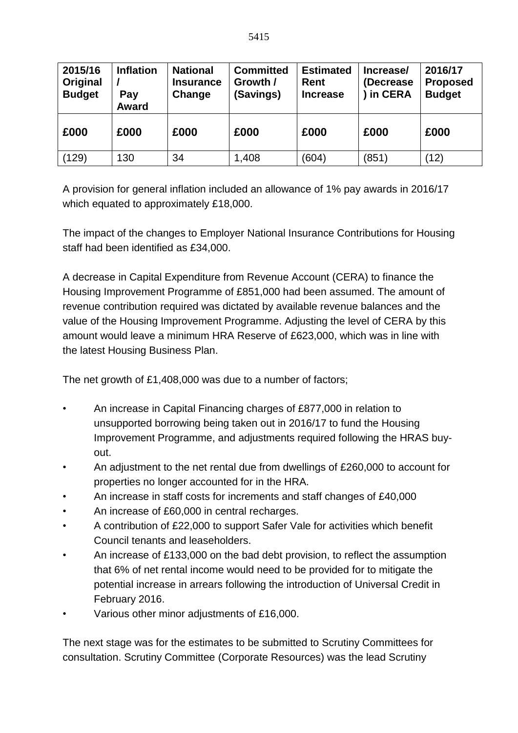| 2015/16 Original Budget | Inflation / Pay Award | National Insurance Change | Committed Growth / (Savings) | Estimated Rent Increase | Increase/ (Decrease ) in CERA | 2016/17 Proposed Budget |
|---|---|---|---|---|---|---|
| **£000** | **£000** | **£000** | **£000** | **£000** | **£000** | **£000** |
| (129) | 130 | 34 | 1,408 | (604) | (851) | (12) |

A provision for general inflation included an allowance of 1% pay awards in 2016/17 which equated to approximately £18,000.

The impact of the changes to Employer National Insurance Contributions for Housing staff had been identified as £34,000.

A decrease in Capital Expenditure from Revenue Account (CERA) to finance the Housing Improvement Programme of £851,000 had been assumed. The amount of revenue contribution required was dictated by available revenue balances and the value of the Housing Improvement Programme. Adjusting the level of CERA by this amount would leave a minimum HRA Reserve of £623,000, which was in line with the latest Housing Business Plan.

The net growth of £1,408,000 was due to a number of factors;

- An increase in Capital Financing charges of £877,000 in relation to unsupported borrowing being taken out in 2016/17 to fund the Housing Improvement Programme, and adjustments required following the HRAS buy-out.
- An adjustment to the net rental due from dwellings of £260,000 to account for properties no longer accounted for in the HRA.
- An increase in staff costs for increments and staff changes of £40,000
- An increase of £60,000 in central recharges.
- A contribution of £22,000 to support Safer Vale for activities which benefit Council tenants and leaseholders.
- An increase of £133,000 on the bad debt provision, to reflect the assumption that 6% of net rental income would need to be provided for to mitigate the potential increase in arrears following the introduction of Universal Credit in February 2016.
- Various other minor adjustments of £16,000.

The next stage was for the estimates to be submitted to Scrutiny Committees for consultation. Scrutiny Committee (Corporate Resources) was the lead Scrutiny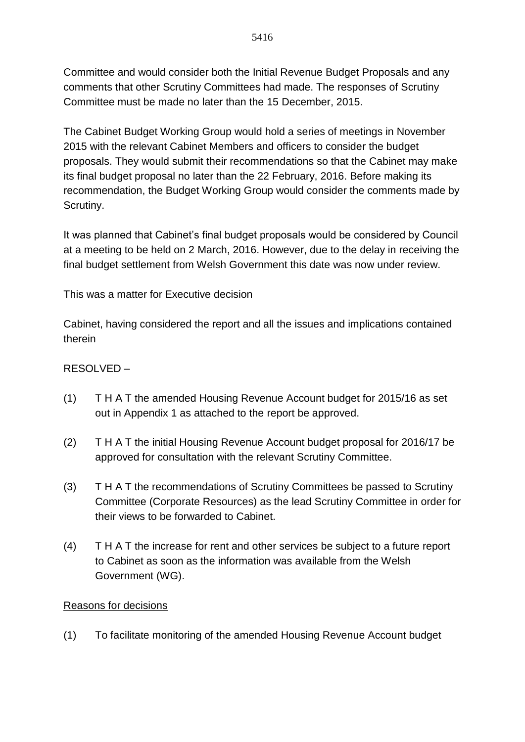Committee and would consider both the Initial Revenue Budget Proposals and any comments that other Scrutiny Committees had made. The responses of Scrutiny Committee must be made no later than the 15 December, 2015.

The Cabinet Budget Working Group would hold a series of meetings in November 2015 with the relevant Cabinet Members and officers to consider the budget proposals. They would submit their recommendations so that the Cabinet may make its final budget proposal no later than the 22 February, 2016. Before making its recommendation, the Budget Working Group would consider the comments made by Scrutiny.

It was planned that Cabinet's final budget proposals would be considered by Council at a meeting to be held on 2 March, 2016. However, due to the delay in receiving the final budget settlement from Welsh Government this date was now under review.

This was a matter for Executive decision

Cabinet, having considered the report and all the issues and implications contained therein

RESOLVED –

(1) T H A T the amended Housing Revenue Account budget for 2015/16 as set out in Appendix 1 as attached to the report be approved.

(2) T H A T the initial Housing Revenue Account budget proposal for 2016/17 be approved for consultation with the relevant Scrutiny Committee.

(3) T H A T the recommendations of Scrutiny Committees be passed to Scrutiny Committee (Corporate Resources) as the lead Scrutiny Committee in order for their views to be forwarded to Cabinet.

(4) T H A T the increase for rent and other services be subject to a future report to Cabinet as soon as the information was available from the Welsh Government (WG).

<u>Reasons for decisions</u>

(1) To facilitate monitoring of the amended Housing Revenue Account budget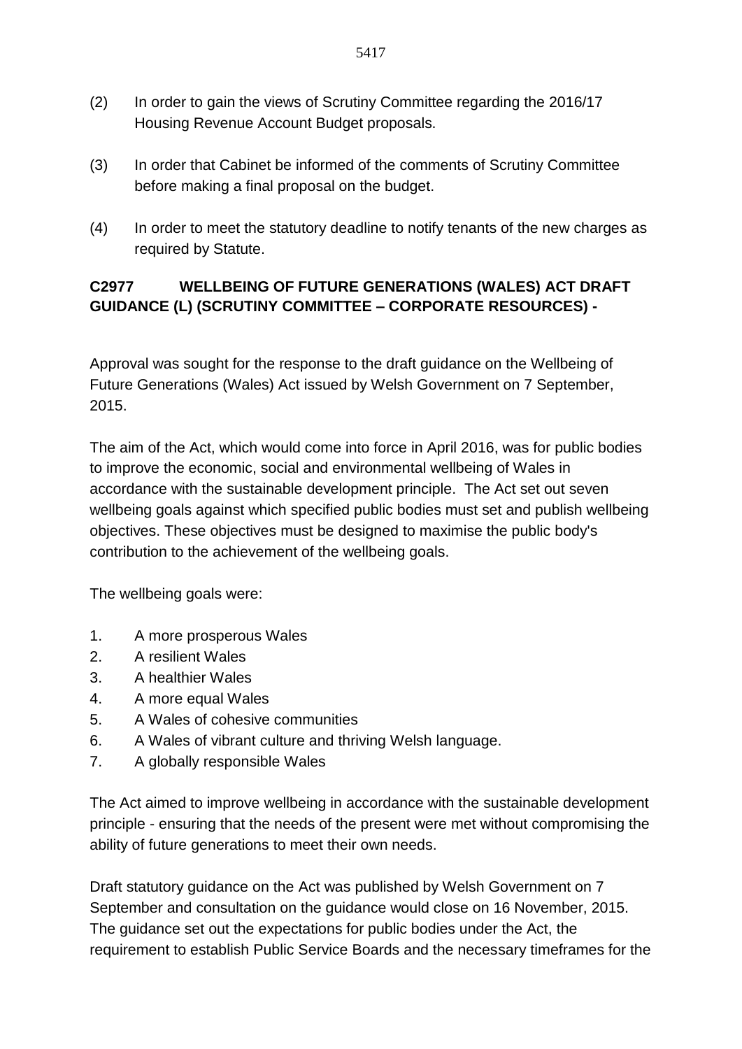(2) In order to gain the views of Scrutiny Committee regarding the 2016/17 Housing Revenue Account Budget proposals.

(3) In order that Cabinet be informed of the comments of Scrutiny Committee before making a final proposal on the budget.

(4) In order to meet the statutory deadline to notify tenants of the new charges as required by Statute.

**C2977 WELLBEING OF FUTURE GENERATIONS (WALES) ACT DRAFT GUIDANCE (L) (SCRUTINY COMMITTEE – CORPORATE RESOURCES) -**

Approval was sought for the response to the draft guidance on the Wellbeing of Future Generations (Wales) Act issued by Welsh Government on 7 September, 2015.

The aim of the Act, which would come into force in April 2016, was for public bodies to improve the economic, social and environmental wellbeing of Wales in accordance with the sustainable development principle. The Act set out seven wellbeing goals against which specified public bodies must set and publish wellbeing objectives. These objectives must be designed to maximise the public body's contribution to the achievement of the wellbeing goals.

The wellbeing goals were:

1. A more prosperous Wales
2. A resilient Wales
3. A healthier Wales
4. A more equal Wales
5. A Wales of cohesive communities
6. A Wales of vibrant culture and thriving Welsh language.
7. A globally responsible Wales

The Act aimed to improve wellbeing in accordance with the sustainable development principle - ensuring that the needs of the present were met without compromising the ability of future generations to meet their own needs.

Draft statutory guidance on the Act was published by Welsh Government on 7 September and consultation on the guidance would close on 16 November, 2015. The guidance set out the expectations for public bodies under the Act, the requirement to establish Public Service Boards and the necessary timeframes for the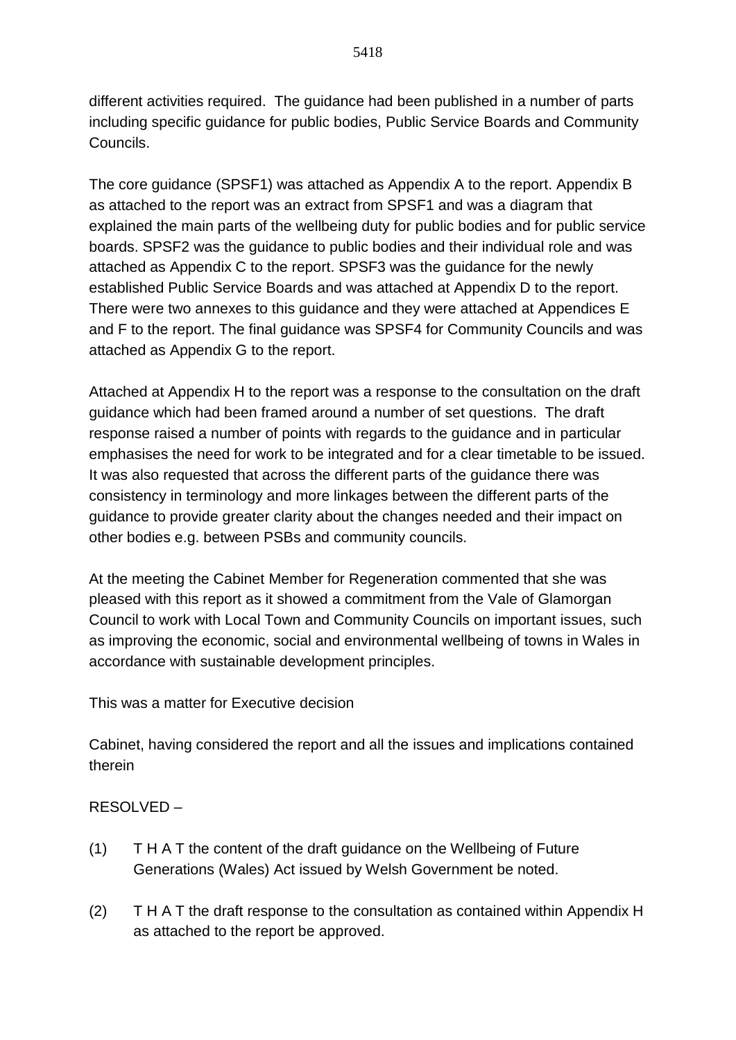different activities required. The guidance had been published in a number of parts including specific guidance for public bodies, Public Service Boards and Community Councils.

The core guidance (SPSF1) was attached as Appendix A to the report. Appendix B as attached to the report was an extract from SPSF1 and was a diagram that explained the main parts of the wellbeing duty for public bodies and for public service boards. SPSF2 was the guidance to public bodies and their individual role and was attached as Appendix C to the report. SPSF3 was the guidance for the newly established Public Service Boards and was attached at Appendix D to the report. There were two annexes to this guidance and they were attached at Appendices E and F to the report. The final guidance was SPSF4 for Community Councils and was attached as Appendix G to the report.

Attached at Appendix H to the report was a response to the consultation on the draft guidance which had been framed around a number of set questions. The draft response raised a number of points with regards to the guidance and in particular emphasises the need for work to be integrated and for a clear timetable to be issued. It was also requested that across the different parts of the guidance there was consistency in terminology and more linkages between the different parts of the guidance to provide greater clarity about the changes needed and their impact on other bodies e.g. between PSBs and community councils.

At the meeting the Cabinet Member for Regeneration commented that she was pleased with this report as it showed a commitment from the Vale of Glamorgan Council to work with Local Town and Community Councils on important issues, such as improving the economic, social and environmental wellbeing of towns in Wales in accordance with sustainable development principles.

This was a matter for Executive decision

Cabinet, having considered the report and all the issues and implications contained therein

RESOLVED –

(1) T H A T the content of the draft guidance on the Wellbeing of Future Generations (Wales) Act issued by Welsh Government be noted.

(2) T H A T the draft response to the consultation as contained within Appendix H as attached to the report be approved.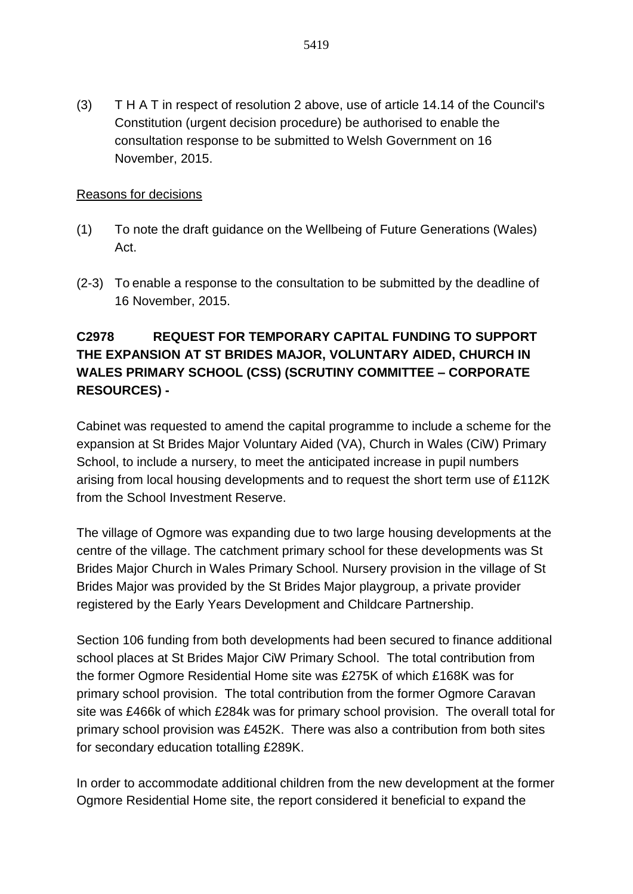(3) T H A T in respect of resolution 2 above, use of article 14.14 of the Council's Constitution (urgent decision procedure) be authorised to enable the consultation response to be submitted to Welsh Government on 16 November, 2015.

Reasons for decisions

(1) To note the draft guidance on the Wellbeing of Future Generations (Wales) Act.

(2-3) To enable a response to the consultation to be submitted by the deadline of 16 November, 2015.

**C2978 REQUEST FOR TEMPORARY CAPITAL FUNDING TO SUPPORT THE EXPANSION AT ST BRIDES MAJOR, VOLUNTARY AIDED, CHURCH IN WALES PRIMARY SCHOOL (CSS) (SCRUTINY COMMITTEE – CORPORATE RESOURCES) -**

Cabinet was requested to amend the capital programme to include a scheme for the expansion at St Brides Major Voluntary Aided (VA), Church in Wales (CiW) Primary School, to include a nursery, to meet the anticipated increase in pupil numbers arising from local housing developments and to request the short term use of £112K from the School Investment Reserve.

The village of Ogmore was expanding due to two large housing developments at the centre of the village. The catchment primary school for these developments was St Brides Major Church in Wales Primary School. Nursery provision in the village of St Brides Major was provided by the St Brides Major playgroup, a private provider registered by the Early Years Development and Childcare Partnership.

Section 106 funding from both developments had been secured to finance additional school places at St Brides Major CiW Primary School. The total contribution from the former Ogmore Residential Home site was £275K of which £168K was for primary school provision. The total contribution from the former Ogmore Caravan site was £466k of which £284k was for primary school provision. The overall total for primary school provision was £452K. There was also a contribution from both sites for secondary education totalling £289K.

In order to accommodate additional children from the new development at the former Ogmore Residential Home site, the report considered it beneficial to expand the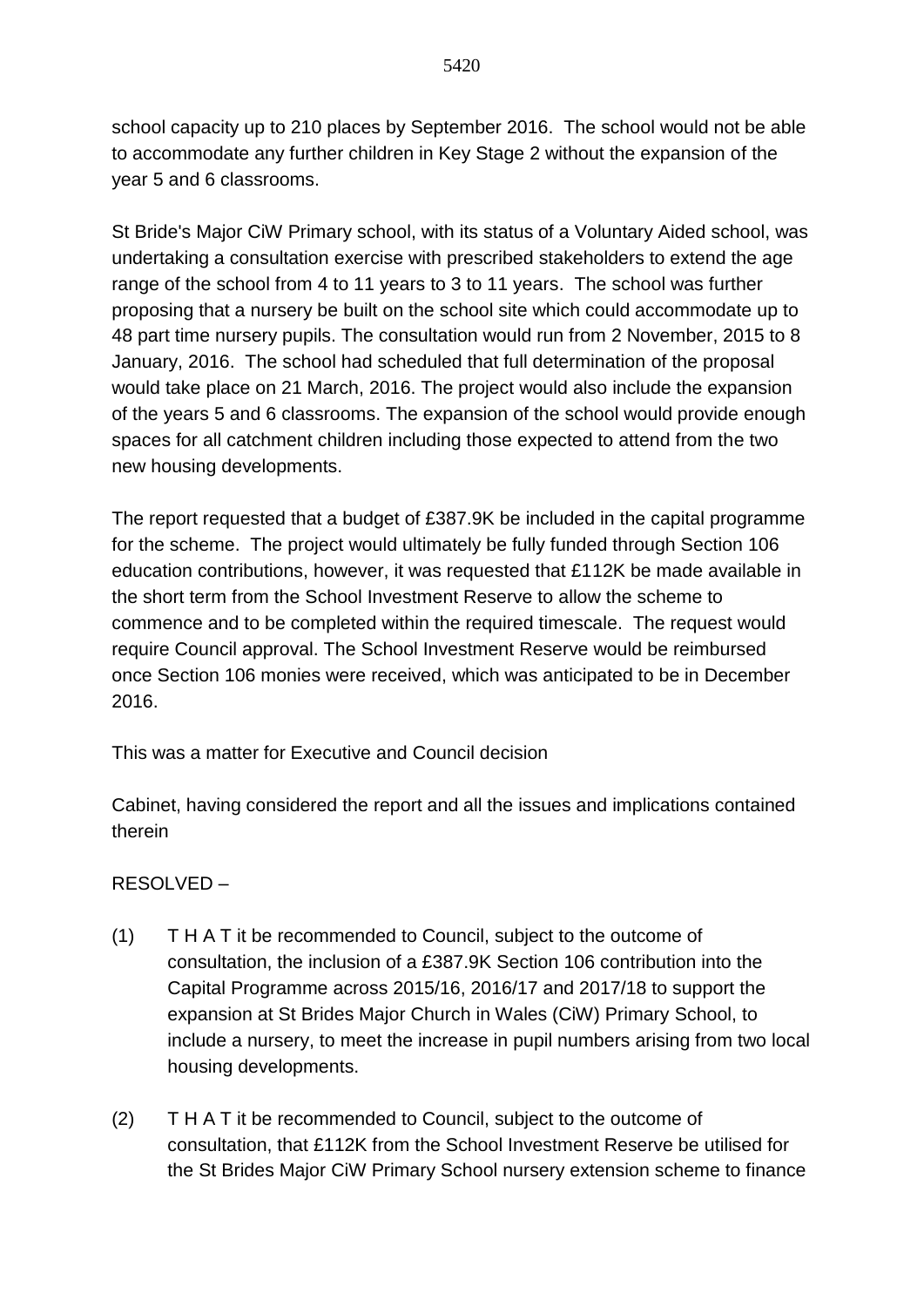school capacity up to 210 places by September 2016. The school would not be able to accommodate any further children in Key Stage 2 without the expansion of the year 5 and 6 classrooms.

St Bride's Major CiW Primary school, with its status of a Voluntary Aided school, was undertaking a consultation exercise with prescribed stakeholders to extend the age range of the school from 4 to 11 years to 3 to 11 years. The school was further proposing that a nursery be built on the school site which could accommodate up to 48 part time nursery pupils. The consultation would run from 2 November, 2015 to 8 January, 2016. The school had scheduled that full determination of the proposal would take place on 21 March, 2016. The project would also include the expansion of the years 5 and 6 classrooms. The expansion of the school would provide enough spaces for all catchment children including those expected to attend from the two new housing developments.

The report requested that a budget of £387.9K be included in the capital programme for the scheme. The project would ultimately be fully funded through Section 106 education contributions, however, it was requested that £112K be made available in the short term from the School Investment Reserve to allow the scheme to commence and to be completed within the required timescale. The request would require Council approval. The School Investment Reserve would be reimbursed once Section 106 monies were received, which was anticipated to be in December 2016.

This was a matter for Executive and Council decision

Cabinet, having considered the report and all the issues and implications contained therein

RESOLVED –

(1) T H A T it be recommended to Council, subject to the outcome of consultation, the inclusion of a £387.9K Section 106 contribution into the Capital Programme across 2015/16, 2016/17 and 2017/18 to support the expansion at St Brides Major Church in Wales (CiW) Primary School, to include a nursery, to meet the increase in pupil numbers arising from two local housing developments.

(2) T H A T it be recommended to Council, subject to the outcome of consultation, that £112K from the School Investment Reserve be utilised for the St Brides Major CiW Primary School nursery extension scheme to finance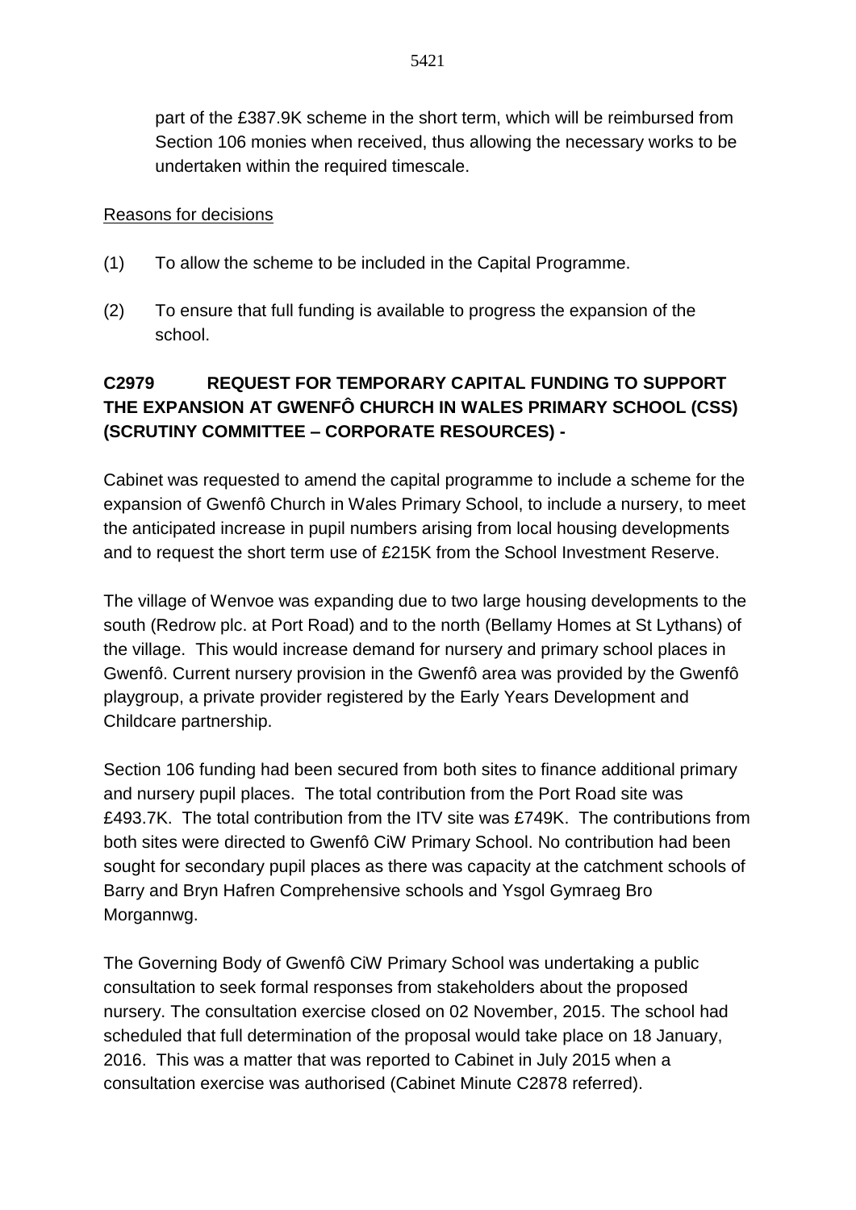part of the £387.9K scheme in the short term, which will be reimbursed from Section 106 monies when received, thus allowing the necessary works to be undertaken within the required timescale.

Reasons for decisions

(1) To allow the scheme to be included in the Capital Programme.

(2) To ensure that full funding is available to progress the expansion of the school.

**C2979 REQUEST FOR TEMPORARY CAPITAL FUNDING TO SUPPORT THE EXPANSION AT GWENFÔ CHURCH IN WALES PRIMARY SCHOOL (CSS) (SCRUTINY COMMITTEE – CORPORATE RESOURCES) -**

Cabinet was requested to amend the capital programme to include a scheme for the expansion of Gwenfô Church in Wales Primary School, to include a nursery, to meet the anticipated increase in pupil numbers arising from local housing developments and to request the short term use of £215K from the School Investment Reserve.

The village of Wenvoe was expanding due to two large housing developments to the south (Redrow plc. at Port Road) and to the north (Bellamy Homes at St Lythans) of the village. This would increase demand for nursery and primary school places in Gwenfô. Current nursery provision in the Gwenfô area was provided by the Gwenfô playgroup, a private provider registered by the Early Years Development and Childcare partnership.

Section 106 funding had been secured from both sites to finance additional primary and nursery pupil places. The total contribution from the Port Road site was £493.7K. The total contribution from the ITV site was £749K. The contributions from both sites were directed to Gwenfô CiW Primary School. No contribution had been sought for secondary pupil places as there was capacity at the catchment schools of Barry and Bryn Hafren Comprehensive schools and Ysgol Gymraeg Bro Morgannwg.

The Governing Body of Gwenfô CiW Primary School was undertaking a public consultation to seek formal responses from stakeholders about the proposed nursery. The consultation exercise closed on 02 November, 2015. The school had scheduled that full determination of the proposal would take place on 18 January, 2016. This was a matter that was reported to Cabinet in July 2015 when a consultation exercise was authorised (Cabinet Minute C2878 referred).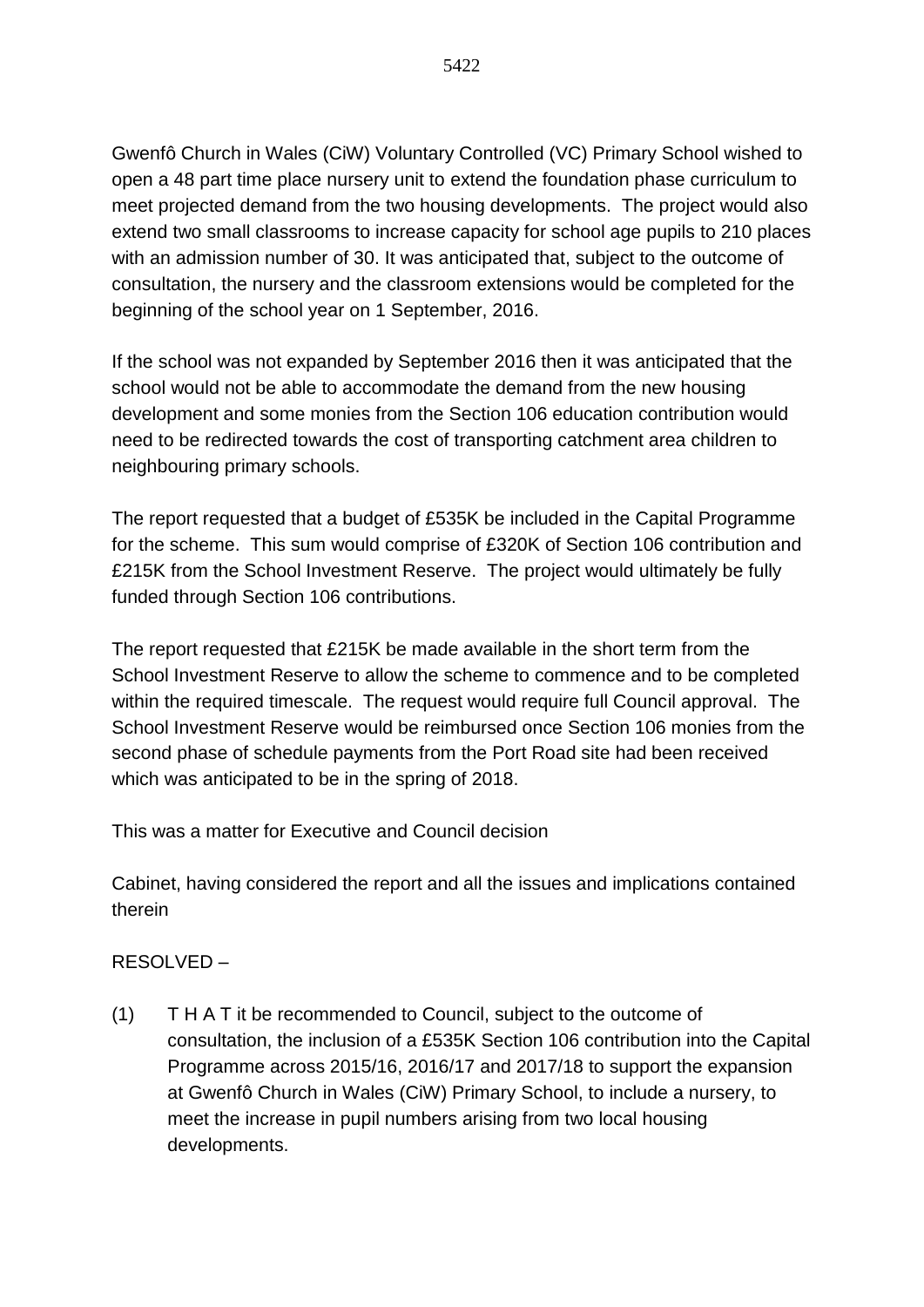Gwenfô Church in Wales (CiW) Voluntary Controlled (VC) Primary School wished to open a 48 part time place nursery unit to extend the foundation phase curriculum to meet projected demand from the two housing developments. The project would also extend two small classrooms to increase capacity for school age pupils to 210 places with an admission number of 30. It was anticipated that, subject to the outcome of consultation, the nursery and the classroom extensions would be completed for the beginning of the school year on 1 September, 2016.

If the school was not expanded by September 2016 then it was anticipated that the school would not be able to accommodate the demand from the new housing development and some monies from the Section 106 education contribution would need to be redirected towards the cost of transporting catchment area children to neighbouring primary schools.

The report requested that a budget of £535K be included in the Capital Programme for the scheme. This sum would comprise of £320K of Section 106 contribution and £215K from the School Investment Reserve. The project would ultimately be fully funded through Section 106 contributions.

The report requested that £215K be made available in the short term from the School Investment Reserve to allow the scheme to commence and to be completed within the required timescale. The request would require full Council approval. The School Investment Reserve would be reimbursed once Section 106 monies from the second phase of schedule payments from the Port Road site had been received which was anticipated to be in the spring of 2018.

This was a matter for Executive and Council decision

Cabinet, having considered the report and all the issues and implications contained therein

RESOLVED –

(1) T H A T it be recommended to Council, subject to the outcome of consultation, the inclusion of a £535K Section 106 contribution into the Capital Programme across 2015/16, 2016/17 and 2017/18 to support the expansion at Gwenfô Church in Wales (CiW) Primary School, to include a nursery, to meet the increase in pupil numbers arising from two local housing developments.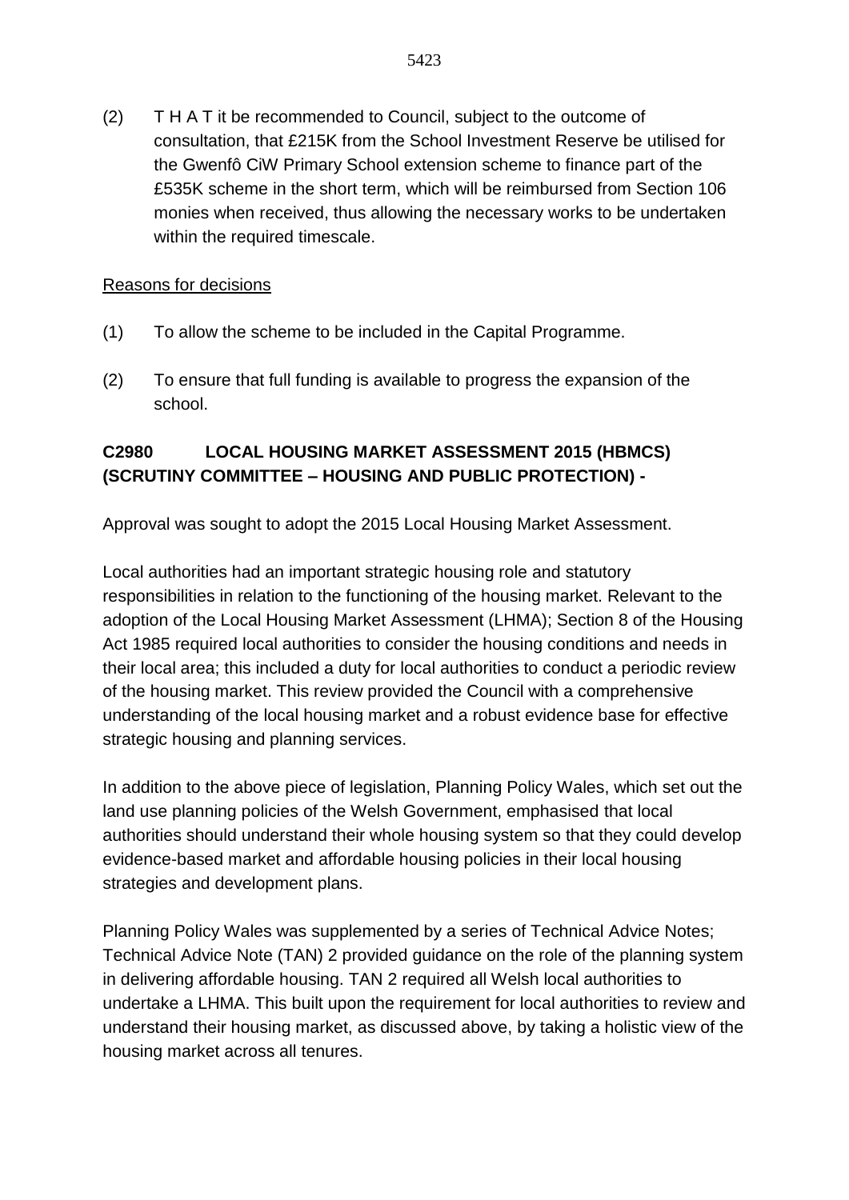(2) T H A T it be recommended to Council, subject to the outcome of consultation, that £215K from the School Investment Reserve be utilised for the Gwenfô CiW Primary School extension scheme to finance part of the £535K scheme in the short term, which will be reimbursed from Section 106 monies when received, thus allowing the necessary works to be undertaken within the required timescale.

Reasons for decisions

(1) To allow the scheme to be included in the Capital Programme.

(2) To ensure that full funding is available to progress the expansion of the school.

**C2980 LOCAL HOUSING MARKET ASSESSMENT 2015 (HBMCS) (SCRUTINY COMMITTEE – HOUSING AND PUBLIC PROTECTION) -**

Approval was sought to adopt the 2015 Local Housing Market Assessment.

Local authorities had an important strategic housing role and statutory responsibilities in relation to the functioning of the housing market. Relevant to the adoption of the Local Housing Market Assessment (LHMA); Section 8 of the Housing Act 1985 required local authorities to consider the housing conditions and needs in their local area; this included a duty for local authorities to conduct a periodic review of the housing market. This review provided the Council with a comprehensive understanding of the local housing market and a robust evidence base for effective strategic housing and planning services.

In addition to the above piece of legislation, Planning Policy Wales, which set out the land use planning policies of the Welsh Government, emphasised that local authorities should understand their whole housing system so that they could develop evidence-based market and affordable housing policies in their local housing strategies and development plans.

Planning Policy Wales was supplemented by a series of Technical Advice Notes; Technical Advice Note (TAN) 2 provided guidance on the role of the planning system in delivering affordable housing. TAN 2 required all Welsh local authorities to undertake a LHMA. This built upon the requirement for local authorities to review and understand their housing market, as discussed above, by taking a holistic view of the housing market across all tenures.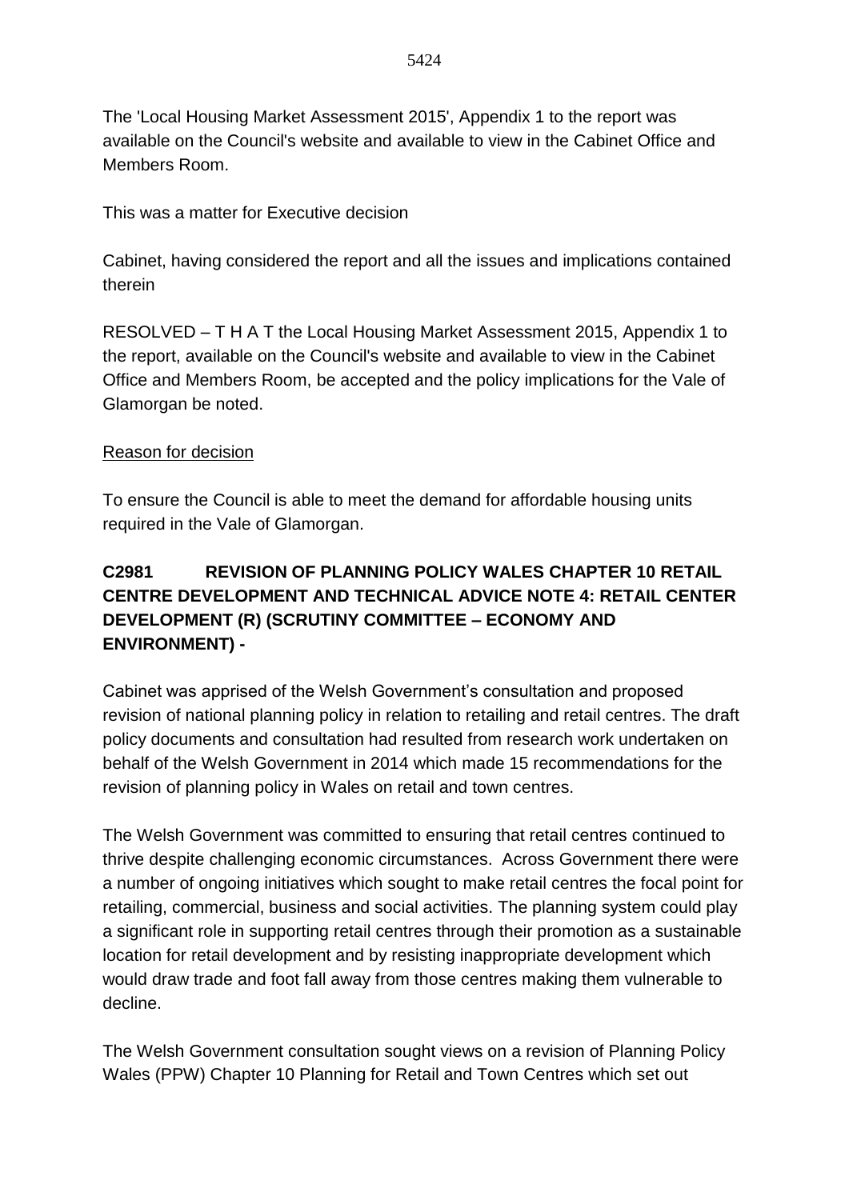The 'Local Housing Market Assessment 2015', Appendix 1 to the report was available on the Council's website and available to view in the Cabinet Office and Members Room.

This was a matter for Executive decision

Cabinet, having considered the report and all the issues and implications contained therein

RESOLVED – T H A T the Local Housing Market Assessment 2015, Appendix 1 to the report, available on the Council's website and available to view in the Cabinet Office and Members Room, be accepted and the policy implications for the Vale of Glamorgan be noted.

Reason for decision

To ensure the Council is able to meet the demand for affordable housing units required in the Vale of Glamorgan.

**C2981 REVISION OF PLANNING POLICY WALES CHAPTER 10 RETAIL CENTRE DEVELOPMENT AND TECHNICAL ADVICE NOTE 4: RETAIL CENTER DEVELOPMENT (R) (SCRUTINY COMMITTEE – ECONOMY AND ENVIRONMENT) -**

Cabinet was apprised of the Welsh Government's consultation and proposed revision of national planning policy in relation to retailing and retail centres. The draft policy documents and consultation had resulted from research work undertaken on behalf of the Welsh Government in 2014 which made 15 recommendations for the revision of planning policy in Wales on retail and town centres.

The Welsh Government was committed to ensuring that retail centres continued to thrive despite challenging economic circumstances. Across Government there were a number of ongoing initiatives which sought to make retail centres the focal point for retailing, commercial, business and social activities. The planning system could play a significant role in supporting retail centres through their promotion as a sustainable location for retail development and by resisting inappropriate development which would draw trade and foot fall away from those centres making them vulnerable to decline.

The Welsh Government consultation sought views on a revision of Planning Policy Wales (PPW) Chapter 10 Planning for Retail and Town Centres which set out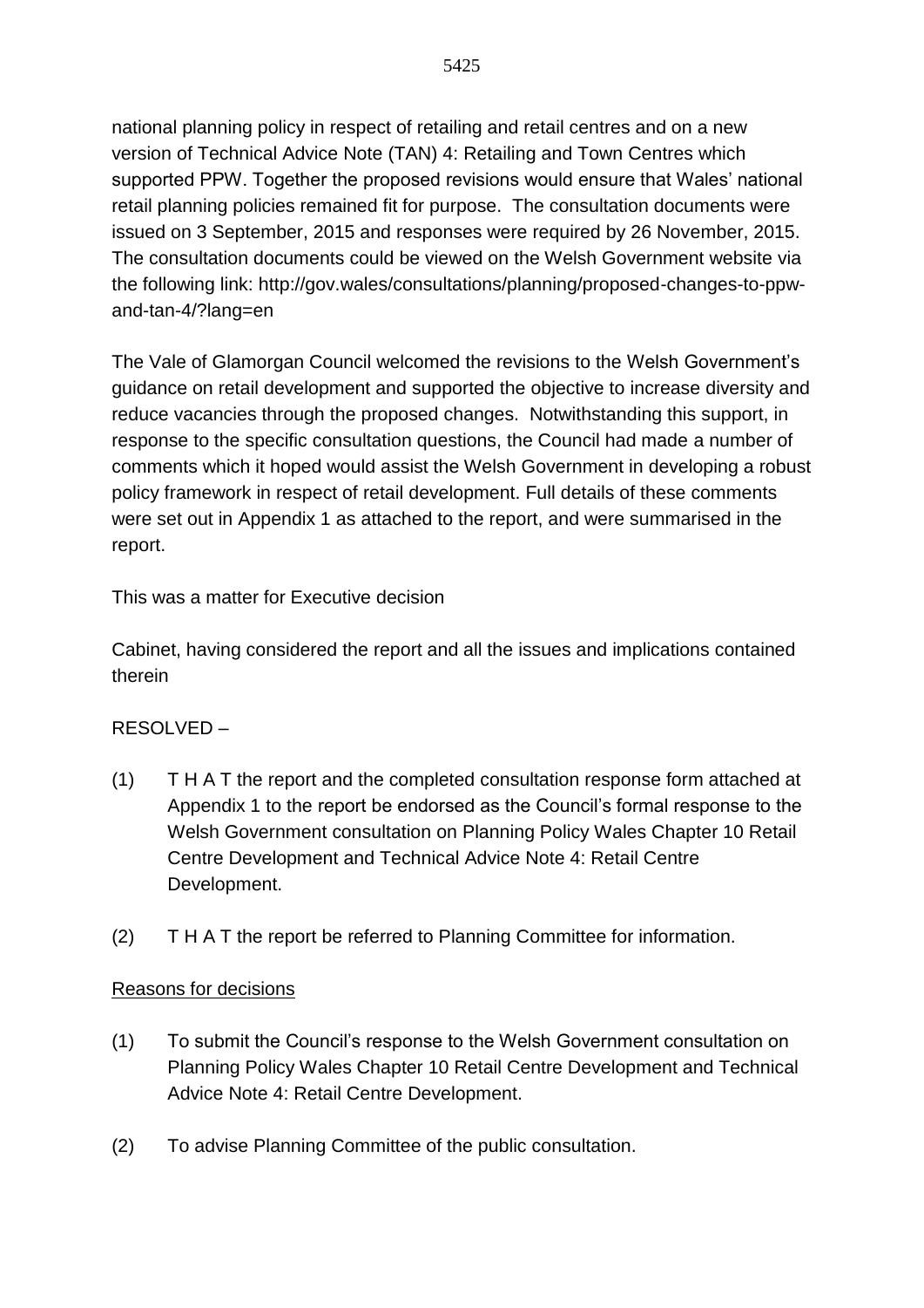national planning policy in respect of retailing and retail centres and on a new version of Technical Advice Note (TAN) 4: Retailing and Town Centres which supported PPW. Together the proposed revisions would ensure that Wales' national retail planning policies remained fit for purpose. The consultation documents were issued on 3 September, 2015 and responses were required by 26 November, 2015. The consultation documents could be viewed on the Welsh Government website via the following link: http://gov.wales/consultations/planning/proposed-changes-to-ppw-and-tan-4/?lang=en

The Vale of Glamorgan Council welcomed the revisions to the Welsh Government's guidance on retail development and supported the objective to increase diversity and reduce vacancies through the proposed changes. Notwithstanding this support, in response to the specific consultation questions, the Council had made a number of comments which it hoped would assist the Welsh Government in developing a robust policy framework in respect of retail development. Full details of these comments were set out in Appendix 1 as attached to the report, and were summarised in the report.

This was a matter for Executive decision

Cabinet, having considered the report and all the issues and implications contained therein

RESOLVED –

(1) T H A T the report and the completed consultation response form attached at Appendix 1 to the report be endorsed as the Council's formal response to the Welsh Government consultation on Planning Policy Wales Chapter 10 Retail Centre Development and Technical Advice Note 4: Retail Centre Development.

(2) T H A T the report be referred to Planning Committee for information.

<u>Reasons for decisions</u>

(1) To submit the Council's response to the Welsh Government consultation on Planning Policy Wales Chapter 10 Retail Centre Development and Technical Advice Note 4: Retail Centre Development.

(2) To advise Planning Committee of the public consultation.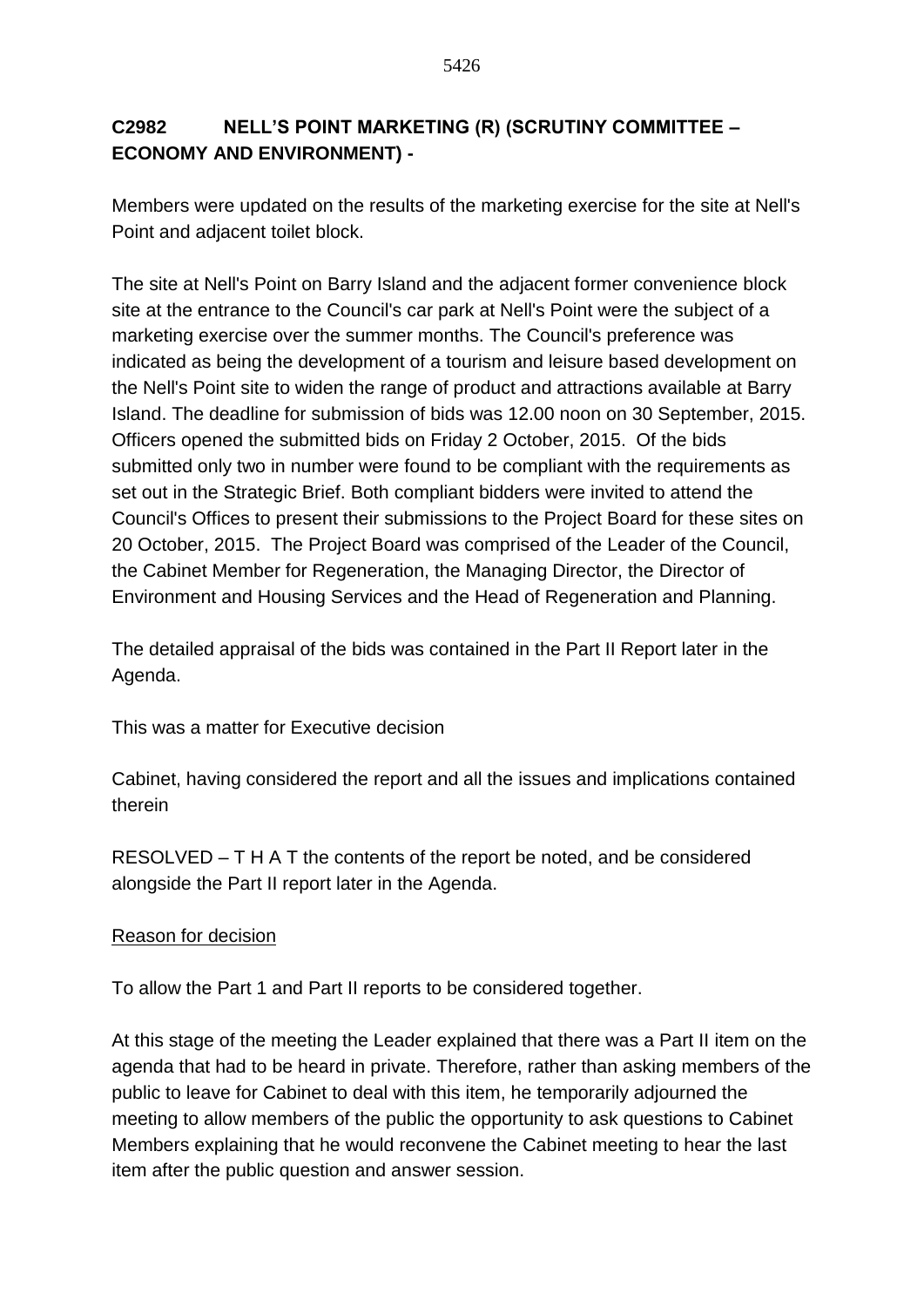**C2982 NELL'S POINT MARKETING (R) (SCRUTINY COMMITTEE – ECONOMY AND ENVIRONMENT) -**

Members were updated on the results of the marketing exercise for the site at Nell's Point and adjacent toilet block.

The site at Nell's Point on Barry Island and the adjacent former convenience block site at the entrance to the Council's car park at Nell's Point were the subject of a marketing exercise over the summer months. The Council's preference was indicated as being the development of a tourism and leisure based development on the Nell's Point site to widen the range of product and attractions available at Barry Island. The deadline for submission of bids was 12.00 noon on 30 September, 2015. Officers opened the submitted bids on Friday 2 October, 2015. Of the bids submitted only two in number were found to be compliant with the requirements as set out in the Strategic Brief. Both compliant bidders were invited to attend the Council's Offices to present their submissions to the Project Board for these sites on 20 October, 2015. The Project Board was comprised of the Leader of the Council, the Cabinet Member for Regeneration, the Managing Director, the Director of Environment and Housing Services and the Head of Regeneration and Planning.

The detailed appraisal of the bids was contained in the Part II Report later in the Agenda.

This was a matter for Executive decision

Cabinet, having considered the report and all the issues and implications contained therein

RESOLVED – T H A T the contents of the report be noted, and be considered alongside the Part II report later in the Agenda.

Reason for decision

To allow the Part 1 and Part II reports to be considered together.

At this stage of the meeting the Leader explained that there was a Part II item on the agenda that had to be heard in private. Therefore, rather than asking members of the public to leave for Cabinet to deal with this item, he temporarily adjourned the meeting to allow members of the public the opportunity to ask questions to Cabinet Members explaining that he would reconvene the Cabinet meeting to hear the last item after the public question and answer session.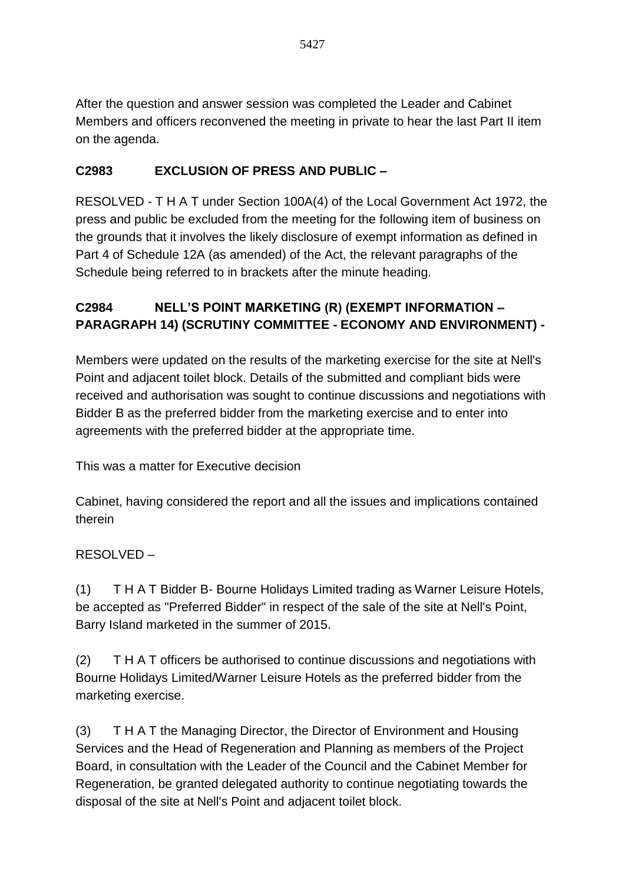After the question and answer session was completed the Leader and Cabinet Members and officers reconvened the meeting in private to hear the last Part II item on the agenda.

**C2983 EXCLUSION OF PRESS AND PUBLIC –**

RESOLVED - T H A T under Section 100A(4) of the Local Government Act 1972, the press and public be excluded from the meeting for the following item of business on the grounds that it involves the likely disclosure of exempt information as defined in Part 4 of Schedule 12A (as amended) of the Act, the relevant paragraphs of the Schedule being referred to in brackets after the minute heading.

**C2984 NELL'S POINT MARKETING (R) (EXEMPT INFORMATION – PARAGRAPH 14) (SCRUTINY COMMITTEE - ECONOMY AND ENVIRONMENT) -**

Members were updated on the results of the marketing exercise for the site at Nell's Point and adjacent toilet block. Details of the submitted and compliant bids were received and authorisation was sought to continue discussions and negotiations with Bidder B as the preferred bidder from the marketing exercise and to enter into agreements with the preferred bidder at the appropriate time.

This was a matter for Executive decision

Cabinet, having considered the report and all the issues and implications contained therein

RESOLVED –

(1) T H A T Bidder B- Bourne Holidays Limited trading as Warner Leisure Hotels, be accepted as "Preferred Bidder" in respect of the sale of the site at Nell's Point, Barry Island marketed in the summer of 2015.

(2) T H A T officers be authorised to continue discussions and negotiations with Bourne Holidays Limited/Warner Leisure Hotels as the preferred bidder from the marketing exercise.

(3) T H A T the Managing Director, the Director of Environment and Housing Services and the Head of Regeneration and Planning as members of the Project Board, in consultation with the Leader of the Council and the Cabinet Member for Regeneration, be granted delegated authority to continue negotiating towards the disposal of the site at Nell's Point and adjacent toilet block.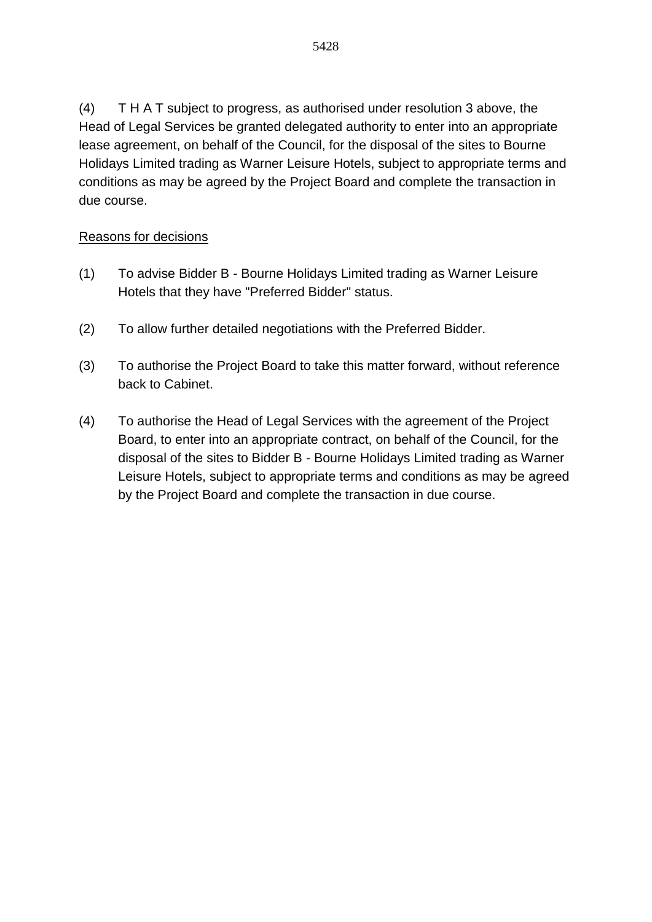(4) T H A T subject to progress, as authorised under resolution 3 above, the Head of Legal Services be granted delegated authority to enter into an appropriate lease agreement, on behalf of the Council, for the disposal of the sites to Bourne Holidays Limited trading as Warner Leisure Hotels, subject to appropriate terms and conditions as may be agreed by the Project Board and complete the transaction in due course.

<u>Reasons for decisions</u>

(1) To advise Bidder B - Bourne Holidays Limited trading as Warner Leisure Hotels that they have "Preferred Bidder" status.

(2) To allow further detailed negotiations with the Preferred Bidder.

(3) To authorise the Project Board to take this matter forward, without reference back to Cabinet.

(4) To authorise the Head of Legal Services with the agreement of the Project Board, to enter into an appropriate contract, on behalf of the Council, for the disposal of the sites to Bidder B - Bourne Holidays Limited trading as Warner Leisure Hotels, subject to appropriate terms and conditions as may be agreed by the Project Board and complete the transaction in due course.